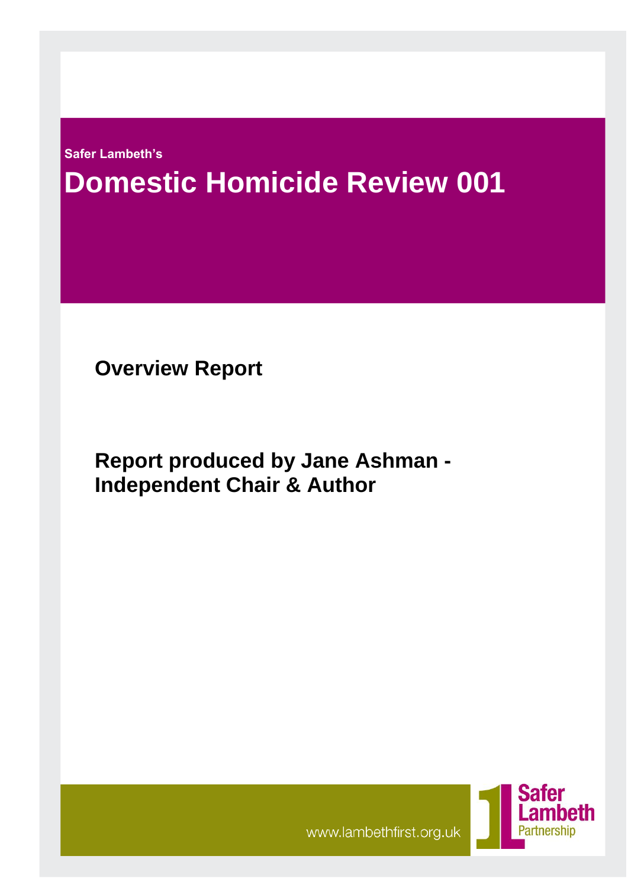Safer Lambeth's

# Domestic Homicide Review 001

## Overview Report

## Report produced by Jane Ashman - Independent Chair & Author

www.lambethfirst.org.uk

Safer Lambeth Partnership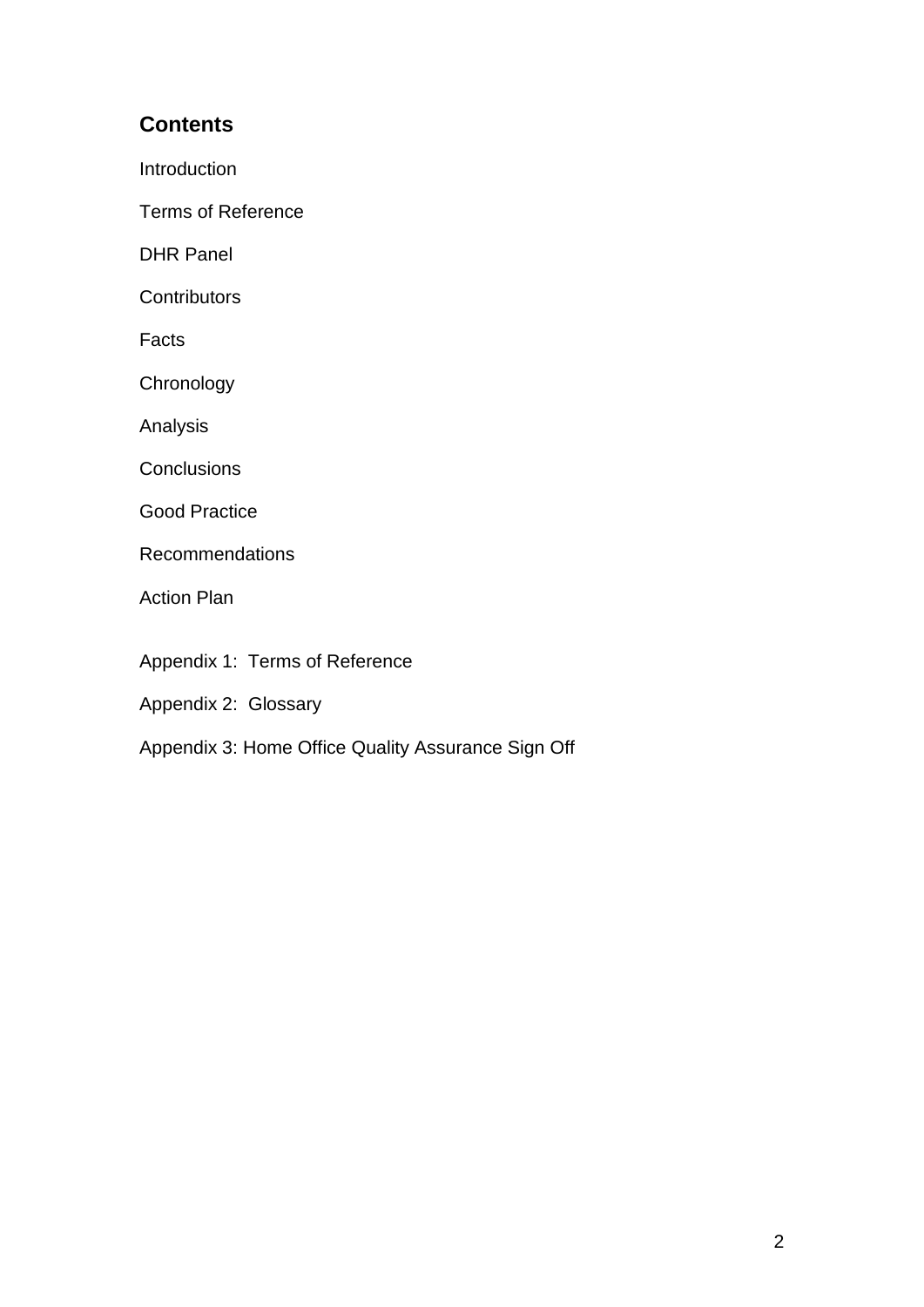## Contents

Introduction

Terms of Reference

DHR Panel

Contributors

Facts

Chronology

Analysis

Conclusions

Good Practice

Recommendations

Action Plan

Appendix 1: Terms of Reference

Appendix 2: Glossary

Appendix 3: Home Office Quality Assurance Sign Off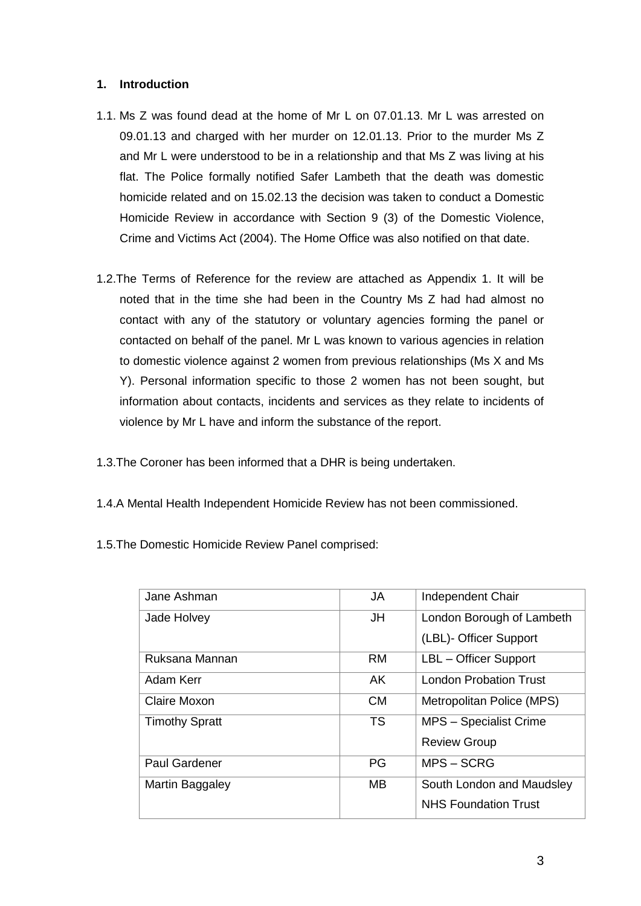## 1. Introduction

1.1. Ms Z was found dead at the home of Mr L on 07.01.13. Mr L was arrested on 09.01.13 and charged with her murder on 12.01.13. Prior to the murder Ms Z and Mr L were understood to be in a relationship and that Ms Z was living at his flat. The Police formally notified Safer Lambeth that the death was domestic homicide related and on 15.02.13 the decision was taken to conduct a Domestic Homicide Review in accordance with Section 9 (3) of the Domestic Violence, Crime and Victims Act (2004). The Home Office was also notified on that date.

1.2. The Terms of Reference for the review are attached as Appendix 1. It will be noted that in the time she had been in the Country Ms Z had had almost no contact with any of the statutory or voluntary agencies forming the panel or contacted on behalf of the panel. Mr L was known to various agencies in relation to domestic violence against 2 women from previous relationships (Ms X and Ms Y). Personal information specific to those 2 women has not been sought, but information about contacts, incidents and services as they relate to incidents of violence by Mr L have and inform the substance of the report.

1.3. The Coroner has been informed that a DHR is being undertaken.

1.4. A Mental Health Independent Homicide Review has not been commissioned.

1.5. The Domestic Homicide Review Panel comprised:

| Jane Ashman | JA | Independent Chair |
|---|---|---|
| Jade Holvey | JH | London Borough of Lambeth (LBL)- Officer Support |
| Ruksana Mannan | RM | LBL – Officer Support |
| Adam Kerr | AK | London Probation Trust |
| Claire Moxon | CM | Metropolitan Police (MPS) |
| Timothy Spratt | TS | MPS – Specialist Crime Review Group |
| Paul Gardener | PG | MPS – SCRG |
| Martin Baggaley | MB | South London and Maudsley NHS Foundation Trust |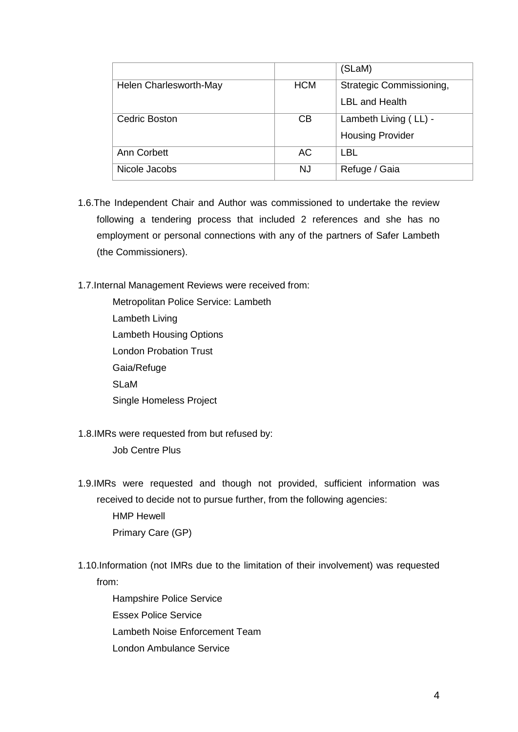| | | (SLaM) |
|---|---|---|
| Helen Charlesworth-May | HCM | Strategic Commissioning, LBL and Health |
| Cedric Boston | CB | Lambeth Living ( LL) - Housing Provider |
| Ann Corbett | AC | LBL |
| Nicole Jacobs | NJ | Refuge / Gaia |

1.6. The Independent Chair and Author was commissioned to undertake the review following a tendering process that included 2 references and she has no employment or personal connections with any of the partners of Safer Lambeth (the Commissioners).

1.7. Internal Management Reviews were received from:

- Metropolitan Police Service: Lambeth
- Lambeth Living
- Lambeth Housing Options
- London Probation Trust
- Gaia/Refuge
- SLaM
- Single Homeless Project

1.8. IMRs were requested from but refused by:

- Job Centre Plus

1.9. IMRs were requested and though not provided, sufficient information was received to decide not to pursue further, from the following agencies:

- HMP Hewell
- Primary Care (GP)

1.10. Information (not IMRs due to the limitation of their involvement) was requested from:

- Hampshire Police Service
- Essex Police Service
- Lambeth Noise Enforcement Team
- London Ambulance Service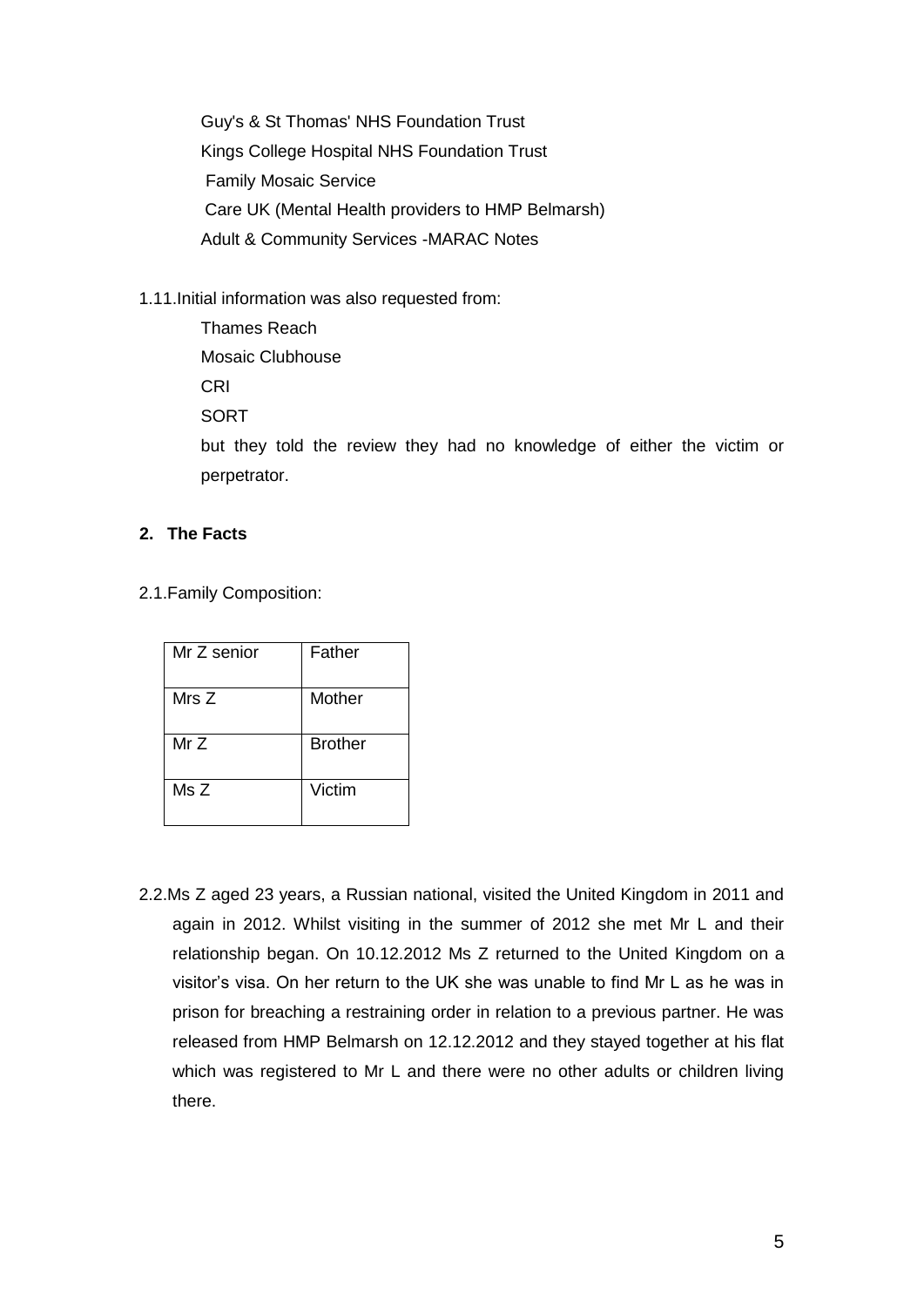Guy's & St Thomas' NHS Foundation Trust

Kings College Hospital NHS Foundation Trust

Family Mosaic Service

Care UK (Mental Health providers to HMP Belmarsh)

Adult & Community Services -MARAC Notes

1.11. Initial information was also requested from:

Thames Reach

Mosaic Clubhouse

CRI

SORT

but they told the review they had no knowledge of either the victim or perpetrator.

## 2. The Facts

2.1. Family Composition:

| Mr Z senior | Father |
|---|---|
| Mrs Z | Mother |
| Mr Z | Brother |
| Ms Z | Victim |

2.2. Ms Z aged 23 years, a Russian national, visited the United Kingdom in 2011 and again in 2012. Whilst visiting in the summer of 2012 she met Mr L and their relationship began. On 10.12.2012 Ms Z returned to the United Kingdom on a visitor's visa. On her return to the UK she was unable to find Mr L as he was in prison for breaching a restraining order in relation to a previous partner. He was released from HMP Belmarsh on 12.12.2012 and they stayed together at his flat which was registered to Mr L and there were no other adults or children living there.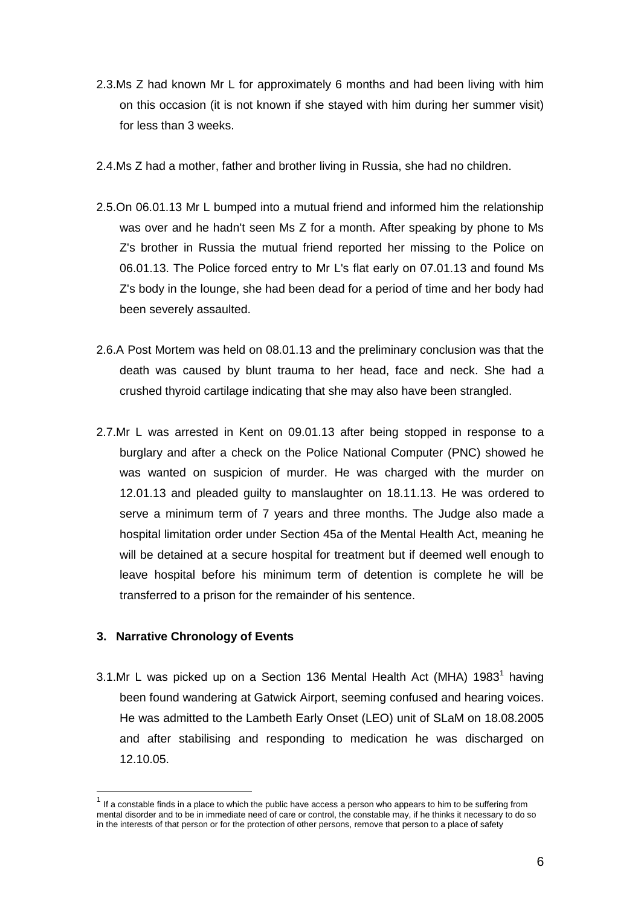2.3. Ms Z had known Mr L for approximately 6 months and had been living with him on this occasion (it is not known if she stayed with him during her summer visit) for less than 3 weeks.

2.4. Ms Z had a mother, father and brother living in Russia, she had no children.

2.5. On 06.01.13 Mr L bumped into a mutual friend and informed him the relationship was over and he hadn't seen Ms Z for a month. After speaking by phone to Ms Z's brother in Russia the mutual friend reported her missing to the Police on 06.01.13. The Police forced entry to Mr L's flat early on 07.01.13 and found Ms Z's body in the lounge, she had been dead for a period of time and her body had been severely assaulted.

2.6. A Post Mortem was held on 08.01.13 and the preliminary conclusion was that the death was caused by blunt trauma to her head, face and neck. She had a crushed thyroid cartilage indicating that she may also have been strangled.

2.7. Mr L was arrested in Kent on 09.01.13 after being stopped in response to a burglary and after a check on the Police National Computer (PNC) showed he was wanted on suspicion of murder. He was charged with the murder on 12.01.13 and pleaded guilty to manslaughter on 18.11.13. He was ordered to serve a minimum term of 7 years and three months. The Judge also made a hospital limitation order under Section 45a of the Mental Health Act, meaning he will be detained at a secure hospital for treatment but if deemed well enough to leave hospital before his minimum term of detention is complete he will be transferred to a prison for the remainder of his sentence.

## 3. Narrative Chronology of Events

3.1. Mr L was picked up on a Section 136 Mental Health Act (MHA) 1983[1] having been found wandering at Gatwick Airport, seeming confused and hearing voices. He was admitted to the Lambeth Early Onset (LEO) unit of SLaM on 18.08.2005 and after stabilising and responding to medication he was discharged on 12.10.05.

[1] If a constable finds in a place to which the public have access a person who appears to him to be suffering from mental disorder and to be in immediate need of care or control, the constable may, if he thinks it necessary to do so in the interests of that person or for the protection of other persons, remove that person to a place of safety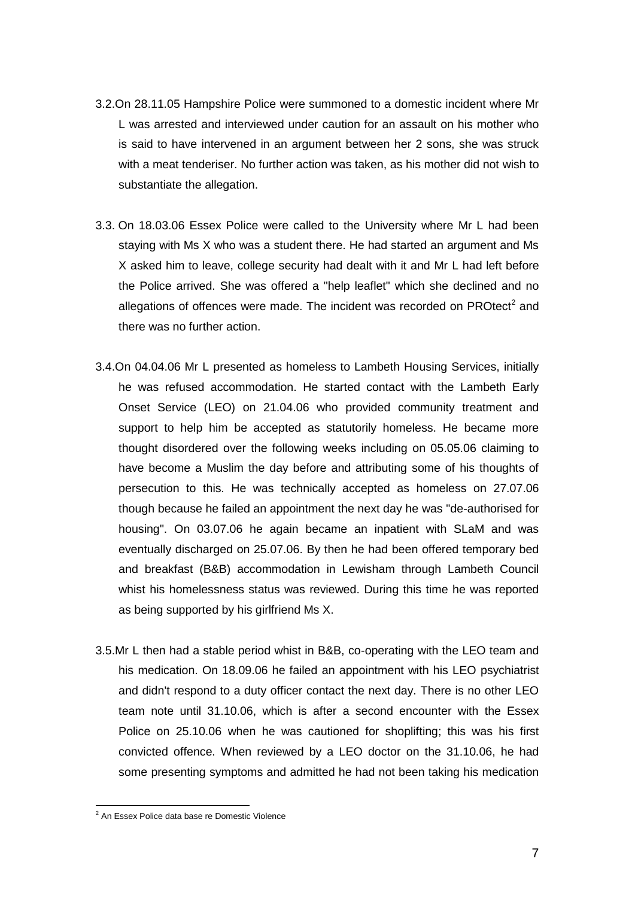3.2. On 28.11.05 Hampshire Police were summoned to a domestic incident where Mr L was arrested and interviewed under caution for an assault on his mother who is said to have intervened in an argument between her 2 sons, she was struck with a meat tenderiser. No further action was taken, as his mother did not wish to substantiate the allegation.

3.3. On 18.03.06 Essex Police were called to the University where Mr L had been staying with Ms X who was a student there. He had started an argument and Ms X asked him to leave, college security had dealt with it and Mr L had left before the Police arrived. She was offered a "help leaflet" which she declined and no allegations of offences were made. The incident was recorded on PROtect[2] and there was no further action.

3.4. On 04.04.06 Mr L presented as homeless to Lambeth Housing Services, initially he was refused accommodation. He started contact with the Lambeth Early Onset Service (LEO) on 21.04.06 who provided community treatment and support to help him be accepted as statutorily homeless. He became more thought disordered over the following weeks including on 05.05.06 claiming to have become a Muslim the day before and attributing some of his thoughts of persecution to this. He was technically accepted as homeless on 27.07.06 though because he failed an appointment the next day he was "de-authorised for housing". On 03.07.06 he again became an inpatient with SLaM and was eventually discharged on 25.07.06. By then he had been offered temporary bed and breakfast (B&B) accommodation in Lewisham through Lambeth Council whist his homelessness status was reviewed. During this time he was reported as being supported by his girlfriend Ms X.

3.5. Mr L then had a stable period whist in B&B, co-operating with the LEO team and his medication. On 18.09.06 he failed an appointment with his LEO psychiatrist and didn't respond to a duty officer contact the next day. There is no other LEO team note until 31.10.06, which is after a second encounter with the Essex Police on 25.10.06 when he was cautioned for shoplifting; this was his first convicted offence. When reviewed by a LEO doctor on the 31.10.06, he had some presenting symptoms and admitted he had not been taking his medication

[2] An Essex Police data base re Domestic Violence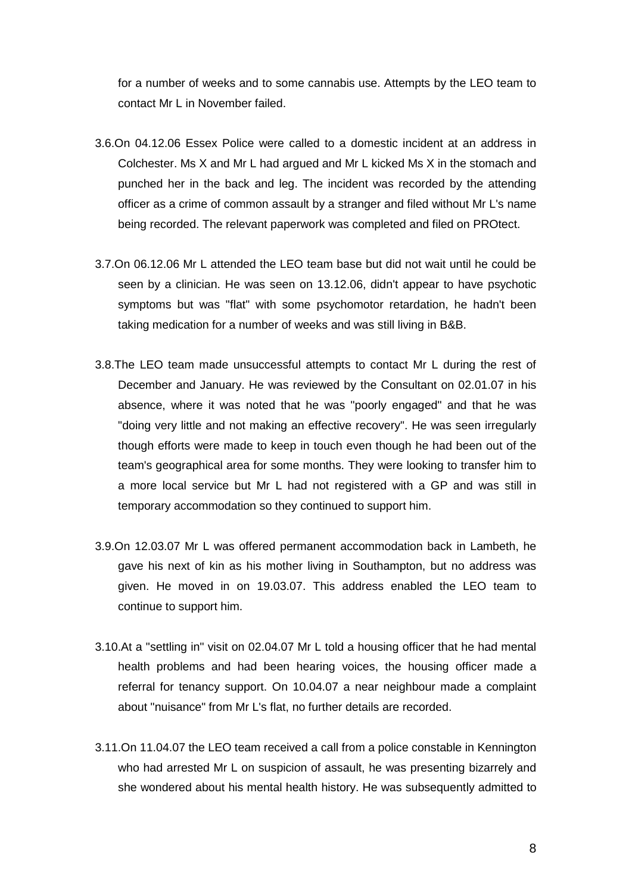for a number of weeks and to some cannabis use. Attempts by the LEO team to contact Mr L in November failed.

3.6. On 04.12.06 Essex Police were called to a domestic incident at an address in Colchester. Ms X and Mr L had argued and Mr L kicked Ms X in the stomach and punched her in the back and leg. The incident was recorded by the attending officer as a crime of common assault by a stranger and filed without Mr L's name being recorded. The relevant paperwork was completed and filed on PROtect.

3.7. On 06.12.06 Mr L attended the LEO team base but did not wait until he could be seen by a clinician. He was seen on 13.12.06, didn't appear to have psychotic symptoms but was "flat" with some psychomotor retardation, he hadn't been taking medication for a number of weeks and was still living in B&B.

3.8. The LEO team made unsuccessful attempts to contact Mr L during the rest of December and January. He was reviewed by the Consultant on 02.01.07 in his absence, where it was noted that he was "poorly engaged" and that he was "doing very little and not making an effective recovery". He was seen irregularly though efforts were made to keep in touch even though he had been out of the team's geographical area for some months. They were looking to transfer him to a more local service but Mr L had not registered with a GP and was still in temporary accommodation so they continued to support him.

3.9. On 12.03.07 Mr L was offered permanent accommodation back in Lambeth, he gave his next of kin as his mother living in Southampton, but no address was given. He moved in on 19.03.07. This address enabled the LEO team to continue to support him.

3.10. At a "settling in" visit on 02.04.07 Mr L told a housing officer that he had mental health problems and had been hearing voices, the housing officer made a referral for tenancy support. On 10.04.07 a near neighbour made a complaint about "nuisance" from Mr L's flat, no further details are recorded.

3.11. On 11.04.07 the LEO team received a call from a police constable in Kennington who had arrested Mr L on suspicion of assault, he was presenting bizarrely and she wondered about his mental health history. He was subsequently admitted to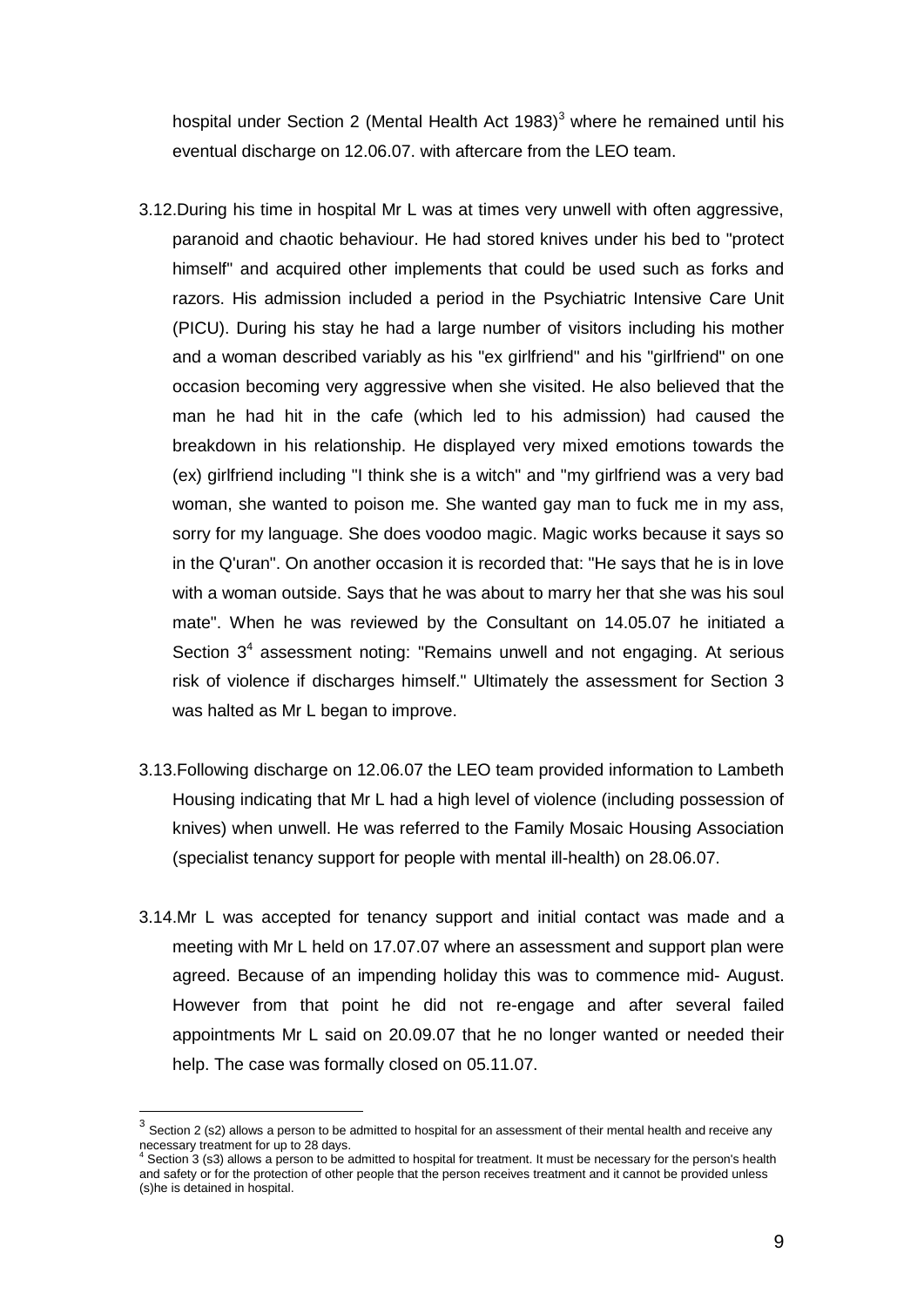hospital under Section 2 (Mental Health Act 1983)[3] where he remained until his eventual discharge on 12.06.07. with aftercare from the LEO team.

3.12. During his time in hospital Mr L was at times very unwell with often aggressive, paranoid and chaotic behaviour. He had stored knives under his bed to "protect himself" and acquired other implements that could be used such as forks and razors. His admission included a period in the Psychiatric Intensive Care Unit (PICU). During his stay he had a large number of visitors including his mother and a woman described variably as his "ex girlfriend" and his "girlfriend" on one occasion becoming very aggressive when she visited. He also believed that the man he had hit in the cafe (which led to his admission) had caused the breakdown in his relationship. He displayed very mixed emotions towards the (ex) girlfriend including "I think she is a witch" and "my girlfriend was a very bad woman, she wanted to poison me. She wanted gay man to fuck me in my ass, sorry for my language. She does voodoo magic. Magic works because it says so in the Q'uran". On another occasion it is recorded that: "He says that he is in love with a woman outside. Says that he was about to marry her that she was his soul mate". When he was reviewed by the Consultant on 14.05.07 he initiated a Section 3[4] assessment noting: "Remains unwell and not engaging. At serious risk of violence if discharges himself." Ultimately the assessment for Section 3 was halted as Mr L began to improve.

3.13. Following discharge on 12.06.07 the LEO team provided information to Lambeth Housing indicating that Mr L had a high level of violence (including possession of knives) when unwell. He was referred to the Family Mosaic Housing Association (specialist tenancy support for people with mental ill-health) on 28.06.07.

3.14. Mr L was accepted for tenancy support and initial contact was made and a meeting with Mr L held on 17.07.07 where an assessment and support plan were agreed. Because of an impending holiday this was to commence mid- August. However from that point he did not re-engage and after several failed appointments Mr L said on 20.09.07 that he no longer wanted or needed their help. The case was formally closed on 05.11.07.

---

[3] Section 2 (s2) allows a person to be admitted to hospital for an assessment of their mental health and receive any necessary treatment for up to 28 days.

[4] Section 3 (s3) allows a person to be admitted to hospital for treatment. It must be necessary for the person's health and safety or for the protection of other people that the person receives treatment and it cannot be provided unless (s)he is detained in hospital.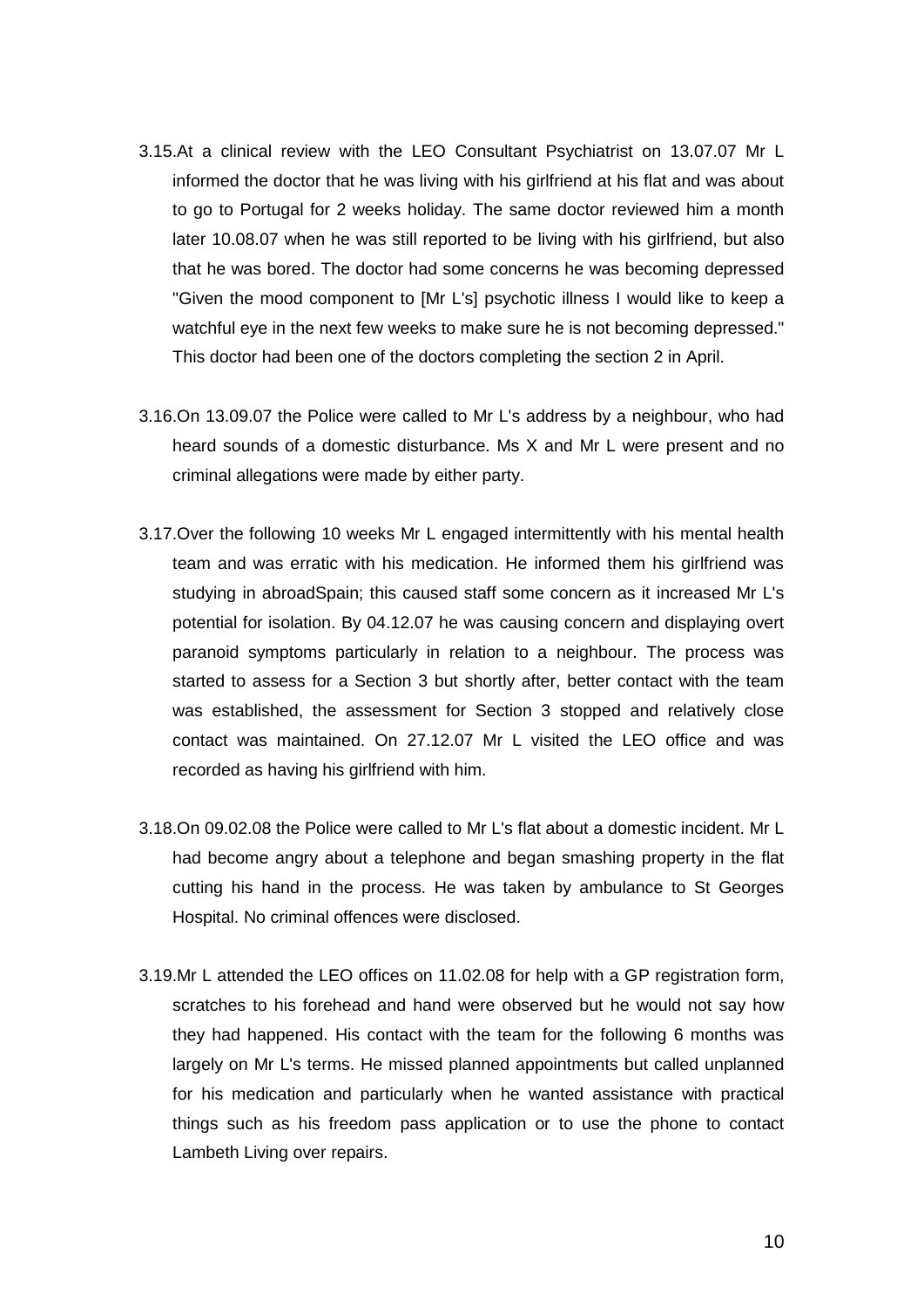3.15.At a clinical review with the LEO Consultant Psychiatrist on 13.07.07 Mr L informed the doctor that he was living with his girlfriend at his flat and was about to go to Portugal for 2 weeks holiday. The same doctor reviewed him a month later 10.08.07 when he was still reported to be living with his girlfriend, but also that he was bored. The doctor had some concerns he was becoming depressed "Given the mood component to [Mr L's] psychotic illness I would like to keep a watchful eye in the next few weeks to make sure he is not becoming depressed." This doctor had been one of the doctors completing the section 2 in April.

3.16.On 13.09.07 the Police were called to Mr L's address by a neighbour, who had heard sounds of a domestic disturbance. Ms X and Mr L were present and no criminal allegations were made by either party.

3.17.Over the following 10 weeks Mr L engaged intermittently with his mental health team and was erratic with his medication. He informed them his girlfriend was studying in abroadSpain; this caused staff some concern as it increased Mr L's potential for isolation. By 04.12.07 he was causing concern and displaying overt paranoid symptoms particularly in relation to a neighbour. The process was started to assess for a Section 3 but shortly after, better contact with the team was established, the assessment for Section 3 stopped and relatively close contact was maintained. On 27.12.07 Mr L visited the LEO office and was recorded as having his girlfriend with him.

3.18.On 09.02.08 the Police were called to Mr L's flat about a domestic incident. Mr L had become angry about a telephone and began smashing property in the flat cutting his hand in the process. He was taken by ambulance to St Georges Hospital. No criminal offences were disclosed.

3.19.Mr L attended the LEO offices on 11.02.08 for help with a GP registration form, scratches to his forehead and hand were observed but he would not say how they had happened. His contact with the team for the following 6 months was largely on Mr L's terms. He missed planned appointments but called unplanned for his medication and particularly when he wanted assistance with practical things such as his freedom pass application or to use the phone to contact Lambeth Living over repairs.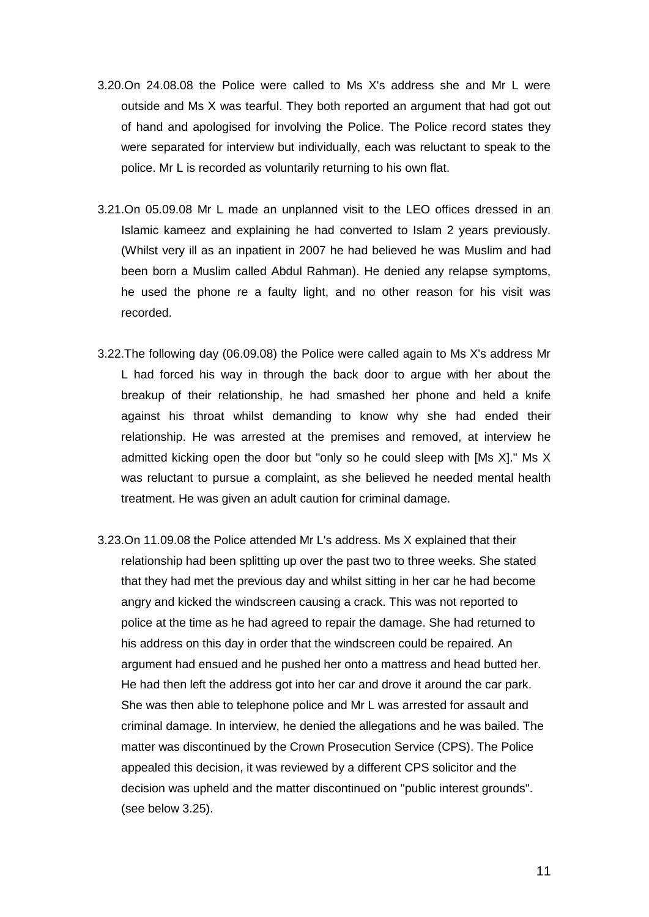3.20.On 24.08.08 the Police were called to Ms X's address she and Mr L were outside and Ms X was tearful. They both reported an argument that had got out of hand and apologised for involving the Police. The Police record states they were separated for interview but individually, each was reluctant to speak to the police. Mr L is recorded as voluntarily returning to his own flat.

3.21.On 05.09.08 Mr L made an unplanned visit to the LEO offices dressed in an Islamic kameez and explaining he had converted to Islam 2 years previously. (Whilst very ill as an inpatient in 2007 he had believed he was Muslim and had been born a Muslim called Abdul Rahman). He denied any relapse symptoms, he used the phone re a faulty light, and no other reason for his visit was recorded.

3.22.The following day (06.09.08) the Police were called again to Ms X's address Mr L had forced his way in through the back door to argue with her about the breakup of their relationship, he had smashed her phone and held a knife against his throat whilst demanding to know why she had ended their relationship. He was arrested at the premises and removed, at interview he admitted kicking open the door but "only so he could sleep with [Ms X]." Ms X was reluctant to pursue a complaint, as she believed he needed mental health treatment. He was given an adult caution for criminal damage.

3.23.On 11.09.08 the Police attended Mr L's address. Ms X explained that their relationship had been splitting up over the past two to three weeks. She stated that they had met the previous day and whilst sitting in her car he had become angry and kicked the windscreen causing a crack. This was not reported to police at the time as he had agreed to repair the damage. She had returned to his address on this day in order that the windscreen could be repaired. An argument had ensued and he pushed her onto a mattress and head butted her. He had then left the address got into her car and drove it around the car park. She was then able to telephone police and Mr L was arrested for assault and criminal damage. In interview, he denied the allegations and he was bailed. The matter was discontinued by the Crown Prosecution Service (CPS). The Police appealed this decision, it was reviewed by a different CPS solicitor and the decision was upheld and the matter discontinued on "public interest grounds". (see below 3.25).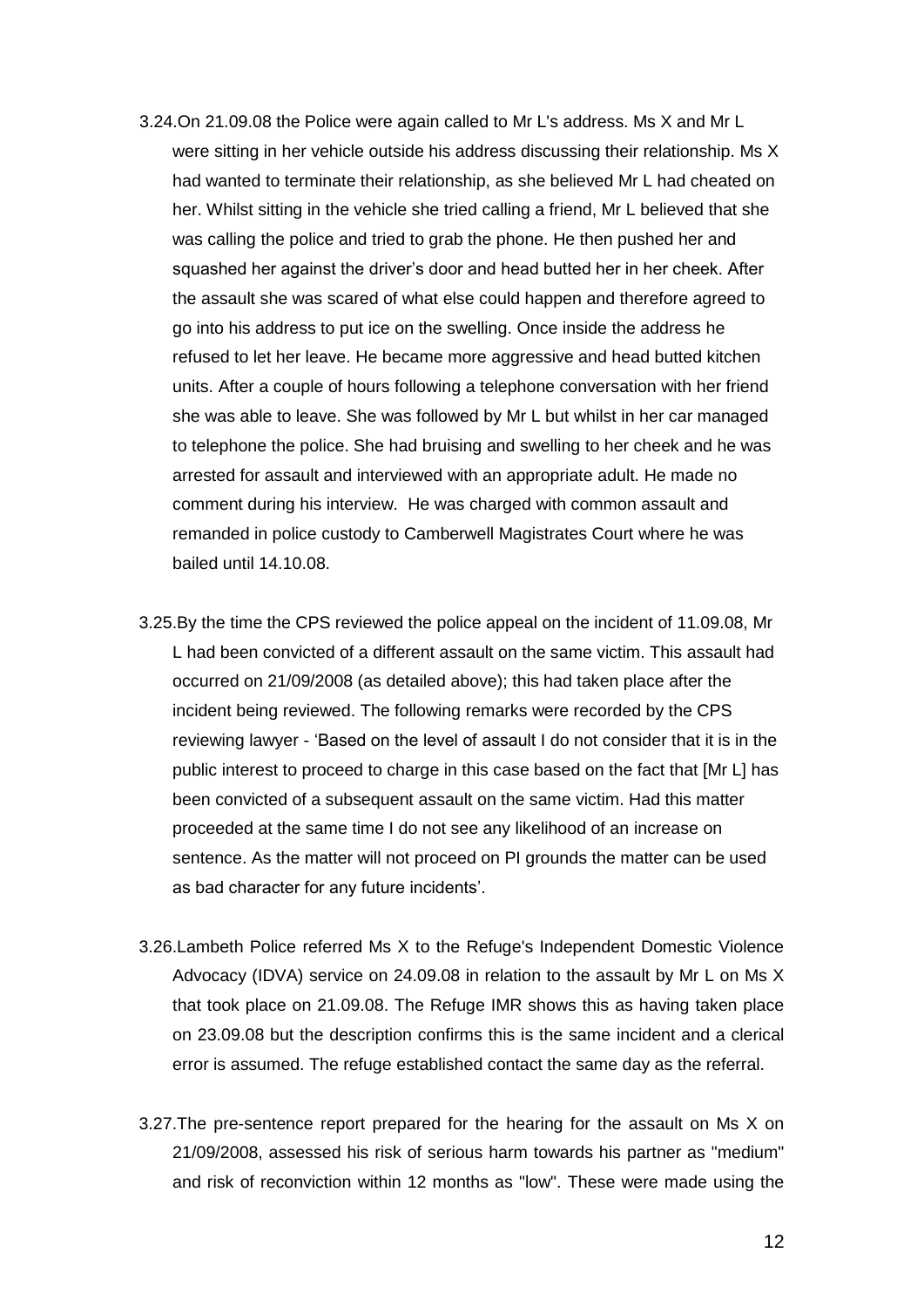3.24. On 21.09.08 the Police were again called to Mr L's address. Ms X and Mr L were sitting in her vehicle outside his address discussing their relationship. Ms X had wanted to terminate their relationship, as she believed Mr L had cheated on her. Whilst sitting in the vehicle she tried calling a friend, Mr L believed that she was calling the police and tried to grab the phone. He then pushed her and squashed her against the driver's door and head butted her in her cheek. After the assault she was scared of what else could happen and therefore agreed to go into his address to put ice on the swelling. Once inside the address he refused to let her leave. He became more aggressive and head butted kitchen units. After a couple of hours following a telephone conversation with her friend she was able to leave. She was followed by Mr L but whilst in her car managed to telephone the police. She had bruising and swelling to her cheek and he was arrested for assault and interviewed with an appropriate adult. He made no comment during his interview. He was charged with common assault and remanded in police custody to Camberwell Magistrates Court where he was bailed until 14.10.08.

3.25. By the time the CPS reviewed the police appeal on the incident of 11.09.08, Mr L had been convicted of a different assault on the same victim. This assault had occurred on 21/09/2008 (as detailed above); this had taken place after the incident being reviewed. The following remarks were recorded by the CPS reviewing lawyer - 'Based on the level of assault I do not consider that it is in the public interest to proceed to charge in this case based on the fact that [Mr L] has been convicted of a subsequent assault on the same victim. Had this matter proceeded at the same time I do not see any likelihood of an increase on sentence. As the matter will not proceed on PI grounds the matter can be used as bad character for any future incidents'.

3.26. Lambeth Police referred Ms X to the Refuge's Independent Domestic Violence Advocacy (IDVA) service on 24.09.08 in relation to the assault by Mr L on Ms X that took place on 21.09.08. The Refuge IMR shows this as having taken place on 23.09.08 but the description confirms this is the same incident and a clerical error is assumed. The refuge established contact the same day as the referral.

3.27. The pre-sentence report prepared for the hearing for the assault on Ms X on 21/09/2008, assessed his risk of serious harm towards his partner as "medium" and risk of reconviction within 12 months as "low". These were made using the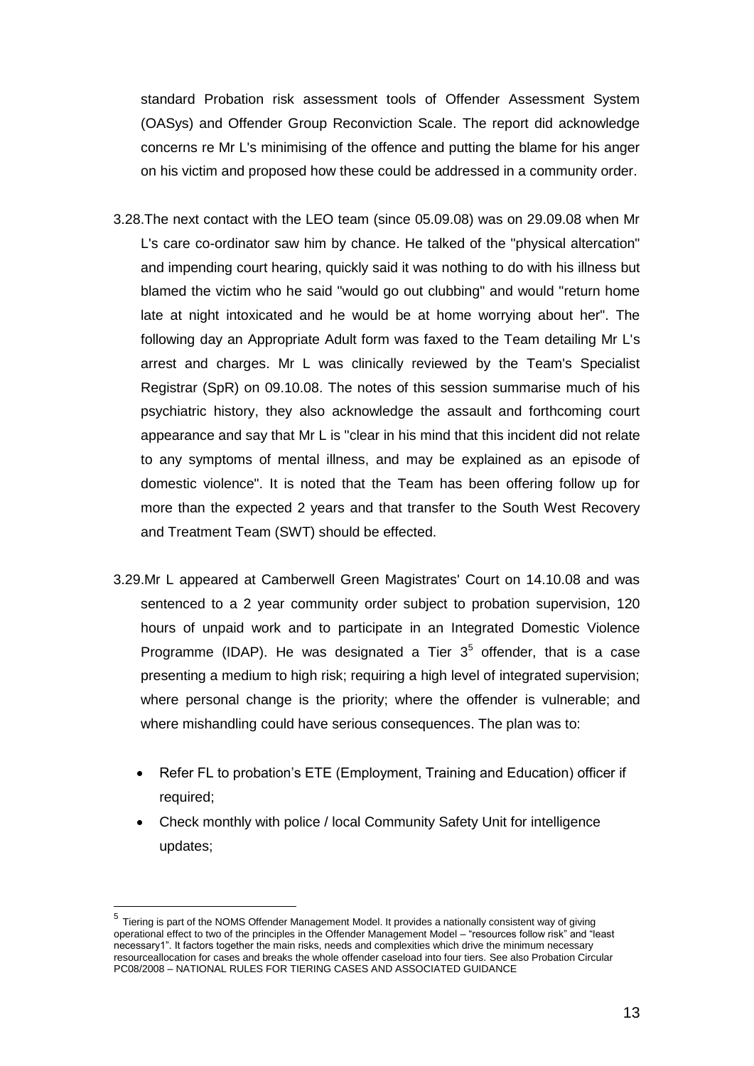standard Probation risk assessment tools of Offender Assessment System (OASys) and Offender Group Reconviction Scale. The report did acknowledge concerns re Mr L's minimising of the offence and putting the blame for his anger on his victim and proposed how these could be addressed in a community order.

3.28. The next contact with the LEO team (since 05.09.08) was on 29.09.08 when Mr L's care co-ordinator saw him by chance. He talked of the "physical altercation" and impending court hearing, quickly said it was nothing to do with his illness but blamed the victim who he said "would go out clubbing" and would "return home late at night intoxicated and he would be at home worrying about her". The following day an Appropriate Adult form was faxed to the Team detailing Mr L's arrest and charges. Mr L was clinically reviewed by the Team's Specialist Registrar (SpR) on 09.10.08. The notes of this session summarise much of his psychiatric history, they also acknowledge the assault and forthcoming court appearance and say that Mr L is "clear in his mind that this incident did not relate to any symptoms of mental illness, and may be explained as an episode of domestic violence". It is noted that the Team has been offering follow up for more than the expected 2 years and that transfer to the South West Recovery and Treatment Team (SWT) should be effected.

3.29. Mr L appeared at Camberwell Green Magistrates' Court on 14.10.08 and was sentenced to a 2 year community order subject to probation supervision, 120 hours of unpaid work and to participate in an Integrated Domestic Violence Programme (IDAP). He was designated a Tier 3[5] offender, that is a case presenting a medium to high risk; requiring a high level of integrated supervision; where personal change is the priority; where the offender is vulnerable; and where mishandling could have serious consequences. The plan was to:

- Refer FL to probation's ETE (Employment, Training and Education) officer if required;
- Check monthly with police / local Community Safety Unit for intelligence updates;

[5] Tiering is part of the NOMS Offender Management Model. It provides a nationally consistent way of giving operational effect to two of the principles in the Offender Management Model – "resources follow risk" and "least necessary1". It factors together the main risks, needs and complexities which drive the minimum necessary resourceallocation for cases and breaks the whole offender caseload into four tiers. See also Probation Circular PC08/2008 – NATIONAL RULES FOR TIERING CASES AND ASSOCIATED GUIDANCE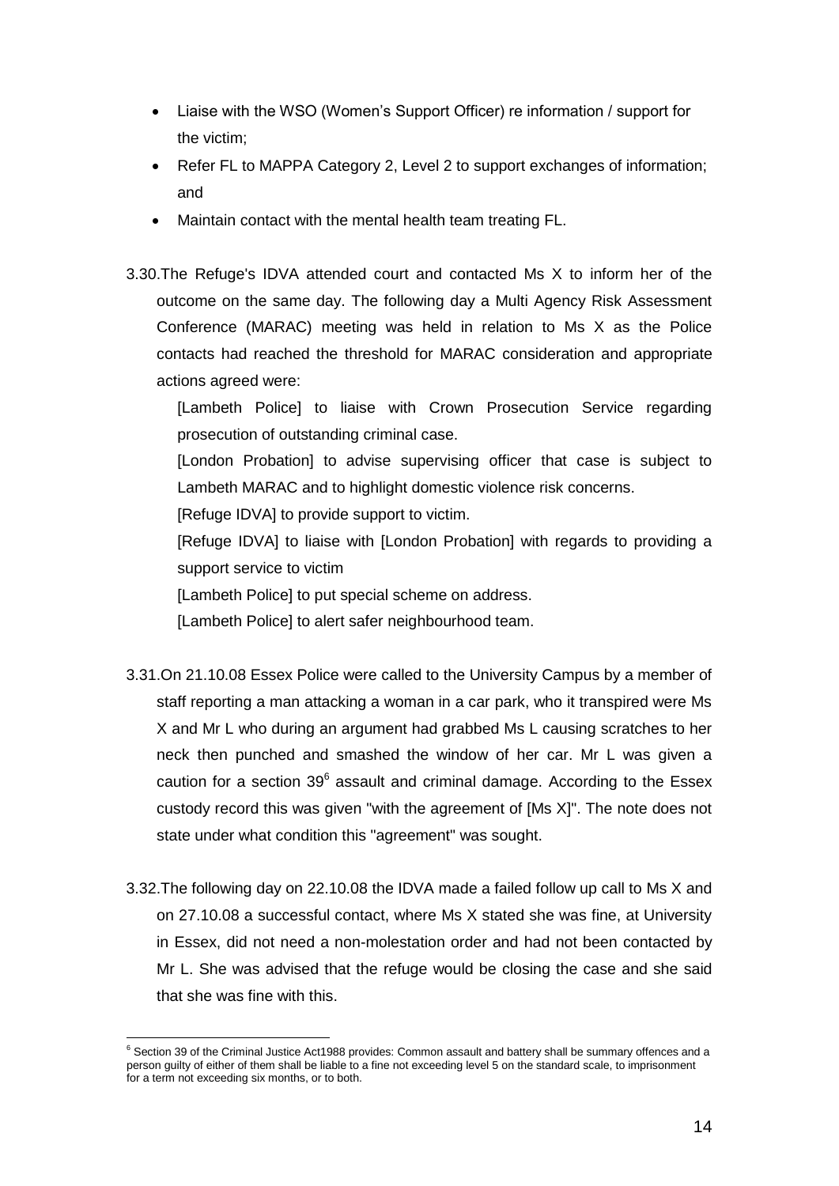- Liaise with the WSO (Women's Support Officer) re information / support for the victim;
- Refer FL to MAPPA Category 2, Level 2 to support exchanges of information; and
- Maintain contact with the mental health team treating FL.

3.30. The Refuge's IDVA attended court and contacted Ms X to inform her of the outcome on the same day. The following day a Multi Agency Risk Assessment Conference (MARAC) meeting was held in relation to Ms X as the Police contacts had reached the threshold for MARAC consideration and appropriate actions agreed were:

[Lambeth Police] to liaise with Crown Prosecution Service regarding prosecution of outstanding criminal case.

[London Probation] to advise supervising officer that case is subject to Lambeth MARAC and to highlight domestic violence risk concerns.

[Refuge IDVA] to provide support to victim.

[Refuge IDVA] to liaise with [London Probation] with regards to providing a support service to victim

[Lambeth Police] to put special scheme on address.

[Lambeth Police] to alert safer neighbourhood team.

3.31. On 21.10.08 Essex Police were called to the University Campus by a member of staff reporting a man attacking a woman in a car park, who it transpired were Ms X and Mr L who during an argument had grabbed Ms L causing scratches to her neck then punched and smashed the window of her car. Mr L was given a caution for a section 39[6] assault and criminal damage. According to the Essex custody record this was given "with the agreement of [Ms X]". The note does not state under what condition this "agreement" was sought.

3.32. The following day on 22.10.08 the IDVA made a failed follow up call to Ms X and on 27.10.08 a successful contact, where Ms X stated she was fine, at University in Essex, did not need a non-molestation order and had not been contacted by Mr L. She was advised that the refuge would be closing the case and she said that she was fine with this.

[6] Section 39 of the Criminal Justice Act1988 provides: Common assault and battery shall be summary offences and a person guilty of either of them shall be liable to a fine not exceeding level 5 on the standard scale, to imprisonment for a term not exceeding six months, or to both.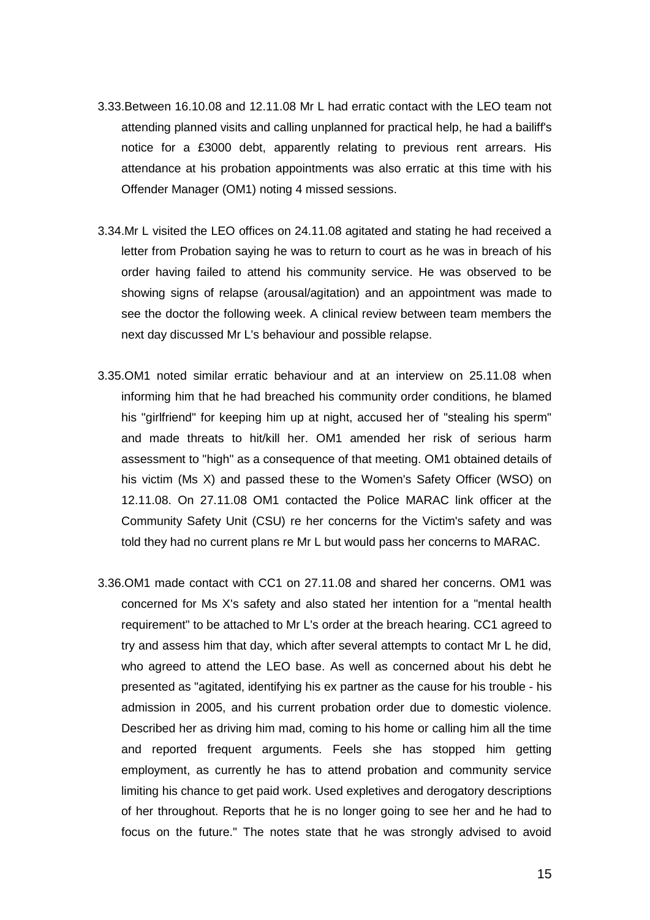3.33. Between 16.10.08 and 12.11.08 Mr L had erratic contact with the LEO team not attending planned visits and calling unplanned for practical help, he had a bailiff's notice for a £3000 debt, apparently relating to previous rent arrears. His attendance at his probation appointments was also erratic at this time with his Offender Manager (OM1) noting 4 missed sessions.

3.34. Mr L visited the LEO offices on 24.11.08 agitated and stating he had received a letter from Probation saying he was to return to court as he was in breach of his order having failed to attend his community service. He was observed to be showing signs of relapse (arousal/agitation) and an appointment was made to see the doctor the following week. A clinical review between team members the next day discussed Mr L's behaviour and possible relapse.

3.35. OM1 noted similar erratic behaviour and at an interview on 25.11.08 when informing him that he had breached his community order conditions, he blamed his "girlfriend" for keeping him up at night, accused her of "stealing his sperm" and made threats to hit/kill her. OM1 amended her risk of serious harm assessment to "high" as a consequence of that meeting. OM1 obtained details of his victim (Ms X) and passed these to the Women's Safety Officer (WSO) on 12.11.08. On 27.11.08 OM1 contacted the Police MARAC link officer at the Community Safety Unit (CSU) re her concerns for the Victim's safety and was told they had no current plans re Mr L but would pass her concerns to MARAC.

3.36. OM1 made contact with CC1 on 27.11.08 and shared her concerns. OM1 was concerned for Ms X's safety and also stated her intention for a "mental health requirement" to be attached to Mr L's order at the breach hearing. CC1 agreed to try and assess him that day, which after several attempts to contact Mr L he did, who agreed to attend the LEO base. As well as concerned about his debt he presented as "agitated, identifying his ex partner as the cause for his trouble - his admission in 2005, and his current probation order due to domestic violence. Described her as driving him mad, coming to his home or calling him all the time and reported frequent arguments. Feels she has stopped him getting employment, as currently he has to attend probation and community service limiting his chance to get paid work. Used expletives and derogatory descriptions of her throughout. Reports that he is no longer going to see her and he had to focus on the future." The notes state that he was strongly advised to avoid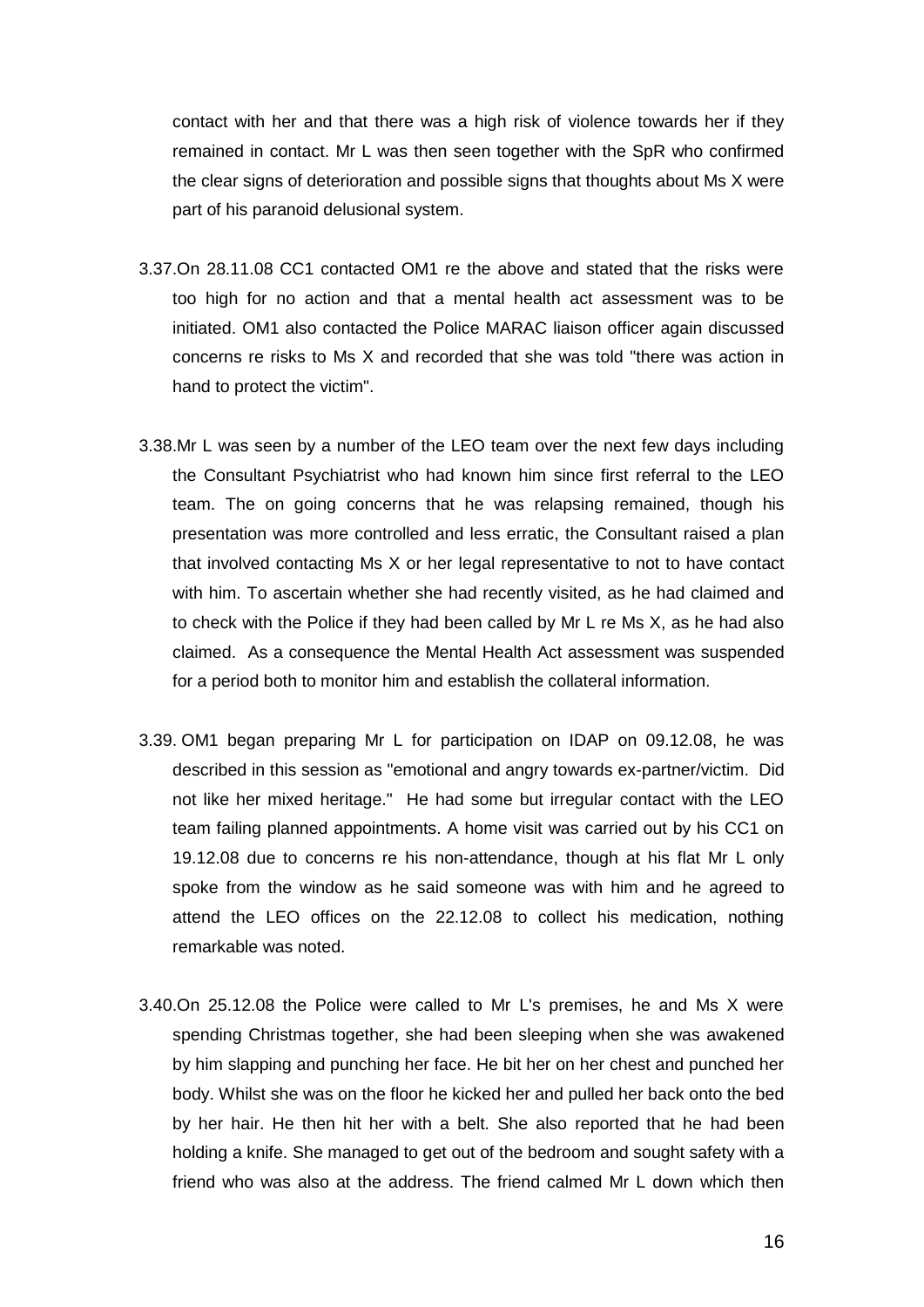contact with her and that there was a high risk of violence towards her if they remained in contact. Mr L was then seen together with the SpR who confirmed the clear signs of deterioration and possible signs that thoughts about Ms X were part of his paranoid delusional system.

3.37. On 28.11.08 CC1 contacted OM1 re the above and stated that the risks were too high for no action and that a mental health act assessment was to be initiated. OM1 also contacted the Police MARAC liaison officer again discussed concerns re risks to Ms X and recorded that she was told "there was action in hand to protect the victim".

3.38. Mr L was seen by a number of the LEO team over the next few days including the Consultant Psychiatrist who had known him since first referral to the LEO team. The on going concerns that he was relapsing remained, though his presentation was more controlled and less erratic, the Consultant raised a plan that involved contacting Ms X or her legal representative to not to have contact with him. To ascertain whether she had recently visited, as he had claimed and to check with the Police if they had been called by Mr L re Ms X, as he had also claimed. As a consequence the Mental Health Act assessment was suspended for a period both to monitor him and establish the collateral information.

3.39. OM1 began preparing Mr L for participation on IDAP on 09.12.08, he was described in this session as "emotional and angry towards ex-partner/victim. Did not like her mixed heritage." He had some but irregular contact with the LEO team failing planned appointments. A home visit was carried out by his CC1 on 19.12.08 due to concerns re his non-attendance, though at his flat Mr L only spoke from the window as he said someone was with him and he agreed to attend the LEO offices on the 22.12.08 to collect his medication, nothing remarkable was noted.

3.40. On 25.12.08 the Police were called to Mr L's premises, he and Ms X were spending Christmas together, she had been sleeping when she was awakened by him slapping and punching her face. He bit her on her chest and punched her body. Whilst she was on the floor he kicked her and pulled her back onto the bed by her hair. He then hit her with a belt. She also reported that he had been holding a knife. She managed to get out of the bedroom and sought safety with a friend who was also at the address. The friend calmed Mr L down which then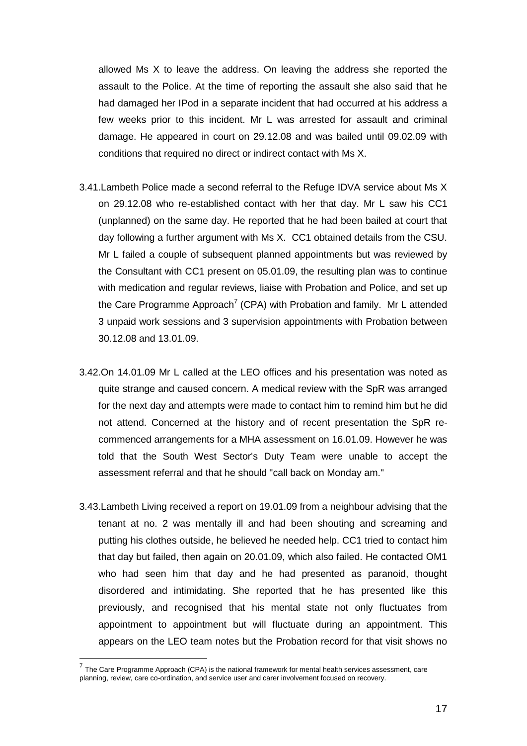allowed Ms X to leave the address. On leaving the address she reported the assault to the Police. At the time of reporting the assault she also said that he had damaged her IPod in a separate incident that had occurred at his address a few weeks prior to this incident. Mr L was arrested for assault and criminal damage. He appeared in court on 29.12.08 and was bailed until 09.02.09 with conditions that required no direct or indirect contact with Ms X.

3.41. Lambeth Police made a second referral to the Refuge IDVA service about Ms X on 29.12.08 who re-established contact with her that day. Mr L saw his CC1 (unplanned) on the same day. He reported that he had been bailed at court that day following a further argument with Ms X. CC1 obtained details from the CSU. Mr L failed a couple of subsequent planned appointments but was reviewed by the Consultant with CC1 present on 05.01.09, the resulting plan was to continue with medication and regular reviews, liaise with Probation and Police, and set up the Care Programme Approach[7] (CPA) with Probation and family. Mr L attended 3 unpaid work sessions and 3 supervision appointments with Probation between 30.12.08 and 13.01.09.

3.42. On 14.01.09 Mr L called at the LEO offices and his presentation was noted as quite strange and caused concern. A medical review with the SpR was arranged for the next day and attempts were made to contact him to remind him but he did not attend. Concerned at the history and of recent presentation the SpR re-commenced arrangements for a MHA assessment on 16.01.09. However he was told that the South West Sector's Duty Team were unable to accept the assessment referral and that he should "call back on Monday am."

3.43. Lambeth Living received a report on 19.01.09 from a neighbour advising that the tenant at no. 2 was mentally ill and had been shouting and screaming and putting his clothes outside, he believed he needed help. CC1 tried to contact him that day but failed, then again on 20.01.09, which also failed. He contacted OM1 who had seen him that day and he had presented as paranoid, thought disordered and intimidating. She reported that he has presented like this previously, and recognised that his mental state not only fluctuates from appointment to appointment but will fluctuate during an appointment. This appears on the LEO team notes but the Probation record for that visit shows no

[7] The Care Programme Approach (CPA) is the national framework for mental health services assessment, care planning, review, care co-ordination, and service user and carer involvement focused on recovery.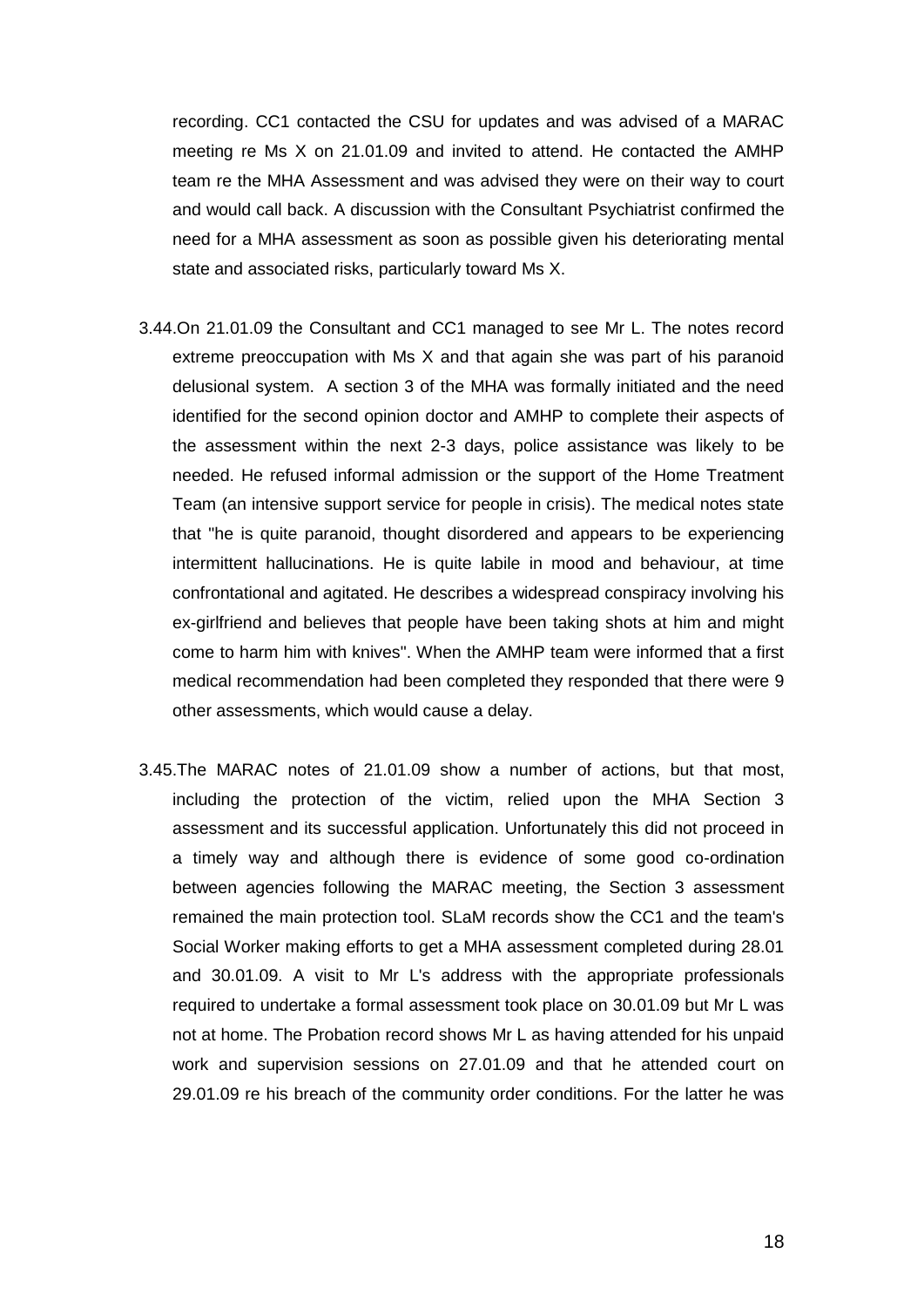recording. CC1 contacted the CSU for updates and was advised of a MARAC meeting re Ms X on 21.01.09 and invited to attend. He contacted the AMHP team re the MHA Assessment and was advised they were on their way to court and would call back. A discussion with the Consultant Psychiatrist confirmed the need for a MHA assessment as soon as possible given his deteriorating mental state and associated risks, particularly toward Ms X.

3.44. On 21.01.09 the Consultant and CC1 managed to see Mr L. The notes record extreme preoccupation with Ms X and that again she was part of his paranoid delusional system. A section 3 of the MHA was formally initiated and the need identified for the second opinion doctor and AMHP to complete their aspects of the assessment within the next 2-3 days, police assistance was likely to be needed. He refused informal admission or the support of the Home Treatment Team (an intensive support service for people in crisis). The medical notes state that "he is quite paranoid, thought disordered and appears to be experiencing intermittent hallucinations. He is quite labile in mood and behaviour, at time confrontational and agitated. He describes a widespread conspiracy involving his ex-girlfriend and believes that people have been taking shots at him and might come to harm him with knives". When the AMHP team were informed that a first medical recommendation had been completed they responded that there were 9 other assessments, which would cause a delay.

3.45. The MARAC notes of 21.01.09 show a number of actions, but that most, including the protection of the victim, relied upon the MHA Section 3 assessment and its successful application. Unfortunately this did not proceed in a timely way and although there is evidence of some good co-ordination between agencies following the MARAC meeting, the Section 3 assessment remained the main protection tool. SLaM records show the CC1 and the team's Social Worker making efforts to get a MHA assessment completed during 28.01 and 30.01.09. A visit to Mr L's address with the appropriate professionals required to undertake a formal assessment took place on 30.01.09 but Mr L was not at home. The Probation record shows Mr L as having attended for his unpaid work and supervision sessions on 27.01.09 and that he attended court on 29.01.09 re his breach of the community order conditions. For the latter he was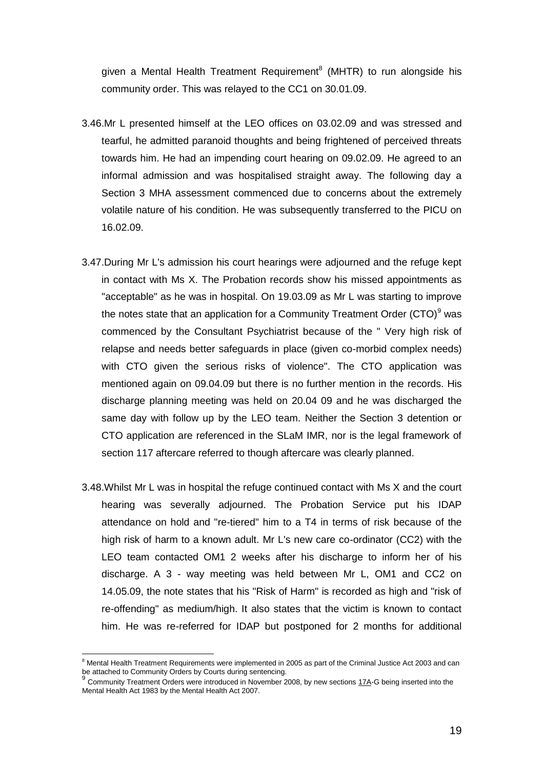given a Mental Health Treatment Requirement[8] (MHTR) to run alongside his community order. This was relayed to the CC1 on 30.01.09.

3.46. Mr L presented himself at the LEO offices on 03.02.09 and was stressed and tearful, he admitted paranoid thoughts and being frightened of perceived threats towards him. He had an impending court hearing on 09.02.09. He agreed to an informal admission and was hospitalised straight away. The following day a Section 3 MHA assessment commenced due to concerns about the extremely volatile nature of his condition. He was subsequently transferred to the PICU on 16.02.09.

3.47. During Mr L's admission his court hearings were adjourned and the refuge kept in contact with Ms X. The Probation records show his missed appointments as "acceptable" as he was in hospital. On 19.03.09 as Mr L was starting to improve the notes state that an application for a Community Treatment Order (CTO)[9] was commenced by the Consultant Psychiatrist because of the " Very high risk of relapse and needs better safeguards in place (given co-morbid complex needs) with CTO given the serious risks of violence". The CTO application was mentioned again on 09.04.09 but there is no further mention in the records. His discharge planning meeting was held on 20.04 09 and he was discharged the same day with follow up by the LEO team. Neither the Section 3 detention or CTO application are referenced in the SLaM IMR, nor is the legal framework of section 117 aftercare referred to though aftercare was clearly planned.

3.48. Whilst Mr L was in hospital the refuge continued contact with Ms X and the court hearing was severally adjourned. The Probation Service put his IDAP attendance on hold and "re-tiered" him to a T4 in terms of risk because of the high risk of harm to a known adult. Mr L's new care co-ordinator (CC2) with the LEO team contacted OM1 2 weeks after his discharge to inform her of his discharge. A 3 - way meeting was held between Mr L, OM1 and CC2 on 14.05.09, the note states that his "Risk of Harm" is recorded as high and "risk of re-offending" as medium/high. It also states that the victim is known to contact him. He was re-referred for IDAP but postponed for 2 months for additional

---

[8] Mental Health Treatment Requirements were implemented in 2005 as part of the Criminal Justice Act 2003 and can be attached to Community Orders by Courts during sentencing.

[9] Community Treatment Orders were introduced in November 2008, by new sections 17A-G being inserted into the Mental Health Act 1983 by the Mental Health Act 2007.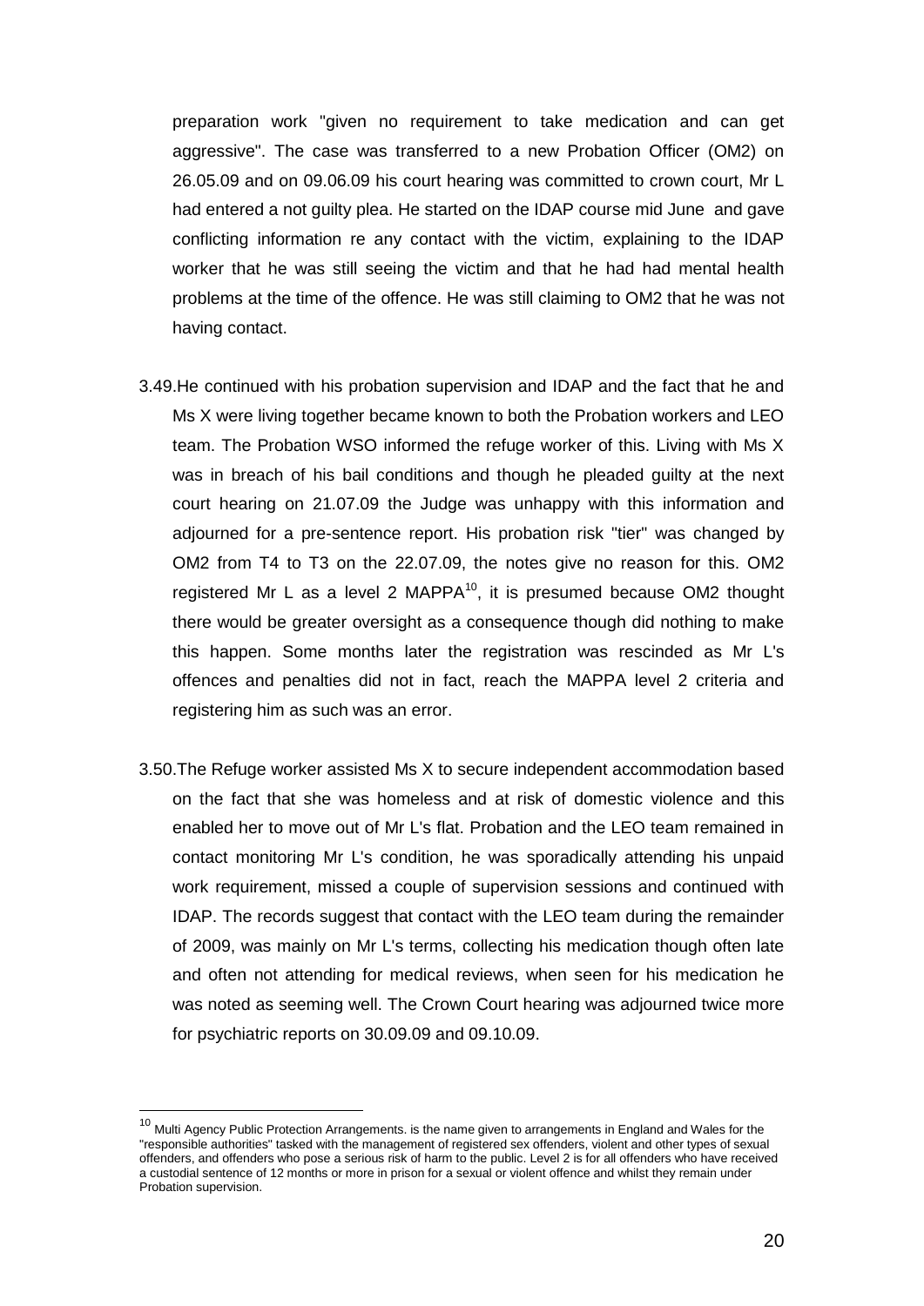preparation work "given no requirement to take medication and can get aggressive". The case was transferred to a new Probation Officer (OM2) on 26.05.09 and on 09.06.09 his court hearing was committed to crown court, Mr L had entered a not guilty plea. He started on the IDAP course mid June and gave conflicting information re any contact with the victim, explaining to the IDAP worker that he was still seeing the victim and that he had had mental health problems at the time of the offence. He was still claiming to OM2 that he was not having contact.

3.49. He continued with his probation supervision and IDAP and the fact that he and Ms X were living together became known to both the Probation workers and LEO team. The Probation WSO informed the refuge worker of this. Living with Ms X was in breach of his bail conditions and though he pleaded guilty at the next court hearing on 21.07.09 the Judge was unhappy with this information and adjourned for a pre-sentence report. His probation risk "tier" was changed by OM2 from T4 to T3 on the 22.07.09, the notes give no reason for this. OM2 registered Mr L as a level 2 MAPPA[10], it is presumed because OM2 thought there would be greater oversight as a consequence though did nothing to make this happen. Some months later the registration was rescinded as Mr L's offences and penalties did not in fact, reach the MAPPA level 2 criteria and registering him as such was an error.

3.50. The Refuge worker assisted Ms X to secure independent accommodation based on the fact that she was homeless and at risk of domestic violence and this enabled her to move out of Mr L's flat. Probation and the LEO team remained in contact monitoring Mr L's condition, he was sporadically attending his unpaid work requirement, missed a couple of supervision sessions and continued with IDAP. The records suggest that contact with the LEO team during the remainder of 2009, was mainly on Mr L's terms, collecting his medication though often late and often not attending for medical reviews, when seen for his medication he was noted as seeming well. The Crown Court hearing was adjourned twice more for psychiatric reports on 30.09.09 and 09.10.09.

[10] Multi Agency Public Protection Arrangements. is the name given to arrangements in England and Wales for the "responsible authorities" tasked with the management of registered sex offenders, violent and other types of sexual offenders, and offenders who pose a serious risk of harm to the public. Level 2 is for all offenders who have received a custodial sentence of 12 months or more in prison for a sexual or violent offence and whilst they remain under Probation supervision.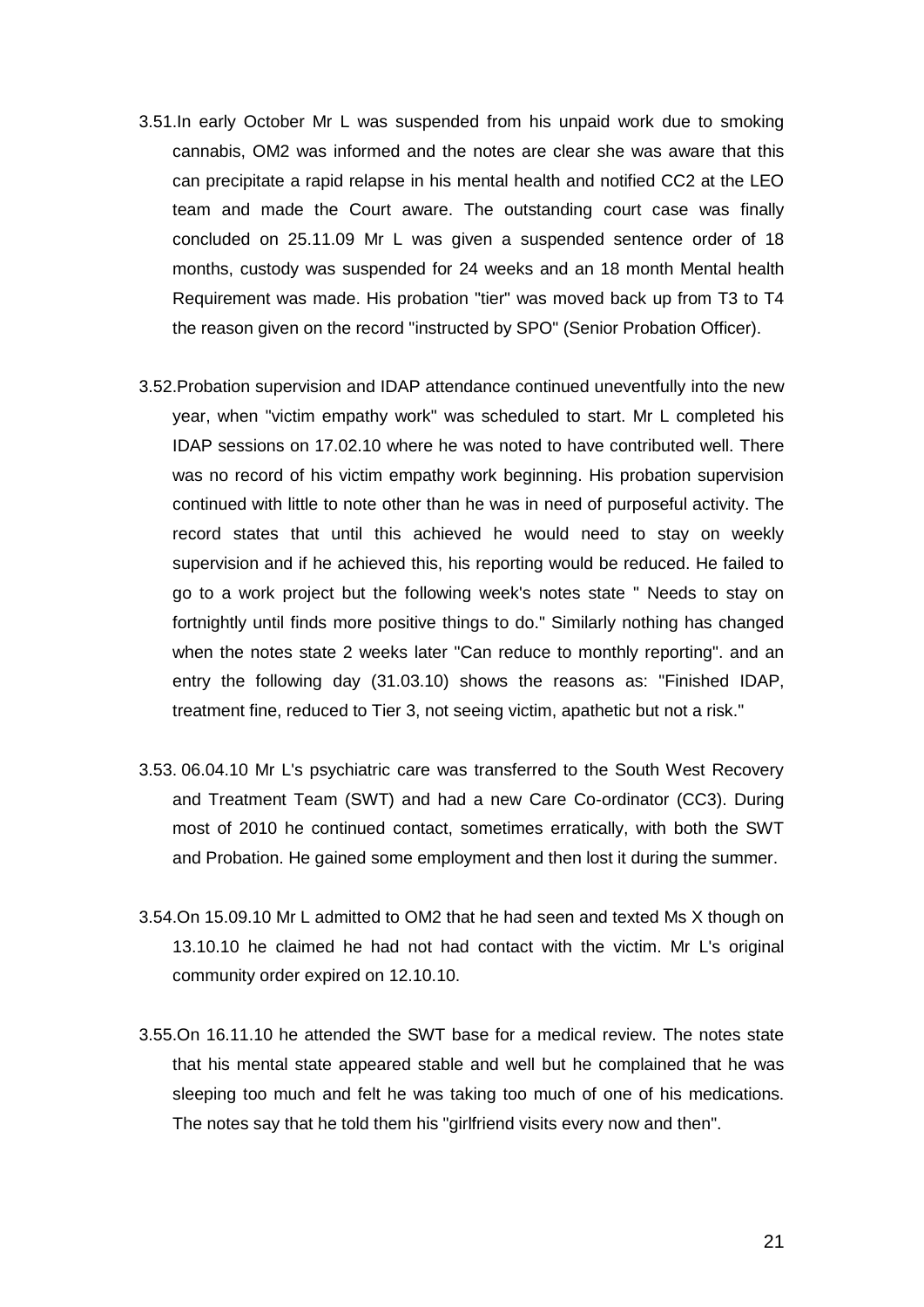3.51.In early October Mr L was suspended from his unpaid work due to smoking cannabis, OM2 was informed and the notes are clear she was aware that this can precipitate a rapid relapse in his mental health and notified CC2 at the LEO team and made the Court aware. The outstanding court case was finally concluded on 25.11.09 Mr L was given a suspended sentence order of 18 months, custody was suspended for 24 weeks and an 18 month Mental health Requirement was made. His probation "tier" was moved back up from T3 to T4 the reason given on the record "instructed by SPO" (Senior Probation Officer).

3.52.Probation supervision and IDAP attendance continued uneventfully into the new year, when "victim empathy work" was scheduled to start. Mr L completed his IDAP sessions on 17.02.10 where he was noted to have contributed well. There was no record of his victim empathy work beginning. His probation supervision continued with little to note other than he was in need of purposeful activity. The record states that until this achieved he would need to stay on weekly supervision and if he achieved this, his reporting would be reduced. He failed to go to a work project but the following week's notes state " Needs to stay on fortnightly until finds more positive things to do." Similarly nothing has changed when the notes state 2 weeks later "Can reduce to monthly reporting". and an entry the following day (31.03.10) shows the reasons as: "Finished IDAP, treatment fine, reduced to Tier 3, not seeing victim, apathetic but not a risk."

3.53. 06.04.10 Mr L's psychiatric care was transferred to the South West Recovery and Treatment Team (SWT) and had a new Care Co-ordinator (CC3). During most of 2010 he continued contact, sometimes erratically, with both the SWT and Probation. He gained some employment and then lost it during the summer.

3.54.On 15.09.10 Mr L admitted to OM2 that he had seen and texted Ms X though on 13.10.10 he claimed he had not had contact with the victim. Mr L's original community order expired on 12.10.10.

3.55.On 16.11.10 he attended the SWT base for a medical review. The notes state that his mental state appeared stable and well but he complained that he was sleeping too much and felt he was taking too much of one of his medications. The notes say that he told them his "girlfriend visits every now and then".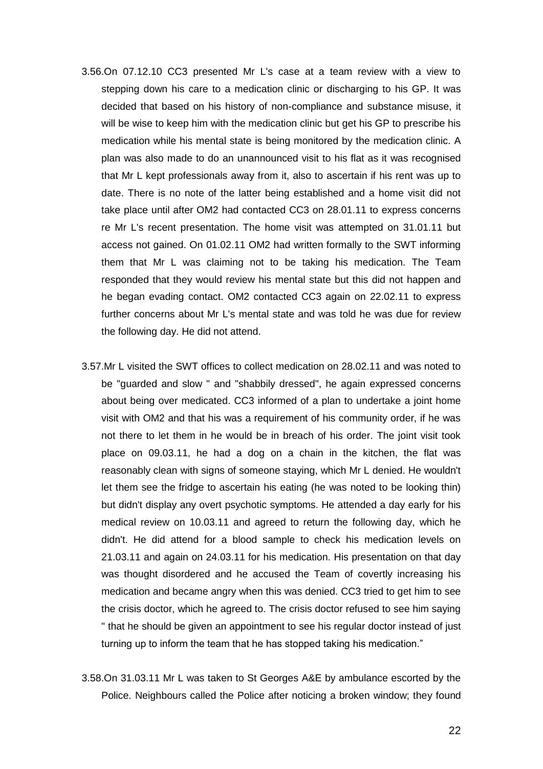3.56.On 07.12.10 CC3 presented Mr L's case at a team review with a view to stepping down his care to a medication clinic or discharging to his GP. It was decided that based on his history of non-compliance and substance misuse, it will be wise to keep him with the medication clinic but get his GP to prescribe his medication while his mental state is being monitored by the medication clinic. A plan was also made to do an unannounced visit to his flat as it was recognised that Mr L kept professionals away from it, also to ascertain if his rent was up to date. There is no note of the latter being established and a home visit did not take place until after OM2 had contacted CC3 on 28.01.11 to express concerns re Mr L's recent presentation. The home visit was attempted on 31.01.11 but access not gained. On 01.02.11 OM2 had written formally to the SWT informing them that Mr L was claiming not to be taking his medication. The Team responded that they would review his mental state but this did not happen and he began evading contact. OM2 contacted CC3 again on 22.02.11 to express further concerns about Mr L's mental state and was told he was due for review the following day. He did not attend.

3.57.Mr L visited the SWT offices to collect medication on 28.02.11 and was noted to be "guarded and slow " and "shabbily dressed", he again expressed concerns about being over medicated. CC3 informed of a plan to undertake a joint home visit with OM2 and that his was a requirement of his community order, if he was not there to let them in he would be in breach of his order. The joint visit took place on 09.03.11, he had a dog on a chain in the kitchen, the flat was reasonably clean with signs of someone staying, which Mr L denied. He wouldn't let them see the fridge to ascertain his eating (he was noted to be looking thin) but didn't display any overt psychotic symptoms. He attended a day early for his medical review on 10.03.11 and agreed to return the following day, which he didn't. He did attend for a blood sample to check his medication levels on 21.03.11 and again on 24.03.11 for his medication. His presentation on that day was thought disordered and he accused the Team of covertly increasing his medication and became angry when this was denied. CC3 tried to get him to see the crisis doctor, which he agreed to. The crisis doctor refused to see him saying " that he should be given an appointment to see his regular doctor instead of just turning up to inform the team that he has stopped taking his medication."

3.58.On 31.03.11 Mr L was taken to St Georges A&E by ambulance escorted by the Police. Neighbours called the Police after noticing a broken window; they found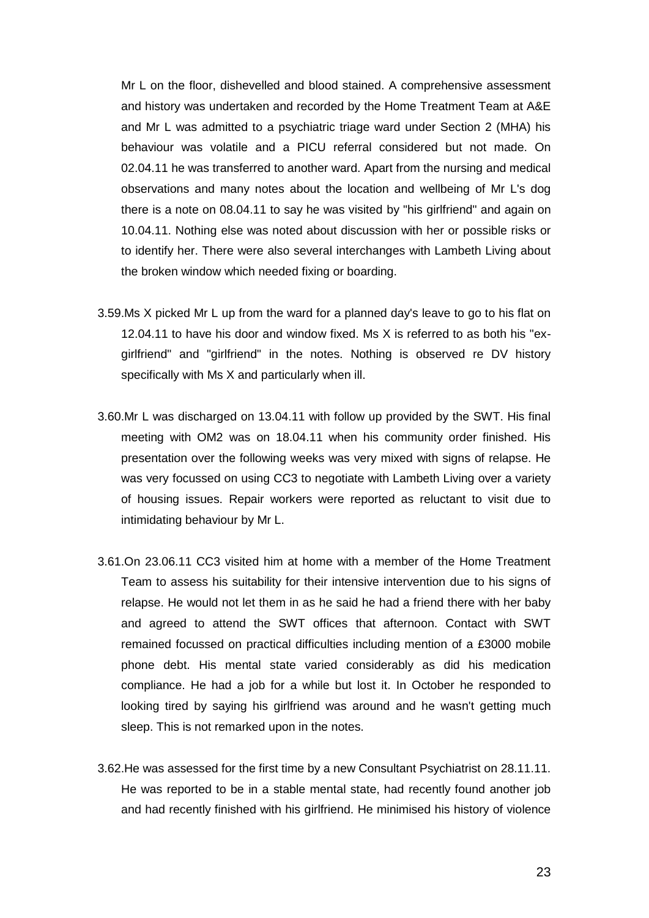Mr L on the floor, dishevelled and blood stained. A comprehensive assessment and history was undertaken and recorded by the Home Treatment Team at A&E and Mr L was admitted to a psychiatric triage ward under Section 2 (MHA) his behaviour was volatile and a PICU referral considered but not made. On 02.04.11 he was transferred to another ward. Apart from the nursing and medical observations and many notes about the location and wellbeing of Mr L's dog there is a note on 08.04.11 to say he was visited by "his girlfriend" and again on 10.04.11. Nothing else was noted about discussion with her or possible risks or to identify her. There were also several interchanges with Lambeth Living about the broken window which needed fixing or boarding.

3.59.Ms X picked Mr L up from the ward for a planned day's leave to go to his flat on 12.04.11 to have his door and window fixed. Ms X is referred to as both his "ex-girlfriend" and "girlfriend" in the notes. Nothing is observed re DV history specifically with Ms X and particularly when ill.

3.60.Mr L was discharged on 13.04.11 with follow up provided by the SWT. His final meeting with OM2 was on 18.04.11 when his community order finished. His presentation over the following weeks was very mixed with signs of relapse. He was very focussed on using CC3 to negotiate with Lambeth Living over a variety of housing issues. Repair workers were reported as reluctant to visit due to intimidating behaviour by Mr L.

3.61.On 23.06.11 CC3 visited him at home with a member of the Home Treatment Team to assess his suitability for their intensive intervention due to his signs of relapse. He would not let them in as he said he had a friend there with her baby and agreed to attend the SWT offices that afternoon. Contact with SWT remained focussed on practical difficulties including mention of a £3000 mobile phone debt. His mental state varied considerably as did his medication compliance. He had a job for a while but lost it. In October he responded to looking tired by saying his girlfriend was around and he wasn't getting much sleep. This is not remarked upon in the notes.

3.62.He was assessed for the first time by a new Consultant Psychiatrist on 28.11.11. He was reported to be in a stable mental state, had recently found another job and had recently finished with his girlfriend. He minimised his history of violence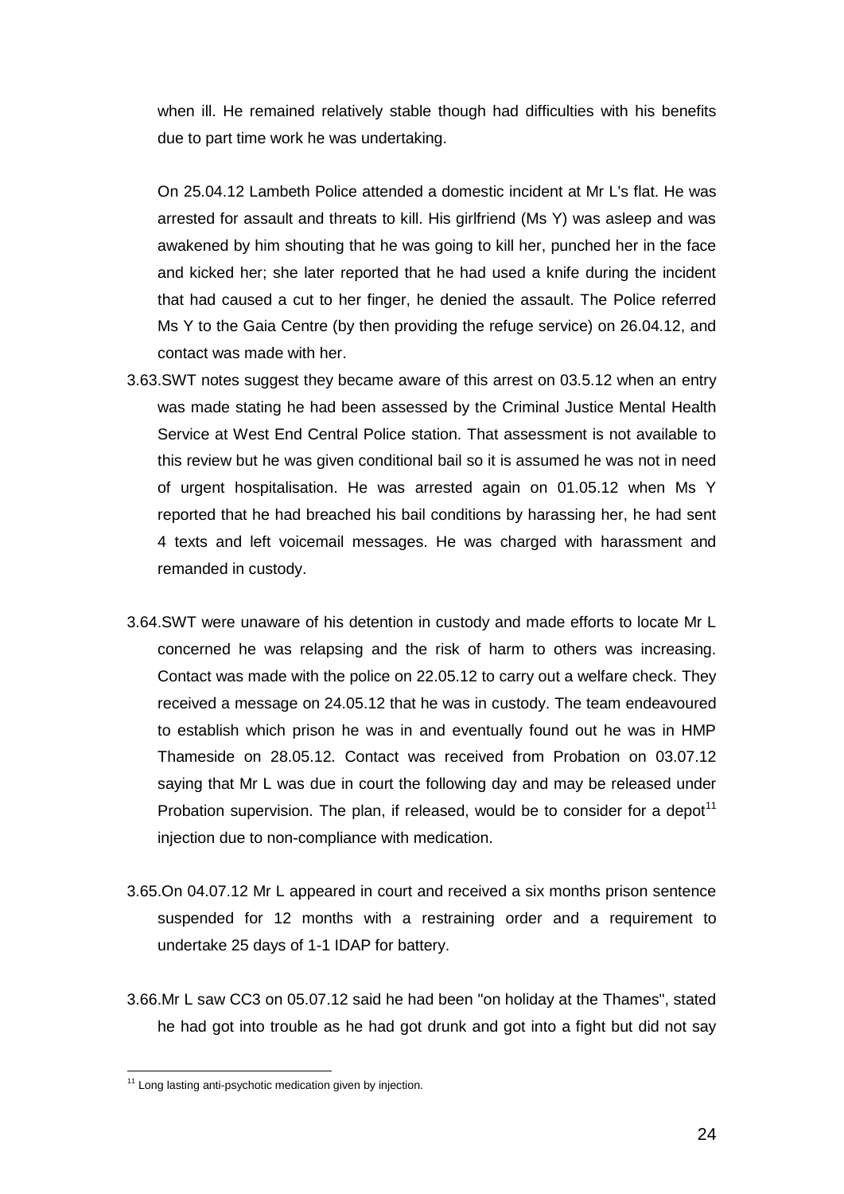when ill. He remained relatively stable though had difficulties with his benefits due to part time work he was undertaking.

On 25.04.12 Lambeth Police attended a domestic incident at Mr L's flat. He was arrested for assault and threats to kill. His girlfriend (Ms Y) was asleep and was awakened by him shouting that he was going to kill her, punched her in the face and kicked her; she later reported that he had used a knife during the incident that had caused a cut to her finger, he denied the assault. The Police referred Ms Y to the Gaia Centre (by then providing the refuge service) on 26.04.12, and contact was made with her.

3.63. SWT notes suggest they became aware of this arrest on 03.5.12 when an entry was made stating he had been assessed by the Criminal Justice Mental Health Service at West End Central Police station. That assessment is not available to this review but he was given conditional bail so it is assumed he was not in need of urgent hospitalisation. He was arrested again on 01.05.12 when Ms Y reported that he had breached his bail conditions by harassing her, he had sent 4 texts and left voicemail messages. He was charged with harassment and remanded in custody.

3.64. SWT were unaware of his detention in custody and made efforts to locate Mr L concerned he was relapsing and the risk of harm to others was increasing. Contact was made with the police on 22.05.12 to carry out a welfare check. They received a message on 24.05.12 that he was in custody. The team endeavoured to establish which prison he was in and eventually found out he was in HMP Thameside on 28.05.12. Contact was received from Probation on 03.07.12 saying that Mr L was due in court the following day and may be released under Probation supervision. The plan, if released, would be to consider for a depot[11] injection due to non-compliance with medication.

3.65. On 04.07.12 Mr L appeared in court and received a six months prison sentence suspended for 12 months with a restraining order and a requirement to undertake 25 days of 1-1 IDAP for battery.

3.66. Mr L saw CC3 on 05.07.12 said he had been "on holiday at the Thames", stated he had got into trouble as he had got drunk and got into a fight but did not say

---

[11] Long lasting anti-psychotic medication given by injection.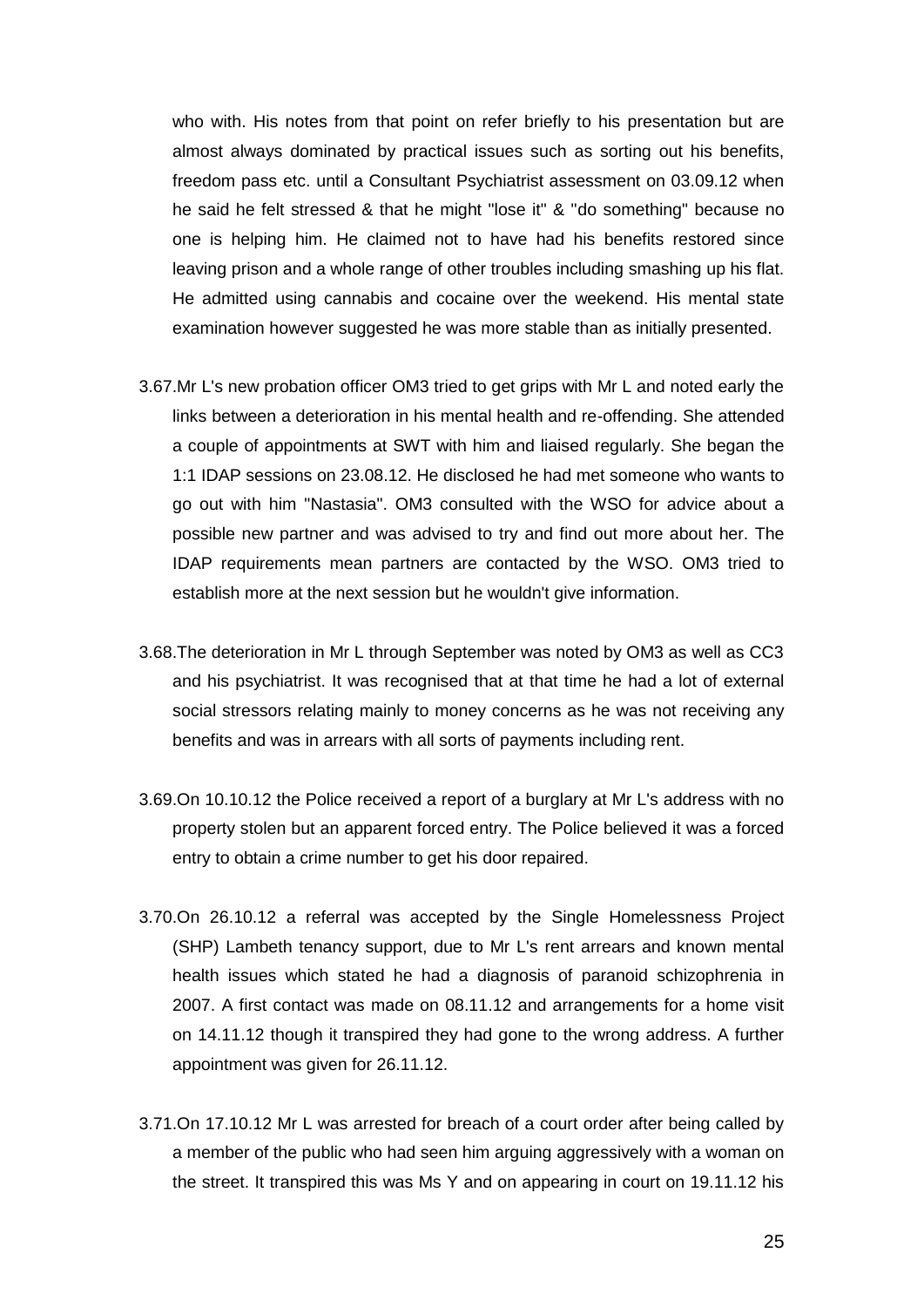who with. His notes from that point on refer briefly to his presentation but are almost always dominated by practical issues such as sorting out his benefits, freedom pass etc. until a Consultant Psychiatrist assessment on 03.09.12 when he said he felt stressed & that he might "lose it" & "do something" because no one is helping him. He claimed not to have had his benefits restored since leaving prison and a whole range of other troubles including smashing up his flat. He admitted using cannabis and cocaine over the weekend. His mental state examination however suggested he was more stable than as initially presented.

3.67. Mr L's new probation officer OM3 tried to get grips with Mr L and noted early the links between a deterioration in his mental health and re-offending. She attended a couple of appointments at SWT with him and liaised regularly. She began the 1:1 IDAP sessions on 23.08.12. He disclosed he had met someone who wants to go out with him "Nastasia". OM3 consulted with the WSO for advice about a possible new partner and was advised to try and find out more about her. The IDAP requirements mean partners are contacted by the WSO. OM3 tried to establish more at the next session but he wouldn't give information.

3.68. The deterioration in Mr L through September was noted by OM3 as well as CC3 and his psychiatrist. It was recognised that at that time he had a lot of external social stressors relating mainly to money concerns as he was not receiving any benefits and was in arrears with all sorts of payments including rent.

3.69. On 10.10.12 the Police received a report of a burglary at Mr L's address with no property stolen but an apparent forced entry. The Police believed it was a forced entry to obtain a crime number to get his door repaired.

3.70. On 26.10.12 a referral was accepted by the Single Homelessness Project (SHP) Lambeth tenancy support, due to Mr L's rent arrears and known mental health issues which stated he had a diagnosis of paranoid schizophrenia in 2007. A first contact was made on 08.11.12 and arrangements for a home visit on 14.11.12 though it transpired they had gone to the wrong address. A further appointment was given for 26.11.12.

3.71. On 17.10.12 Mr L was arrested for breach of a court order after being called by a member of the public who had seen him arguing aggressively with a woman on the street. It transpired this was Ms Y and on appearing in court on 19.11.12 his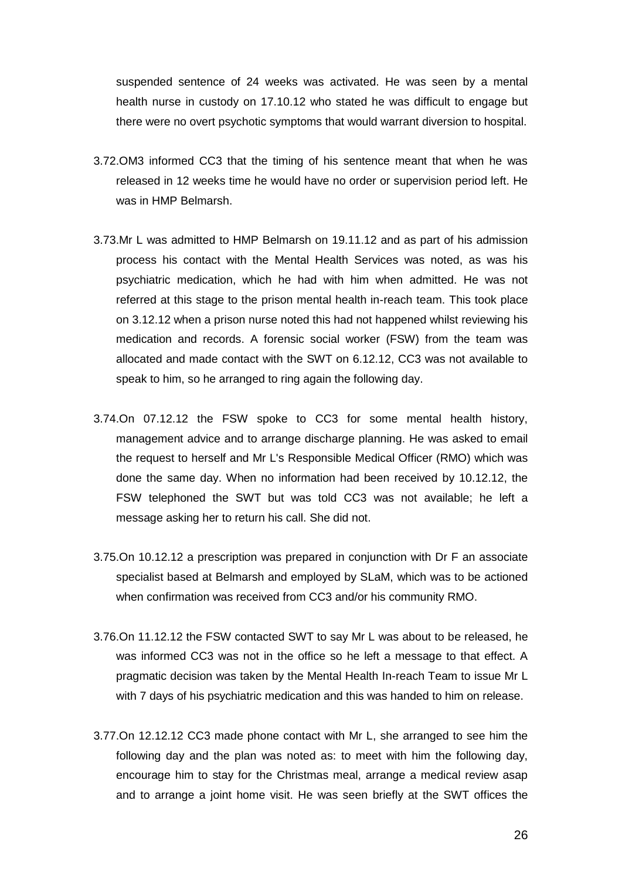suspended sentence of 24 weeks was activated. He was seen by a mental health nurse in custody on 17.10.12 who stated he was difficult to engage but there were no overt psychotic symptoms that would warrant diversion to hospital.

3.72. OM3 informed CC3 that the timing of his sentence meant that when he was released in 12 weeks time he would have no order or supervision period left. He was in HMP Belmarsh.

3.73. Mr L was admitted to HMP Belmarsh on 19.11.12 and as part of his admission process his contact with the Mental Health Services was noted, as was his psychiatric medication, which he had with him when admitted. He was not referred at this stage to the prison mental health in-reach team. This took place on 3.12.12 when a prison nurse noted this had not happened whilst reviewing his medication and records. A forensic social worker (FSW) from the team was allocated and made contact with the SWT on 6.12.12, CC3 was not available to speak to him, so he arranged to ring again the following day.

3.74. On 07.12.12 the FSW spoke to CC3 for some mental health history, management advice and to arrange discharge planning. He was asked to email the request to herself and Mr L's Responsible Medical Officer (RMO) which was done the same day. When no information had been received by 10.12.12, the FSW telephoned the SWT but was told CC3 was not available; he left a message asking her to return his call. She did not.

3.75. On 10.12.12 a prescription was prepared in conjunction with Dr F an associate specialist based at Belmarsh and employed by SLaM, which was to be actioned when confirmation was received from CC3 and/or his community RMO.

3.76. On 11.12.12 the FSW contacted SWT to say Mr L was about to be released, he was informed CC3 was not in the office so he left a message to that effect. A pragmatic decision was taken by the Mental Health In-reach Team to issue Mr L with 7 days of his psychiatric medication and this was handed to him on release.

3.77. On 12.12.12 CC3 made phone contact with Mr L, she arranged to see him the following day and the plan was noted as: to meet with him the following day, encourage him to stay for the Christmas meal, arrange a medical review asap and to arrange a joint home visit. He was seen briefly at the SWT offices the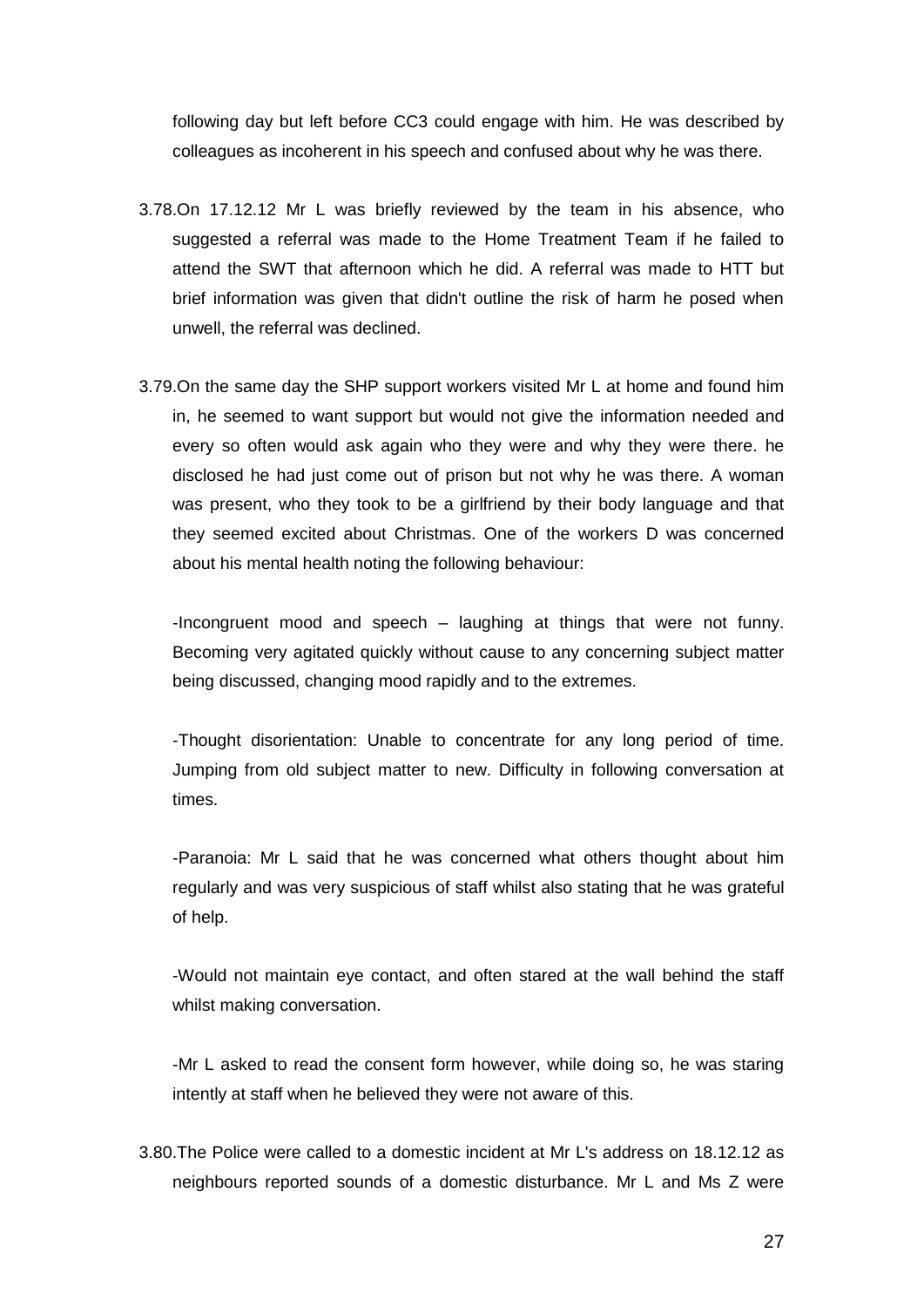following day but left before CC3 could engage with him. He was described by colleagues as incoherent in his speech and confused about why he was there.

3.78. On 17.12.12 Mr L was briefly reviewed by the team in his absence, who suggested a referral was made to the Home Treatment Team if he failed to attend the SWT that afternoon which he did. A referral was made to HTT but brief information was given that didn't outline the risk of harm he posed when unwell, the referral was declined.

3.79. On the same day the SHP support workers visited Mr L at home and found him in, he seemed to want support but would not give the information needed and every so often would ask again who they were and why they were there. he disclosed he had just come out of prison but not why he was there. A woman was present, who they took to be a girlfriend by their body language and that they seemed excited about Christmas. One of the workers D was concerned about his mental health noting the following behaviour:

-Incongruent mood and speech – laughing at things that were not funny. Becoming very agitated quickly without cause to any concerning subject matter being discussed, changing mood rapidly and to the extremes.

-Thought disorientation: Unable to concentrate for any long period of time. Jumping from old subject matter to new. Difficulty in following conversation at times.

-Paranoia: Mr L said that he was concerned what others thought about him regularly and was very suspicious of staff whilst also stating that he was grateful of help.

-Would not maintain eye contact, and often stared at the wall behind the staff whilst making conversation.

-Mr L asked to read the consent form however, while doing so, he was staring intently at staff when he believed they were not aware of this.

3.80. The Police were called to a domestic incident at Mr L's address on 18.12.12 as neighbours reported sounds of a domestic disturbance. Mr L and Ms Z were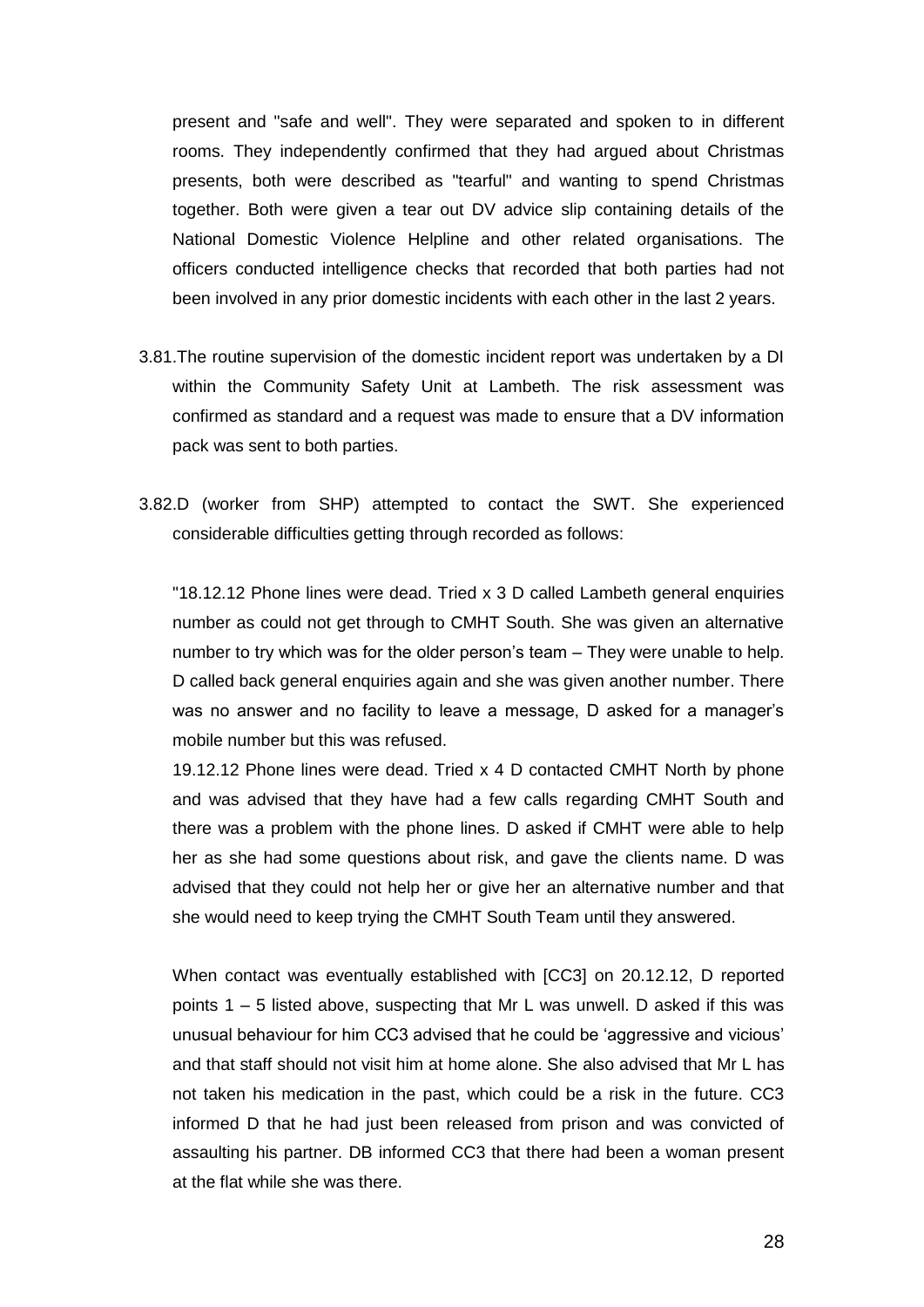present and "safe and well". They were separated and spoken to in different rooms. They independently confirmed that they had argued about Christmas presents, both were described as "tearful" and wanting to spend Christmas together. Both were given a tear out DV advice slip containing details of the National Domestic Violence Helpline and other related organisations. The officers conducted intelligence checks that recorded that both parties had not been involved in any prior domestic incidents with each other in the last 2 years.

3.81. The routine supervision of the domestic incident report was undertaken by a DI within the Community Safety Unit at Lambeth. The risk assessment was confirmed as standard and a request was made to ensure that a DV information pack was sent to both parties.

3.82. D (worker from SHP) attempted to contact the SWT. She experienced considerable difficulties getting through recorded as follows:

"18.12.12 Phone lines were dead. Tried x 3 D called Lambeth general enquiries number as could not get through to CMHT South. She was given an alternative number to try which was for the older person's team – They were unable to help. D called back general enquiries again and she was given another number. There was no answer and no facility to leave a message, D asked for a manager's mobile number but this was refused.

19.12.12 Phone lines were dead. Tried x 4 D contacted CMHT North by phone and was advised that they have had a few calls regarding CMHT South and there was a problem with the phone lines. D asked if CMHT were able to help her as she had some questions about risk, and gave the clients name. D was advised that they could not help her or give her an alternative number and that she would need to keep trying the CMHT South Team until they answered.

When contact was eventually established with [CC3] on 20.12.12, D reported points 1 – 5 listed above, suspecting that Mr L was unwell. D asked if this was unusual behaviour for him CC3 advised that he could be 'aggressive and vicious' and that staff should not visit him at home alone. She also advised that Mr L has not taken his medication in the past, which could be a risk in the future. CC3 informed D that he had just been released from prison and was convicted of assaulting his partner. DB informed CC3 that there had been a woman present at the flat while she was there.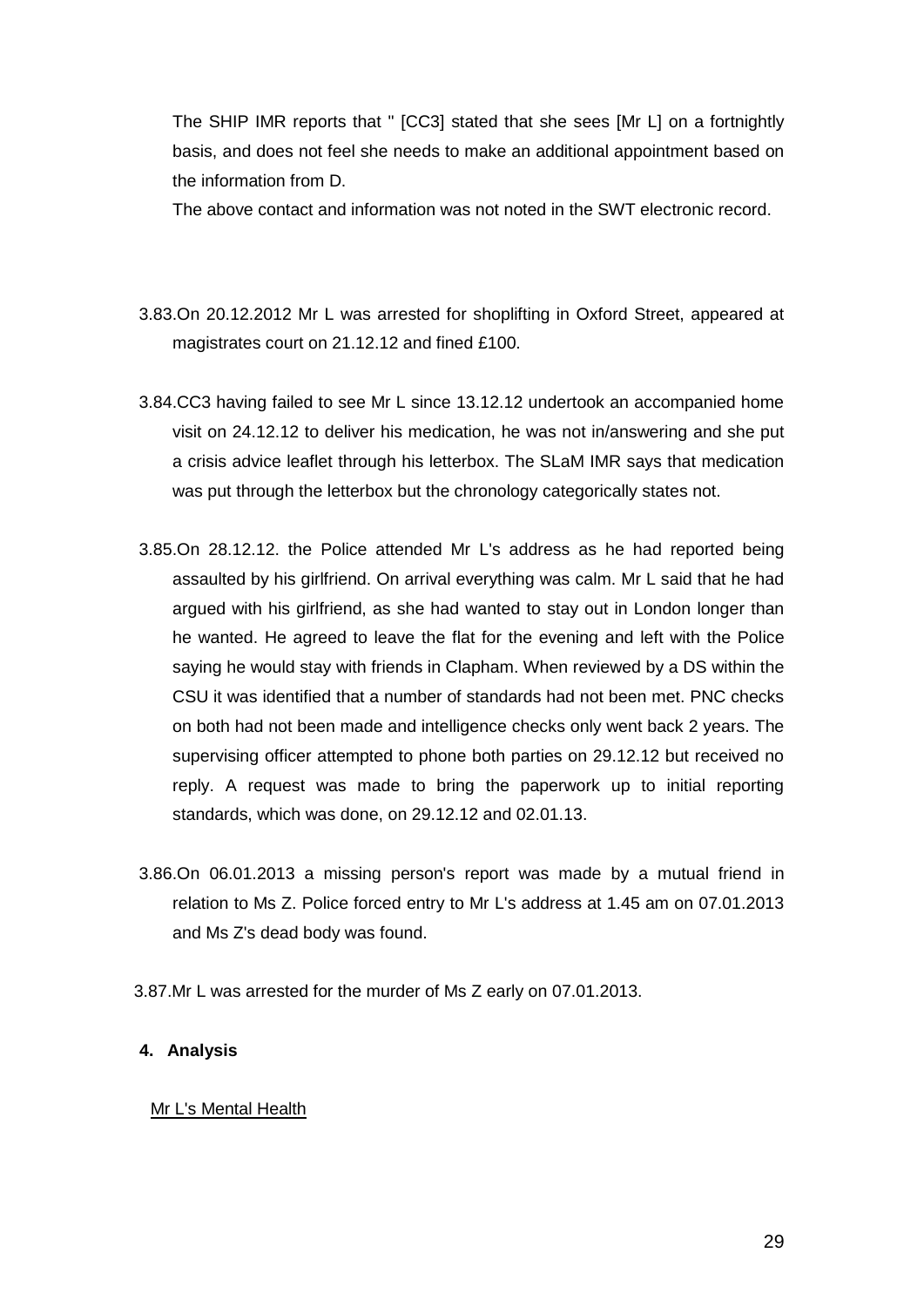The SHIP IMR reports that " [CC3] stated that she sees [Mr L] on a fortnightly basis, and does not feel she needs to make an additional appointment based on the information from D.

The above contact and information was not noted in the SWT electronic record.

3.83. On 20.12.2012 Mr L was arrested for shoplifting in Oxford Street, appeared at magistrates court on 21.12.12 and fined £100.

3.84. CC3 having failed to see Mr L since 13.12.12 undertook an accompanied home visit on 24.12.12 to deliver his medication, he was not in/answering and she put a crisis advice leaflet through his letterbox. The SLaM IMR says that medication was put through the letterbox but the chronology categorically states not.

3.85. On 28.12.12. the Police attended Mr L's address as he had reported being assaulted by his girlfriend. On arrival everything was calm. Mr L said that he had argued with his girlfriend, as she had wanted to stay out in London longer than he wanted. He agreed to leave the flat for the evening and left with the Police saying he would stay with friends in Clapham. When reviewed by a DS within the CSU it was identified that a number of standards had not been met. PNC checks on both had not been made and intelligence checks only went back 2 years. The supervising officer attempted to phone both parties on 29.12.12 but received no reply. A request was made to bring the paperwork up to initial reporting standards, which was done, on 29.12.12 and 02.01.13.

3.86. On 06.01.2013 a missing person's report was made by a mutual friend in relation to Ms Z. Police forced entry to Mr L's address at 1.45 am on 07.01.2013 and Ms Z's dead body was found.

3.87. Mr L was arrested for the murder of Ms Z early on 07.01.2013.

## 4. Analysis

Mr L's Mental Health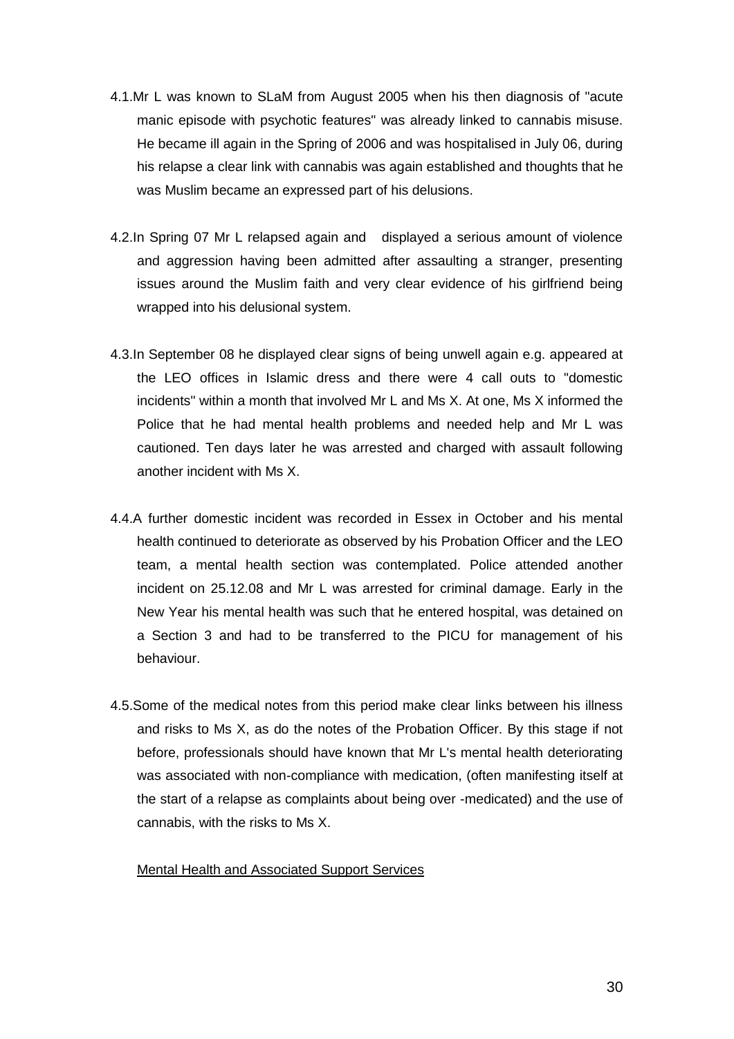4.1. Mr L was known to SLaM from August 2005 when his then diagnosis of "acute manic episode with psychotic features" was already linked to cannabis misuse. He became ill again in the Spring of 2006 and was hospitalised in July 06, during his relapse a clear link with cannabis was again established and thoughts that he was Muslim became an expressed part of his delusions.

4.2. In Spring 07 Mr L relapsed again and displayed a serious amount of violence and aggression having been admitted after assaulting a stranger, presenting issues around the Muslim faith and very clear evidence of his girlfriend being wrapped into his delusional system.

4.3. In September 08 he displayed clear signs of being unwell again e.g. appeared at the LEO offices in Islamic dress and there were 4 call outs to "domestic incidents" within a month that involved Mr L and Ms X. At one, Ms X informed the Police that he had mental health problems and needed help and Mr L was cautioned. Ten days later he was arrested and charged with assault following another incident with Ms X.

4.4. A further domestic incident was recorded in Essex in October and his mental health continued to deteriorate as observed by his Probation Officer and the LEO team, a mental health section was contemplated. Police attended another incident on 25.12.08 and Mr L was arrested for criminal damage. Early in the New Year his mental health was such that he entered hospital, was detained on a Section 3 and had to be transferred to the PICU for management of his behaviour.

4.5. Some of the medical notes from this period make clear links between his illness and risks to Ms X, as do the notes of the Probation Officer. By this stage if not before, professionals should have known that Mr L's mental health deteriorating was associated with non-compliance with medication, (often manifesting itself at the start of a relapse as complaints about being over -medicated) and the use of cannabis, with the risks to Ms X.

<u>Mental Health and Associated Support Services</u>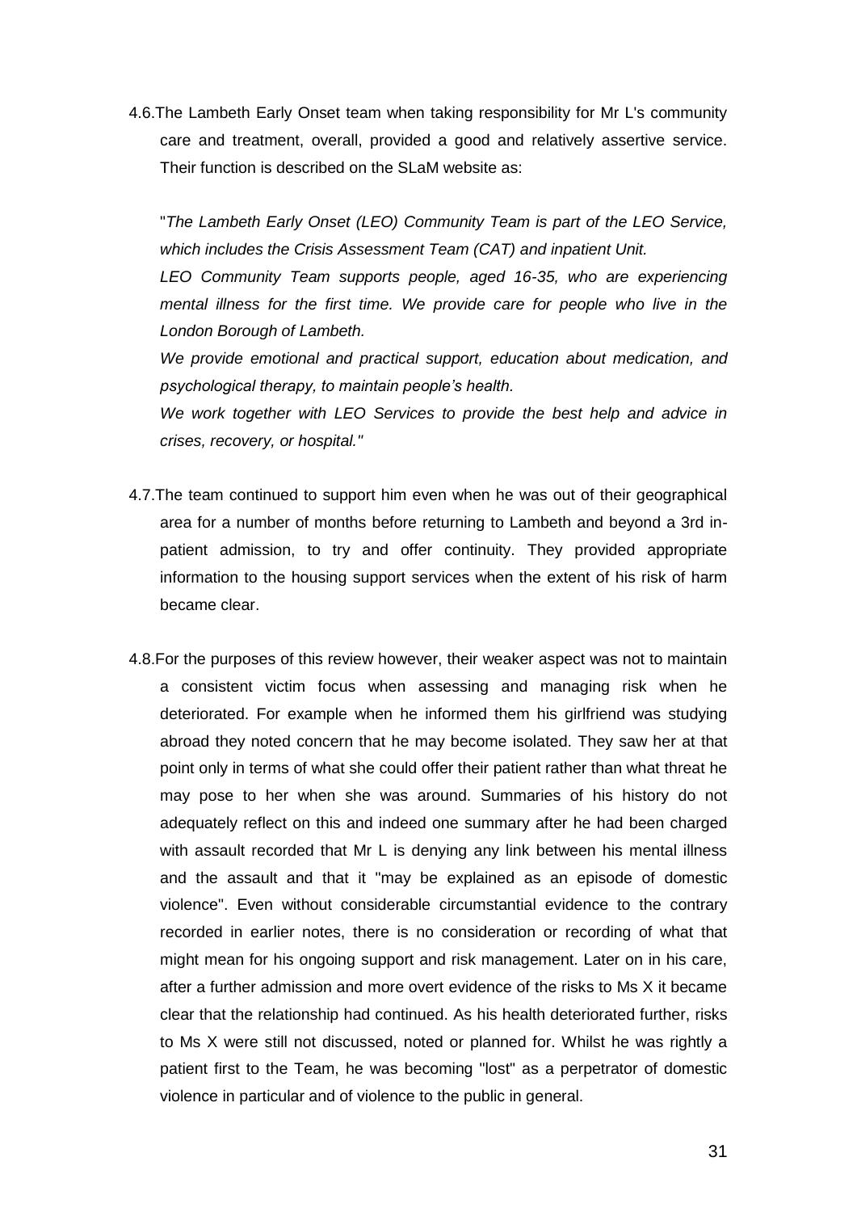4.6. The Lambeth Early Onset team when taking responsibility for Mr L's community care and treatment, overall, provided a good and relatively assertive service. Their function is described on the SLaM website as:

"*The Lambeth Early Onset (LEO) Community Team is part of the LEO Service, which includes the Crisis Assessment Team (CAT) and inpatient Unit.*
*LEO Community Team supports people, aged 16-35, who are experiencing mental illness for the first time. We provide care for people who live in the London Borough of Lambeth.*
*We provide emotional and practical support, education about medication, and psychological therapy, to maintain people's health.*
*We work together with LEO Services to provide the best help and advice in crises, recovery, or hospital."*

4.7. The team continued to support him even when he was out of their geographical area for a number of months before returning to Lambeth and beyond a 3rd in-patient admission, to try and offer continuity. They provided appropriate information to the housing support services when the extent of his risk of harm became clear.

4.8. For the purposes of this review however, their weaker aspect was not to maintain a consistent victim focus when assessing and managing risk when he deteriorated. For example when he informed them his girlfriend was studying abroad they noted concern that he may become isolated. They saw her at that point only in terms of what she could offer their patient rather than what threat he may pose to her when she was around. Summaries of his history do not adequately reflect on this and indeed one summary after he had been charged with assault recorded that Mr L is denying any link between his mental illness and the assault and that it "may be explained as an episode of domestic violence". Even without considerable circumstantial evidence to the contrary recorded in earlier notes, there is no consideration or recording of what that might mean for his ongoing support and risk management. Later on in his care, after a further admission and more overt evidence of the risks to Ms X it became clear that the relationship had continued. As his health deteriorated further, risks to Ms X were still not discussed, noted or planned for. Whilst he was rightly a patient first to the Team, he was becoming "lost" as a perpetrator of domestic violence in particular and of violence to the public in general.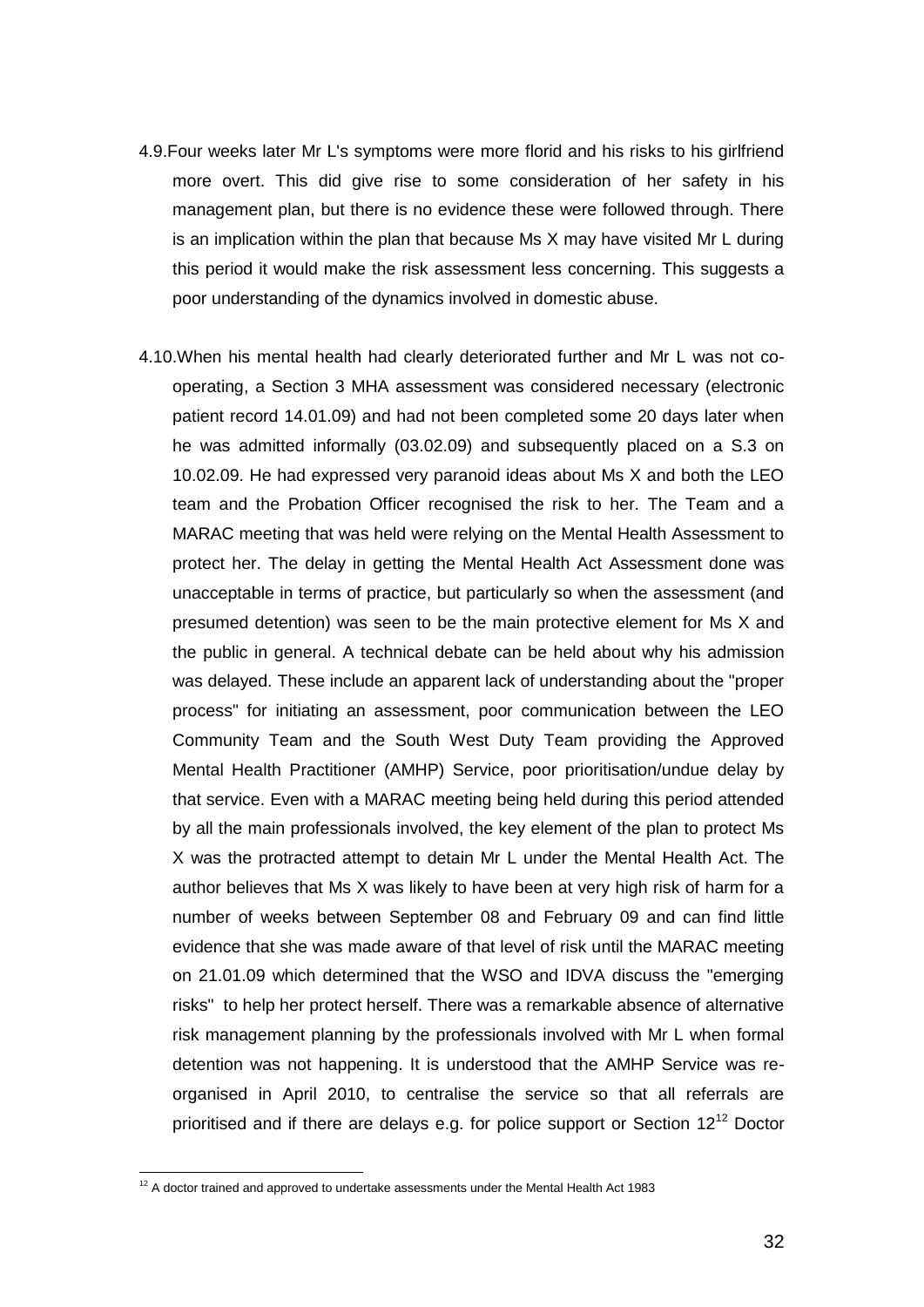4.9. Four weeks later Mr L's symptoms were more florid and his risks to his girlfriend more overt. This did give rise to some consideration of her safety in his management plan, but there is no evidence these were followed through. There is an implication within the plan that because Ms X may have visited Mr L during this period it would make the risk assessment less concerning. This suggests a poor understanding of the dynamics involved in domestic abuse.

4.10. When his mental health had clearly deteriorated further and Mr L was not co-operating, a Section 3 MHA assessment was considered necessary (electronic patient record 14.01.09) and had not been completed some 20 days later when he was admitted informally (03.02.09) and subsequently placed on a S.3 on 10.02.09. He had expressed very paranoid ideas about Ms X and both the LEO team and the Probation Officer recognised the risk to her. The Team and a MARAC meeting that was held were relying on the Mental Health Assessment to protect her. The delay in getting the Mental Health Act Assessment done was unacceptable in terms of practice, but particularly so when the assessment (and presumed detention) was seen to be the main protective element for Ms X and the public in general. A technical debate can be held about why his admission was delayed. These include an apparent lack of understanding about the "proper process" for initiating an assessment, poor communication between the LEO Community Team and the South West Duty Team providing the Approved Mental Health Practitioner (AMHP) Service, poor prioritisation/undue delay by that service. Even with a MARAC meeting being held during this period attended by all the main professionals involved, the key element of the plan to protect Ms X was the protracted attempt to detain Mr L under the Mental Health Act. The author believes that Ms X was likely to have been at very high risk of harm for a number of weeks between September 08 and February 09 and can find little evidence that she was made aware of that level of risk until the MARAC meeting on 21.01.09 which determined that the WSO and IDVA discuss the "emerging risks" to help her protect herself. There was a remarkable absence of alternative risk management planning by the professionals involved with Mr L when formal detention was not happening. It is understood that the AMHP Service was re-organised in April 2010, to centralise the service so that all referrals are prioritised and if there are delays e.g. for police support or Section 12[12] Doctor

[12] A doctor trained and approved to undertake assessments under the Mental Health Act 1983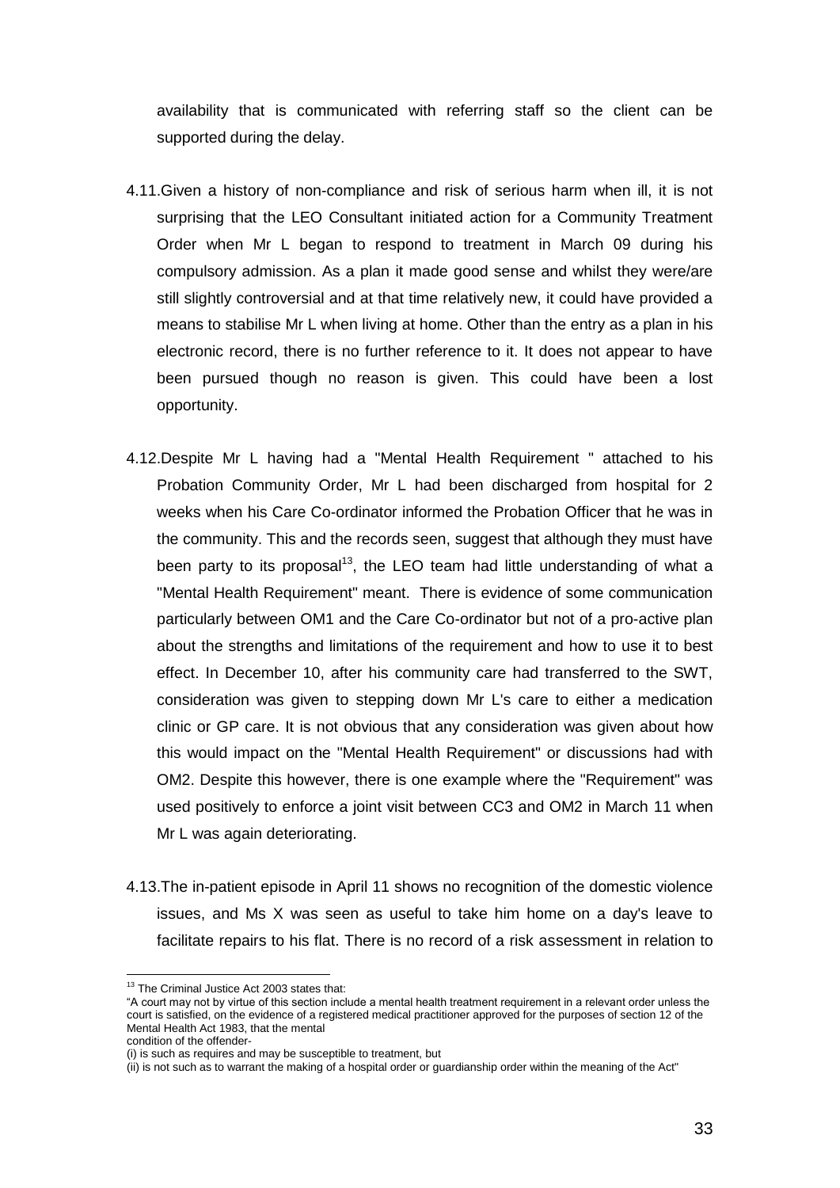availability that is communicated with referring staff so the client can be supported during the delay.

4.11. Given a history of non-compliance and risk of serious harm when ill, it is not surprising that the LEO Consultant initiated action for a Community Treatment Order when Mr L began to respond to treatment in March 09 during his compulsory admission. As a plan it made good sense and whilst they were/are still slightly controversial and at that time relatively new, it could have provided a means to stabilise Mr L when living at home. Other than the entry as a plan in his electronic record, there is no further reference to it. It does not appear to have been pursued though no reason is given. This could have been a lost opportunity.

4.12. Despite Mr L having had a "Mental Health Requirement " attached to his Probation Community Order, Mr L had been discharged from hospital for 2 weeks when his Care Co-ordinator informed the Probation Officer that he was in the community. This and the records seen, suggest that although they must have been party to its proposal[13], the LEO team had little understanding of what a "Mental Health Requirement" meant. There is evidence of some communication particularly between OM1 and the Care Co-ordinator but not of a pro-active plan about the strengths and limitations of the requirement and how to use it to best effect. In December 10, after his community care had transferred to the SWT, consideration was given to stepping down Mr L's care to either a medication clinic or GP care. It is not obvious that any consideration was given about how this would impact on the "Mental Health Requirement" or discussions had with OM2. Despite this however, there is one example where the "Requirement" was used positively to enforce a joint visit between CC3 and OM2 in March 11 when Mr L was again deteriorating.

4.13. The in-patient episode in April 11 shows no recognition of the domestic violence issues, and Ms X was seen as useful to take him home on a day's leave to facilitate repairs to his flat. There is no record of a risk assessment in relation to

---

[13] The Criminal Justice Act 2003 states that:
"A court may not by virtue of this section include a mental health treatment requirement in a relevant order unless the court is satisfied, on the evidence of a registered medical practitioner approved for the purposes of section 12 of the Mental Health Act 1983, that the mental condition of the offender-
(i) is such as requires and may be susceptible to treatment, but
(ii) is not such as to warrant the making of a hospital order or guardianship order within the meaning of the Act"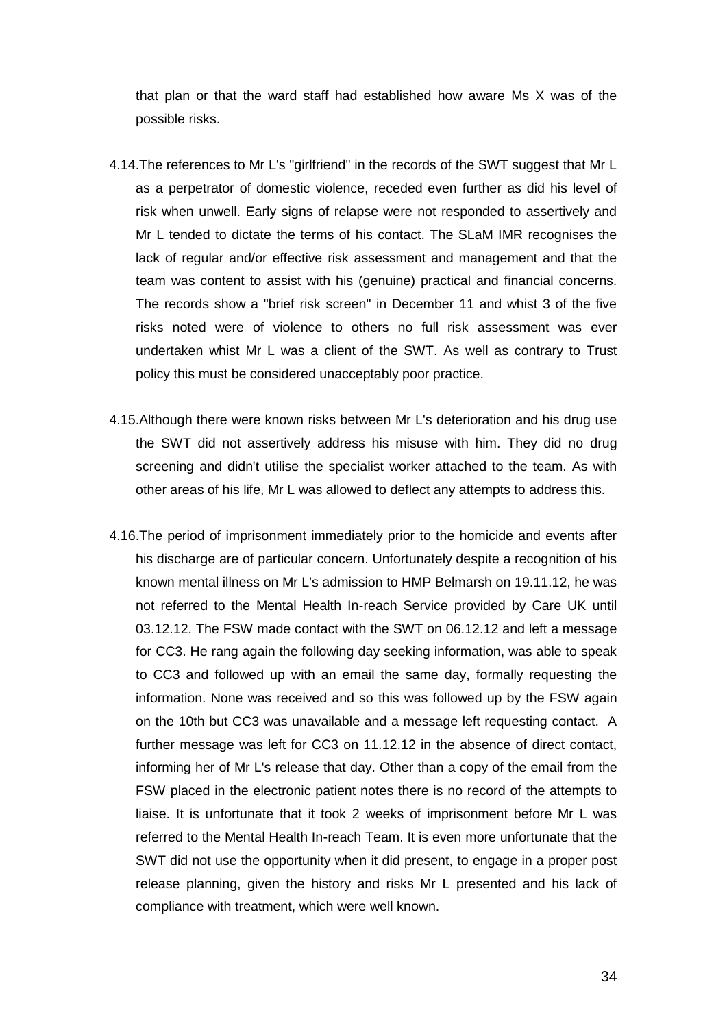that plan or that the ward staff had established how aware Ms X was of the possible risks.

4.14. The references to Mr L's "girlfriend" in the records of the SWT suggest that Mr L as a perpetrator of domestic violence, receded even further as did his level of risk when unwell. Early signs of relapse were not responded to assertively and Mr L tended to dictate the terms of his contact. The SLaM IMR recognises the lack of regular and/or effective risk assessment and management and that the team was content to assist with his (genuine) practical and financial concerns. The records show a "brief risk screen" in December 11 and whist 3 of the five risks noted were of violence to others no full risk assessment was ever undertaken whist Mr L was a client of the SWT. As well as contrary to Trust policy this must be considered unacceptably poor practice.

4.15. Although there were known risks between Mr L's deterioration and his drug use the SWT did not assertively address his misuse with him. They did no drug screening and didn't utilise the specialist worker attached to the team. As with other areas of his life, Mr L was allowed to deflect any attempts to address this.

4.16. The period of imprisonment immediately prior to the homicide and events after his discharge are of particular concern. Unfortunately despite a recognition of his known mental illness on Mr L's admission to HMP Belmarsh on 19.11.12, he was not referred to the Mental Health In-reach Service provided by Care UK until 03.12.12. The FSW made contact with the SWT on 06.12.12 and left a message for CC3. He rang again the following day seeking information, was able to speak to CC3 and followed up with an email the same day, formally requesting the information. None was received and so this was followed up by the FSW again on the 10th but CC3 was unavailable and a message left requesting contact. A further message was left for CC3 on 11.12.12 in the absence of direct contact, informing her of Mr L's release that day. Other than a copy of the email from the FSW placed in the electronic patient notes there is no record of the attempts to liaise. It is unfortunate that it took 2 weeks of imprisonment before Mr L was referred to the Mental Health In-reach Team. It is even more unfortunate that the SWT did not use the opportunity when it did present, to engage in a proper post release planning, given the history and risks Mr L presented and his lack of compliance with treatment, which were well known.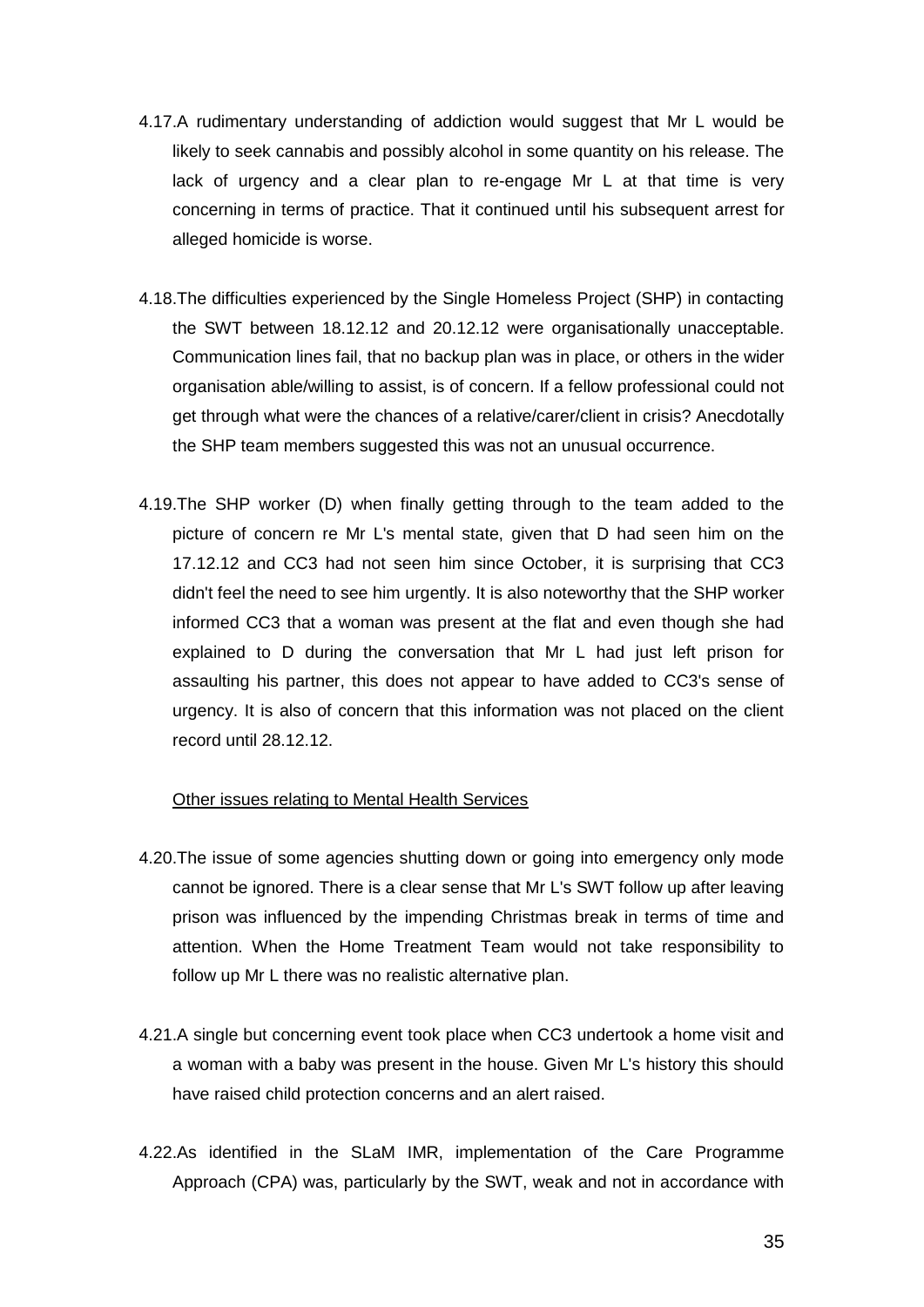4.17.A rudimentary understanding of addiction would suggest that Mr L would be likely to seek cannabis and possibly alcohol in some quantity on his release. The lack of urgency and a clear plan to re-engage Mr L at that time is very concerning in terms of practice. That it continued until his subsequent arrest for alleged homicide is worse.

4.18.The difficulties experienced by the Single Homeless Project (SHP) in contacting the SWT between 18.12.12 and 20.12.12 were organisationally unacceptable. Communication lines fail, that no backup plan was in place, or others in the wider organisation able/willing to assist, is of concern. If a fellow professional could not get through what were the chances of a relative/carer/client in crisis? Anecdotally the SHP team members suggested this was not an unusual occurrence.

4.19.The SHP worker (D) when finally getting through to the team added to the picture of concern re Mr L's mental state, given that D had seen him on the 17.12.12 and CC3 had not seen him since October, it is surprising that CC3 didn't feel the need to see him urgently. It is also noteworthy that the SHP worker informed CC3 that a woman was present at the flat and even though she had explained to D during the conversation that Mr L had just left prison for assaulting his partner, this does not appear to have added to CC3's sense of urgency. It is also of concern that this information was not placed on the client record until 28.12.12.

<u>Other issues relating to Mental Health Services</u>

4.20.The issue of some agencies shutting down or going into emergency only mode cannot be ignored. There is a clear sense that Mr L's SWT follow up after leaving prison was influenced by the impending Christmas break in terms of time and attention. When the Home Treatment Team would not take responsibility to follow up Mr L there was no realistic alternative plan.

4.21.A single but concerning event took place when CC3 undertook a home visit and a woman with a baby was present in the house. Given Mr L's history this should have raised child protection concerns and an alert raised.

4.22.As identified in the SLaM IMR, implementation of the Care Programme Approach (CPA) was, particularly by the SWT, weak and not in accordance with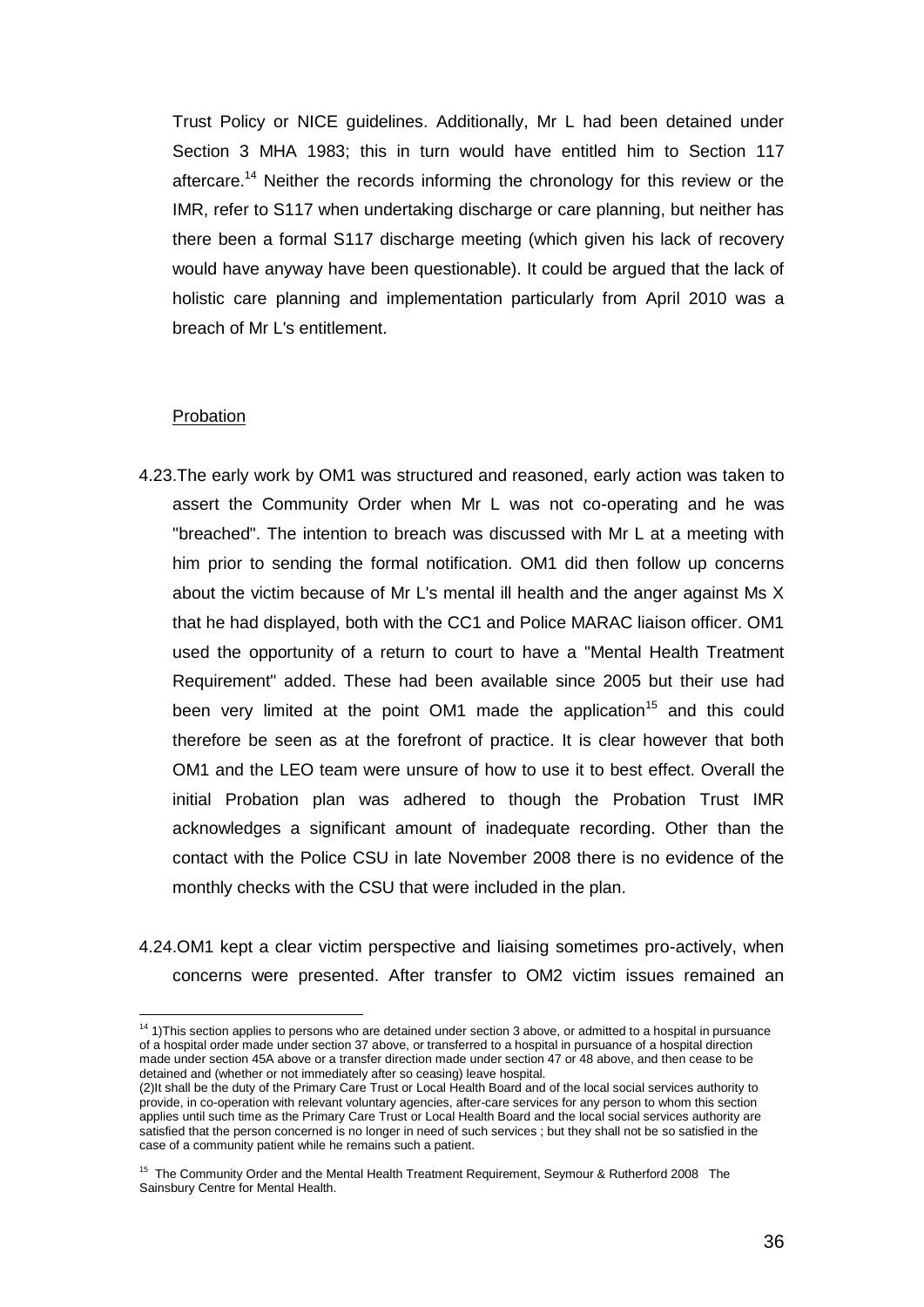Trust Policy or NICE guidelines. Additionally, Mr L had been detained under Section 3 MHA 1983; this in turn would have entitled him to Section 117 aftercare.[14] Neither the records informing the chronology for this review or the IMR, refer to S117 when undertaking discharge or care planning, but neither has there been a formal S117 discharge meeting (which given his lack of recovery would have anyway have been questionable). It could be argued that the lack of holistic care planning and implementation particularly from April 2010 was a breach of Mr L's entitlement.

Probation

4.23. The early work by OM1 was structured and reasoned, early action was taken to assert the Community Order when Mr L was not co-operating and he was "breached". The intention to breach was discussed with Mr L at a meeting with him prior to sending the formal notification. OM1 did then follow up concerns about the victim because of Mr L's mental ill health and the anger against Ms X that he had displayed, both with the CC1 and Police MARAC liaison officer. OM1 used the opportunity of a return to court to have a "Mental Health Treatment Requirement" added. These had been available since 2005 but their use had been very limited at the point OM1 made the application[15] and this could therefore be seen as at the forefront of practice. It is clear however that both OM1 and the LEO team were unsure of how to use it to best effect. Overall the initial Probation plan was adhered to though the Probation Trust IMR acknowledges a significant amount of inadequate recording. Other than the contact with the Police CSU in late November 2008 there is no evidence of the monthly checks with the CSU that were included in the plan.

4.24. OM1 kept a clear victim perspective and liaising sometimes pro-actively, when concerns were presented. After transfer to OM2 victim issues remained an

---

[14] 1)This section applies to persons who are detained under section 3 above, or admitted to a hospital in pursuance of a hospital order made under section 37 above, or transferred to a hospital in pursuance of a hospital direction made under section 45A above or a transfer direction made under section 47 or 48 above, and then cease to be detained and (whether or not immediately after so ceasing) leave hospital.
(2)It shall be the duty of the Primary Care Trust or Local Health Board and of the local social services authority to provide, in co-operation with relevant voluntary agencies, after-care services for any person to whom this section applies until such time as the Primary Care Trust or Local Health Board and the local social services authority are satisfied that the person concerned is no longer in need of such services ; but they shall not be so satisfied in the case of a community patient while he remains such a patient.

[15] The Community Order and the Mental Health Treatment Requirement, Seymour & Rutherford 2008 The Sainsbury Centre for Mental Health.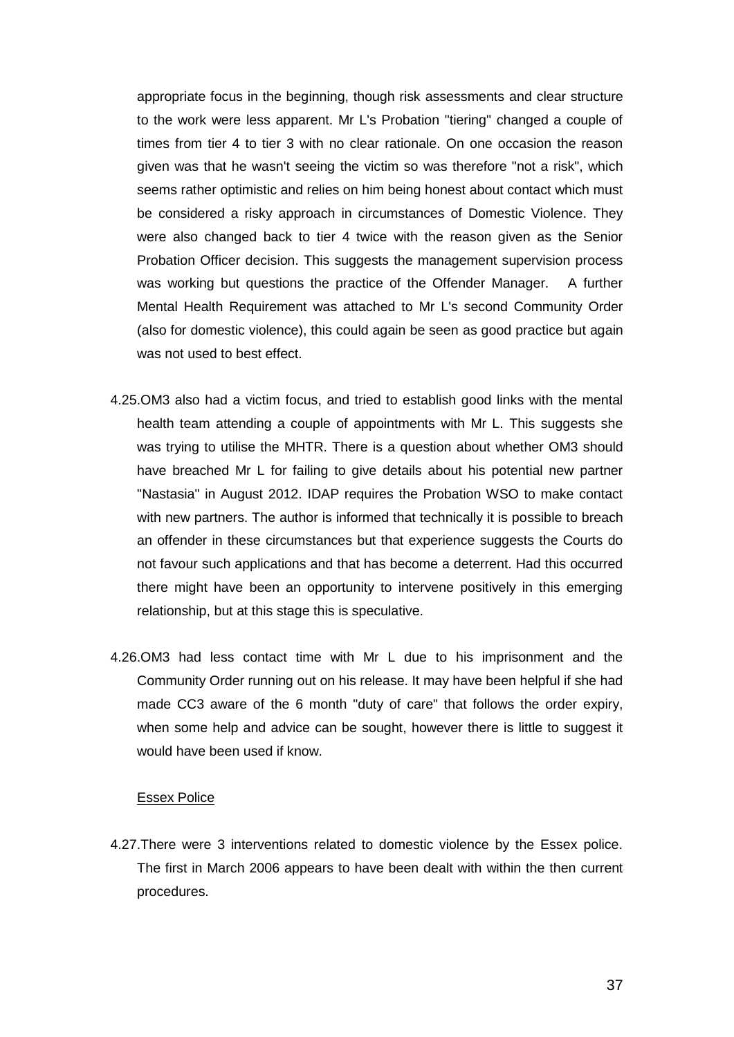appropriate focus in the beginning, though risk assessments and clear structure to the work were less apparent. Mr L's Probation "tiering" changed a couple of times from tier 4 to tier 3 with no clear rationale. On one occasion the reason given was that he wasn't seeing the victim so was therefore "not a risk", which seems rather optimistic and relies on him being honest about contact which must be considered a risky approach in circumstances of Domestic Violence. They were also changed back to tier 4 twice with the reason given as the Senior Probation Officer decision. This suggests the management supervision process was working but questions the practice of the Offender Manager. A further Mental Health Requirement was attached to Mr L's second Community Order (also for domestic violence), this could again be seen as good practice but again was not used to best effect.

4.25. OM3 also had a victim focus, and tried to establish good links with the mental health team attending a couple of appointments with Mr L. This suggests she was trying to utilise the MHTR. There is a question about whether OM3 should have breached Mr L for failing to give details about his potential new partner "Nastasia" in August 2012. IDAP requires the Probation WSO to make contact with new partners. The author is informed that technically it is possible to breach an offender in these circumstances but that experience suggests the Courts do not favour such applications and that has become a deterrent. Had this occurred there might have been an opportunity to intervene positively in this emerging relationship, but at this stage this is speculative.

4.26. OM3 had less contact time with Mr L due to his imprisonment and the Community Order running out on his release. It may have been helpful if she had made CC3 aware of the 6 month "duty of care" that follows the order expiry, when some help and advice can be sought, however there is little to suggest it would have been used if know.

Essex Police

4.27. There were 3 interventions related to domestic violence by the Essex police. The first in March 2006 appears to have been dealt with within the then current procedures.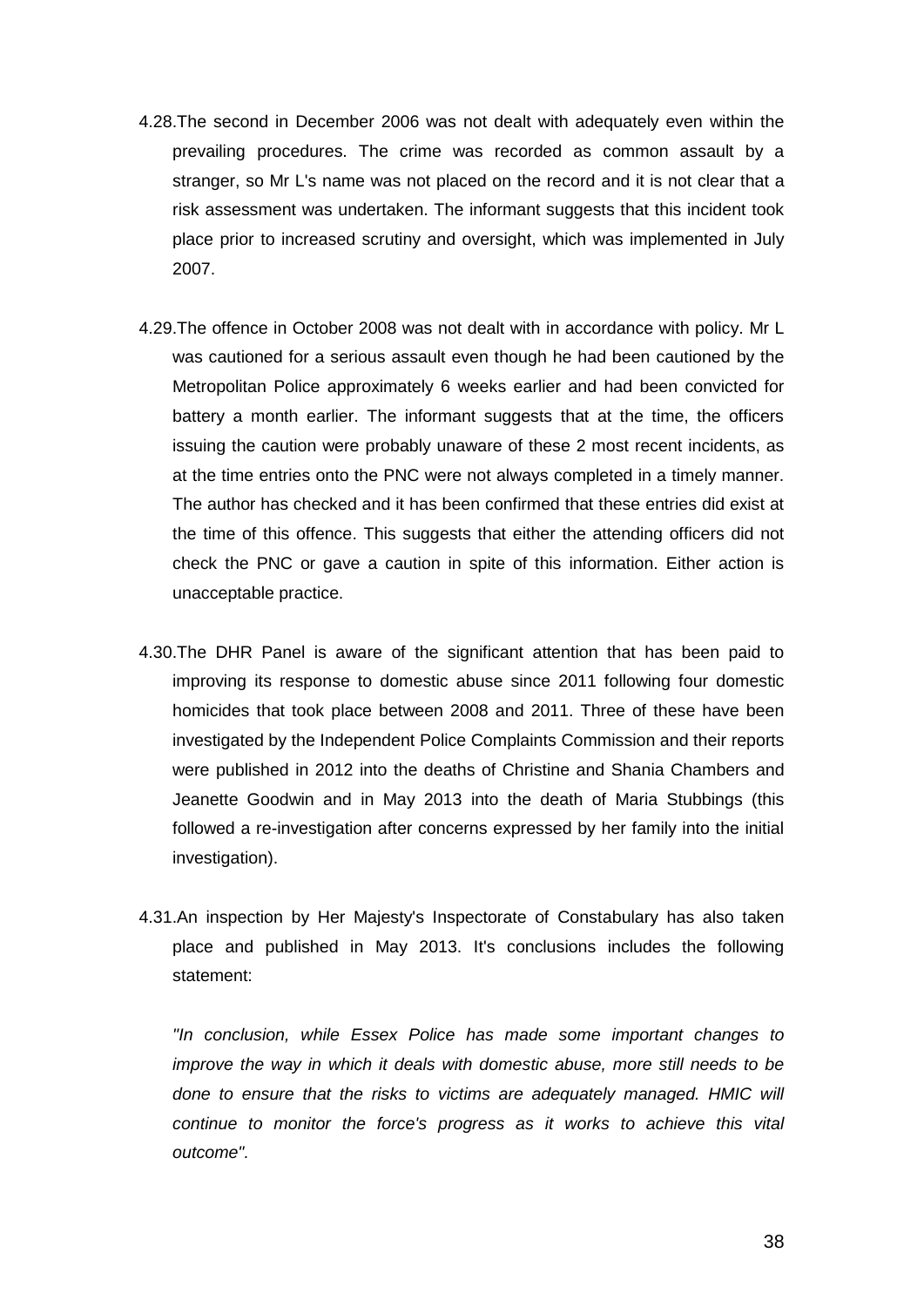4.28.The second in December 2006 was not dealt with adequately even within the prevailing procedures. The crime was recorded as common assault by a stranger, so Mr L's name was not placed on the record and it is not clear that a risk assessment was undertaken. The informant suggests that this incident took place prior to increased scrutiny and oversight, which was implemented in July 2007.

4.29.The offence in October 2008 was not dealt with in accordance with policy. Mr L was cautioned for a serious assault even though he had been cautioned by the Metropolitan Police approximately 6 weeks earlier and had been convicted for battery a month earlier. The informant suggests that at the time, the officers issuing the caution were probably unaware of these 2 most recent incidents, as at the time entries onto the PNC were not always completed in a timely manner. The author has checked and it has been confirmed that these entries did exist at the time of this offence. This suggests that either the attending officers did not check the PNC or gave a caution in spite of this information. Either action is unacceptable practice.

4.30.The DHR Panel is aware of the significant attention that has been paid to improving its response to domestic abuse since 2011 following four domestic homicides that took place between 2008 and 2011. Three of these have been investigated by the Independent Police Complaints Commission and their reports were published in 2012 into the deaths of Christine and Shania Chambers and Jeanette Goodwin and in May 2013 into the death of Maria Stubbings (this followed a re-investigation after concerns expressed by her family into the initial investigation).

4.31.An inspection by Her Majesty's Inspectorate of Constabulary has also taken place and published in May 2013. It's conclusions includes the following statement:

*"In conclusion, while Essex Police has made some important changes to improve the way in which it deals with domestic abuse, more still needs to be done to ensure that the risks to victims are adequately managed. HMIC will continue to monitor the force's progress as it works to achieve this vital outcome".*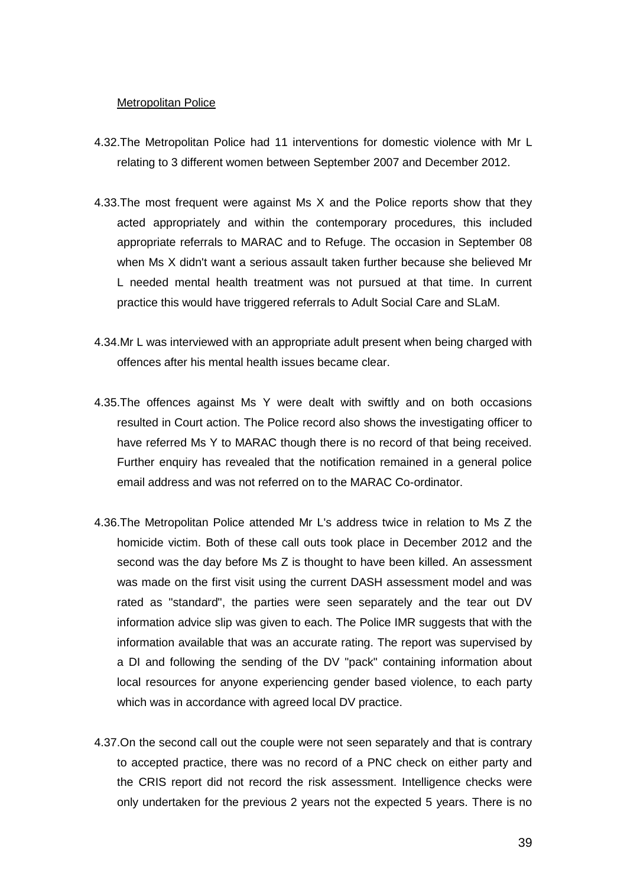Metropolitan Police

4.32.The Metropolitan Police had 11 interventions for domestic violence with Mr L relating to 3 different women between September 2007 and December 2012.

4.33.The most frequent were against Ms X and the Police reports show that they acted appropriately and within the contemporary procedures, this included appropriate referrals to MARAC and to Refuge. The occasion in September 08 when Ms X didn't want a serious assault taken further because she believed Mr L needed mental health treatment was not pursued at that time. In current practice this would have triggered referrals to Adult Social Care and SLaM.

4.34.Mr L was interviewed with an appropriate adult present when being charged with offences after his mental health issues became clear.

4.35.The offences against Ms Y were dealt with swiftly and on both occasions resulted in Court action. The Police record also shows the investigating officer to have referred Ms Y to MARAC though there is no record of that being received. Further enquiry has revealed that the notification remained in a general police email address and was not referred on to the MARAC Co-ordinator.

4.36.The Metropolitan Police attended Mr L's address twice in relation to Ms Z the homicide victim. Both of these call outs took place in December 2012 and the second was the day before Ms Z is thought to have been killed. An assessment was made on the first visit using the current DASH assessment model and was rated as "standard", the parties were seen separately and the tear out DV information advice slip was given to each. The Police IMR suggests that with the information available that was an accurate rating. The report was supervised by a DI and following the sending of the DV "pack" containing information about local resources for anyone experiencing gender based violence, to each party which was in accordance with agreed local DV practice.

4.37.On the second call out the couple were not seen separately and that is contrary to accepted practice, there was no record of a PNC check on either party and the CRIS report did not record the risk assessment. Intelligence checks were only undertaken for the previous 2 years not the expected 5 years. There is no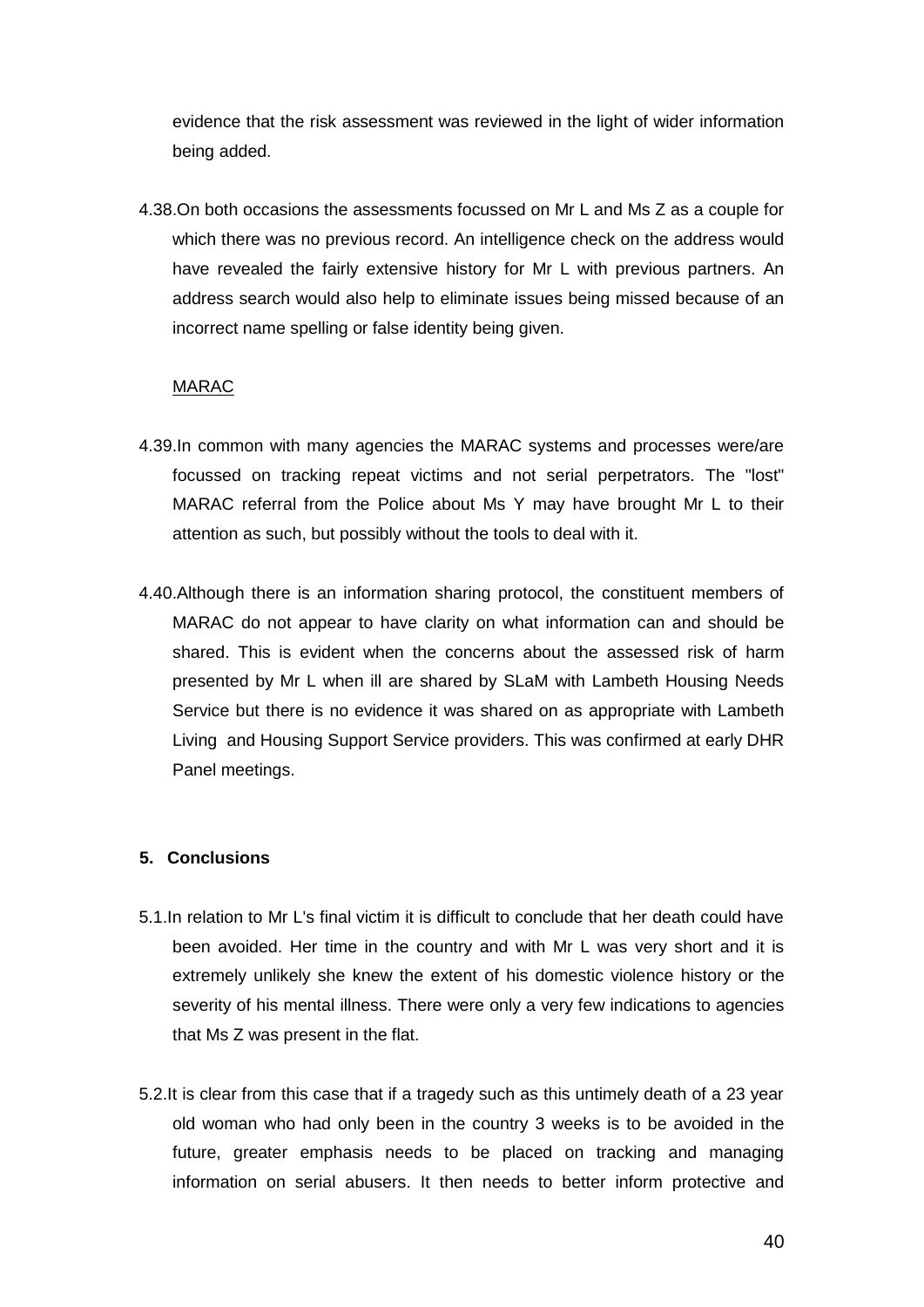evidence that the risk assessment was reviewed in the light of wider information being added.

4.38. On both occasions the assessments focussed on Mr L and Ms Z as a couple for which there was no previous record. An intelligence check on the address would have revealed the fairly extensive history for Mr L with previous partners. An address search would also help to eliminate issues being missed because of an incorrect name spelling or false identity being given.

<u>MARAC</u>

4.39. In common with many agencies the MARAC systems and processes were/are focussed on tracking repeat victims and not serial perpetrators. The "lost" MARAC referral from the Police about Ms Y may have brought Mr L to their attention as such, but possibly without the tools to deal with it.

4.40. Although there is an information sharing protocol, the constituent members of MARAC do not appear to have clarity on what information can and should be shared. This is evident when the concerns about the assessed risk of harm presented by Mr L when ill are shared by SLaM with Lambeth Housing Needs Service but there is no evidence it was shared on as appropriate with Lambeth Living and Housing Support Service providers. This was confirmed at early DHR Panel meetings.

## 5. Conclusions

5.1. In relation to Mr L's final victim it is difficult to conclude that her death could have been avoided. Her time in the country and with Mr L was very short and it is extremely unlikely she knew the extent of his domestic violence history or the severity of his mental illness. There were only a very few indications to agencies that Ms Z was present in the flat.

5.2. It is clear from this case that if a tragedy such as this untimely death of a 23 year old woman who had only been in the country 3 weeks is to be avoided in the future, greater emphasis needs to be placed on tracking and managing information on serial abusers. It then needs to better inform protective and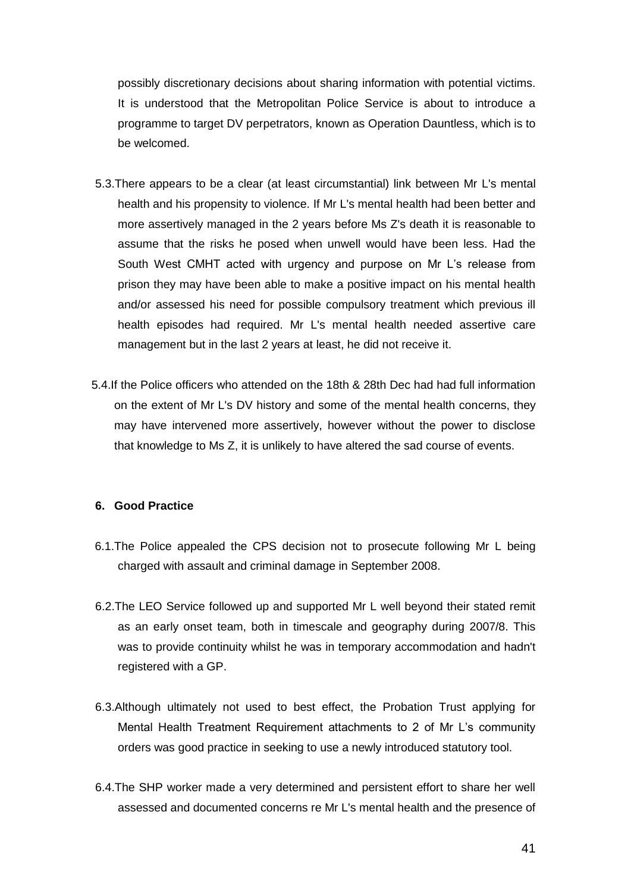possibly discretionary decisions about sharing information with potential victims. It is understood that the Metropolitan Police Service is about to introduce a programme to target DV perpetrators, known as Operation Dauntless, which is to be welcomed.

5.3. There appears to be a clear (at least circumstantial) link between Mr L's mental health and his propensity to violence. If Mr L's mental health had been better and more assertively managed in the 2 years before Ms Z's death it is reasonable to assume that the risks he posed when unwell would have been less. Had the South West CMHT acted with urgency and purpose on Mr L's release from prison they may have been able to make a positive impact on his mental health and/or assessed his need for possible compulsory treatment which previous ill health episodes had required. Mr L's mental health needed assertive care management but in the last 2 years at least, he did not receive it.

5.4. If the Police officers who attended on the 18th & 28th Dec had had full information on the extent of Mr L's DV history and some of the mental health concerns, they may have intervened more assertively, however without the power to disclose that knowledge to Ms Z, it is unlikely to have altered the sad course of events.

## 6. Good Practice

6.1. The Police appealed the CPS decision not to prosecute following Mr L being charged with assault and criminal damage in September 2008.

6.2. The LEO Service followed up and supported Mr L well beyond their stated remit as an early onset team, both in timescale and geography during 2007/8. This was to provide continuity whilst he was in temporary accommodation and hadn't registered with a GP.

6.3. Although ultimately not used to best effect, the Probation Trust applying for Mental Health Treatment Requirement attachments to 2 of Mr L's community orders was good practice in seeking to use a newly introduced statutory tool.

6.4. The SHP worker made a very determined and persistent effort to share her well assessed and documented concerns re Mr L's mental health and the presence of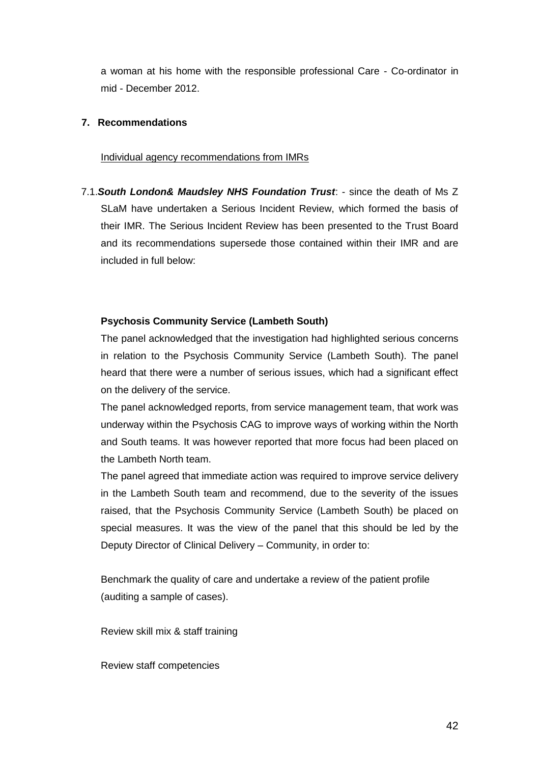a woman at his home with the responsible professional Care - Co-ordinator in mid - December 2012.

## 7. Recommendations

Individual agency recommendations from IMRs

7.1.***South London& Maudsley NHS Foundation Trust***: - since the death of Ms Z SLaM have undertaken a Serious Incident Review, which formed the basis of their IMR. The Serious Incident Review has been presented to the Trust Board and its recommendations supersede those contained within their IMR and are included in full below:

**Psychosis Community Service (Lambeth South)**

The panel acknowledged that the investigation had highlighted serious concerns in relation to the Psychosis Community Service (Lambeth South). The panel heard that there were a number of serious issues, which had a significant effect on the delivery of the service.

The panel acknowledged reports, from service management team, that work was underway within the Psychosis CAG to improve ways of working within the North and South teams. It was however reported that more focus had been placed on the Lambeth North team.

The panel agreed that immediate action was required to improve service delivery in the Lambeth South team and recommend, due to the severity of the issues raised, that the Psychosis Community Service (Lambeth South) be placed on special measures. It was the view of the panel that this should be led by the Deputy Director of Clinical Delivery – Community, in order to:

Benchmark the quality of care and undertake a review of the patient profile (auditing a sample of cases).

Review skill mix & staff training

Review staff competencies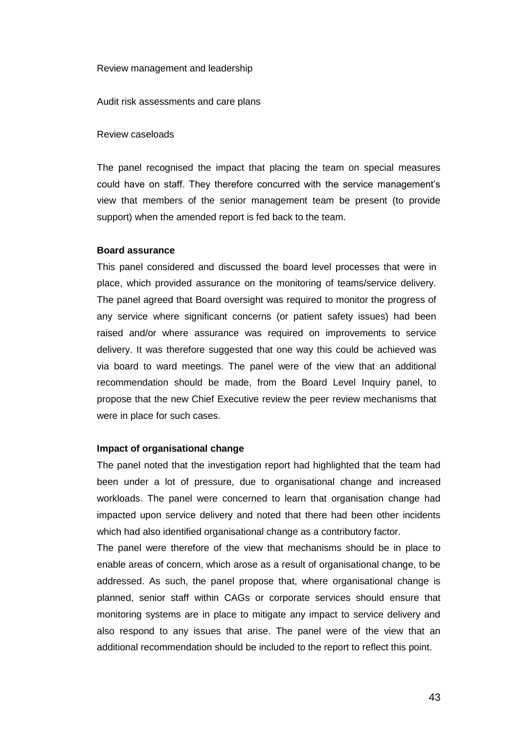Review management and leadership

Audit risk assessments and care plans

Review caseloads

The panel recognised the impact that placing the team on special measures could have on staff. They therefore concurred with the service management's view that members of the senior management team be present (to provide support) when the amended report is fed back to the team.

**Board assurance**

This panel considered and discussed the board level processes that were in place, which provided assurance on the monitoring of teams/service delivery. The panel agreed that Board oversight was required to monitor the progress of any service where significant concerns (or patient safety issues) had been raised and/or where assurance was required on improvements to service delivery. It was therefore suggested that one way this could be achieved was via board to ward meetings. The panel were of the view that an additional recommendation should be made, from the Board Level Inquiry panel, to propose that the new Chief Executive review the peer review mechanisms that were in place for such cases.

**Impact of organisational change**

The panel noted that the investigation report had highlighted that the team had been under a lot of pressure, due to organisational change and increased workloads. The panel were concerned to learn that organisation change had impacted upon service delivery and noted that there had been other incidents which had also identified organisational change as a contributory factor.

The panel were therefore of the view that mechanisms should be in place to enable areas of concern, which arose as a result of organisational change, to be addressed. As such, the panel propose that, where organisational change is planned, senior staff within CAGs or corporate services should ensure that monitoring systems are in place to mitigate any impact to service delivery and also respond to any issues that arise. The panel were of the view that an additional recommendation should be included to the report to reflect this point.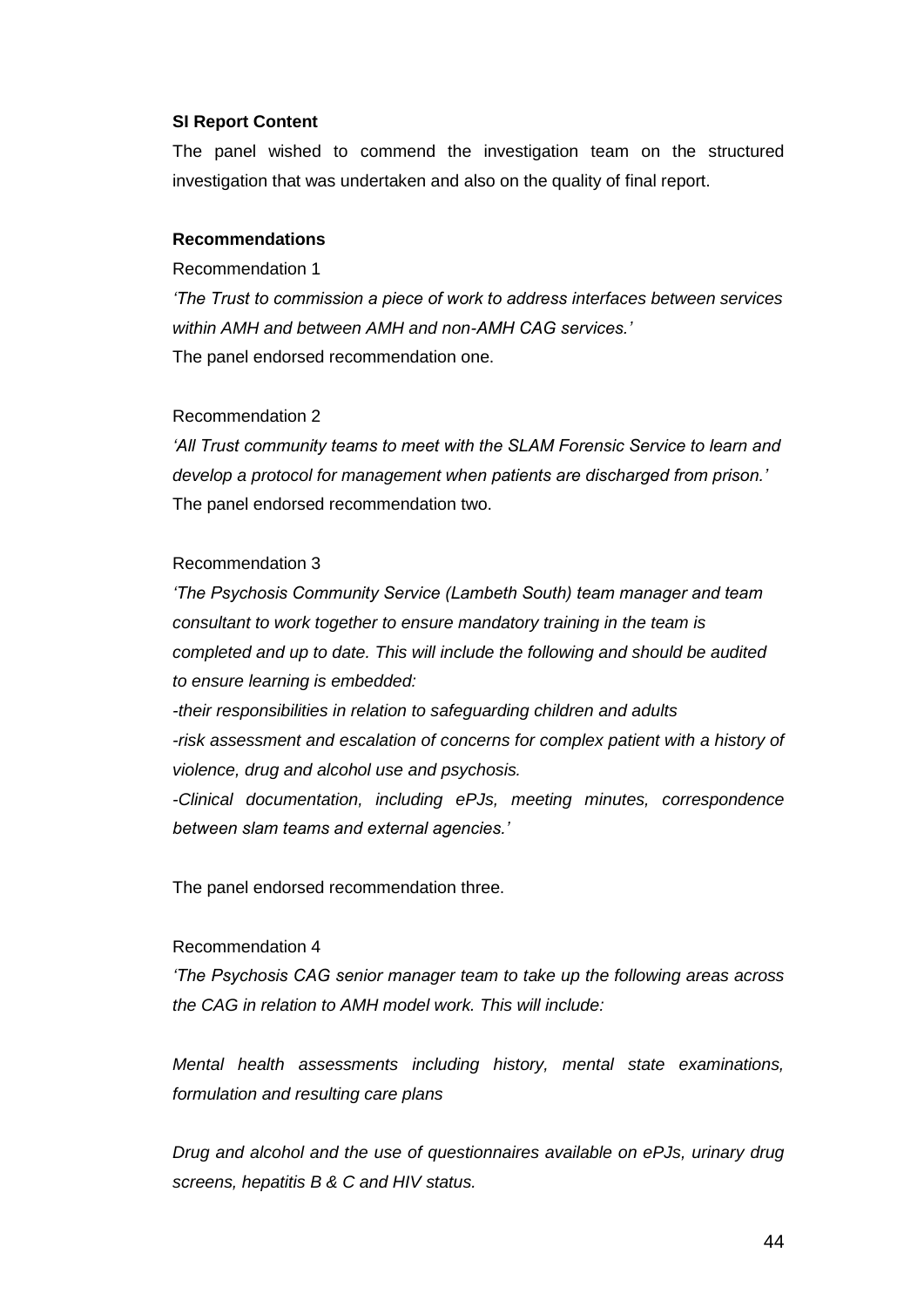**SI Report Content**

The panel wished to commend the investigation team on the structured investigation that was undertaken and also on the quality of final report.

**Recommendations**

Recommendation 1

*'The Trust to commission a piece of work to address interfaces between services within AMH and between AMH and non-AMH CAG services.'*

The panel endorsed recommendation one.

Recommendation 2

*'All Trust community teams to meet with the SLAM Forensic Service to learn and develop a protocol for management when patients are discharged from prison.'*

The panel endorsed recommendation two.

Recommendation 3

*'The Psychosis Community Service (Lambeth South) team manager and team consultant to work together to ensure mandatory training in the team is completed and up to date. This will include the following and should be audited to ensure learning is embedded:*

*-their responsibilities in relation to safeguarding children and adults*

*-risk assessment and escalation of concerns for complex patient with a history of violence, drug and alcohol use and psychosis.*

*-Clinical documentation, including ePJs, meeting minutes, correspondence between slam teams and external agencies.'*

The panel endorsed recommendation three.

Recommendation 4

*'The Psychosis CAG senior manager team to take up the following areas across the CAG in relation to AMH model work. This will include:*

*Mental health assessments including history, mental state examinations, formulation and resulting care plans*

*Drug and alcohol and the use of questionnaires available on ePJs, urinary drug screens, hepatitis B & C and HIV status.*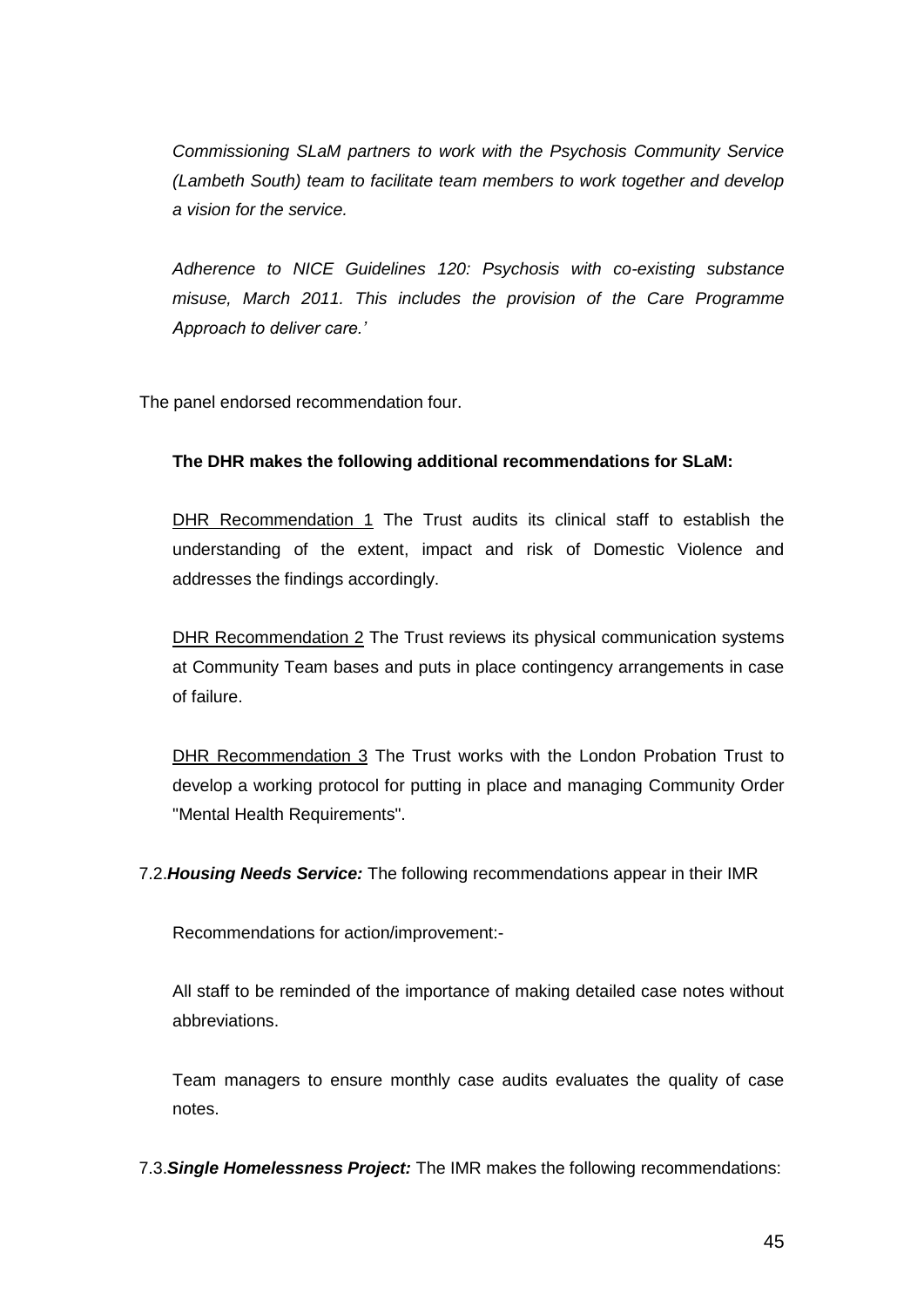*Commissioning SLaM partners to work with the Psychosis Community Service (Lambeth South) team to facilitate team members to work together and develop a vision for the service.*

*Adherence to NICE Guidelines 120: Psychosis with co-existing substance misuse, March 2011. This includes the provision of the Care Programme Approach to deliver care.'*

The panel endorsed recommendation four.

**The DHR makes the following additional recommendations for SLaM:**

<u>DHR Recommendation 1</u> The Trust audits its clinical staff to establish the understanding of the extent, impact and risk of Domestic Violence and addresses the findings accordingly.

<u>DHR Recommendation 2</u> The Trust reviews its physical communication systems at Community Team bases and puts in place contingency arrangements in case of failure.

<u>DHR Recommendation 3</u> The Trust works with the London Probation Trust to develop a working protocol for putting in place and managing Community Order "Mental Health Requirements".

7.2.***Housing Needs Service:*** The following recommendations appear in their IMR

Recommendations for action/improvement:-

All staff to be reminded of the importance of making detailed case notes without abbreviations.

Team managers to ensure monthly case audits evaluates the quality of case notes.

7.3.***Single Homelessness Project:*** The IMR makes the following recommendations: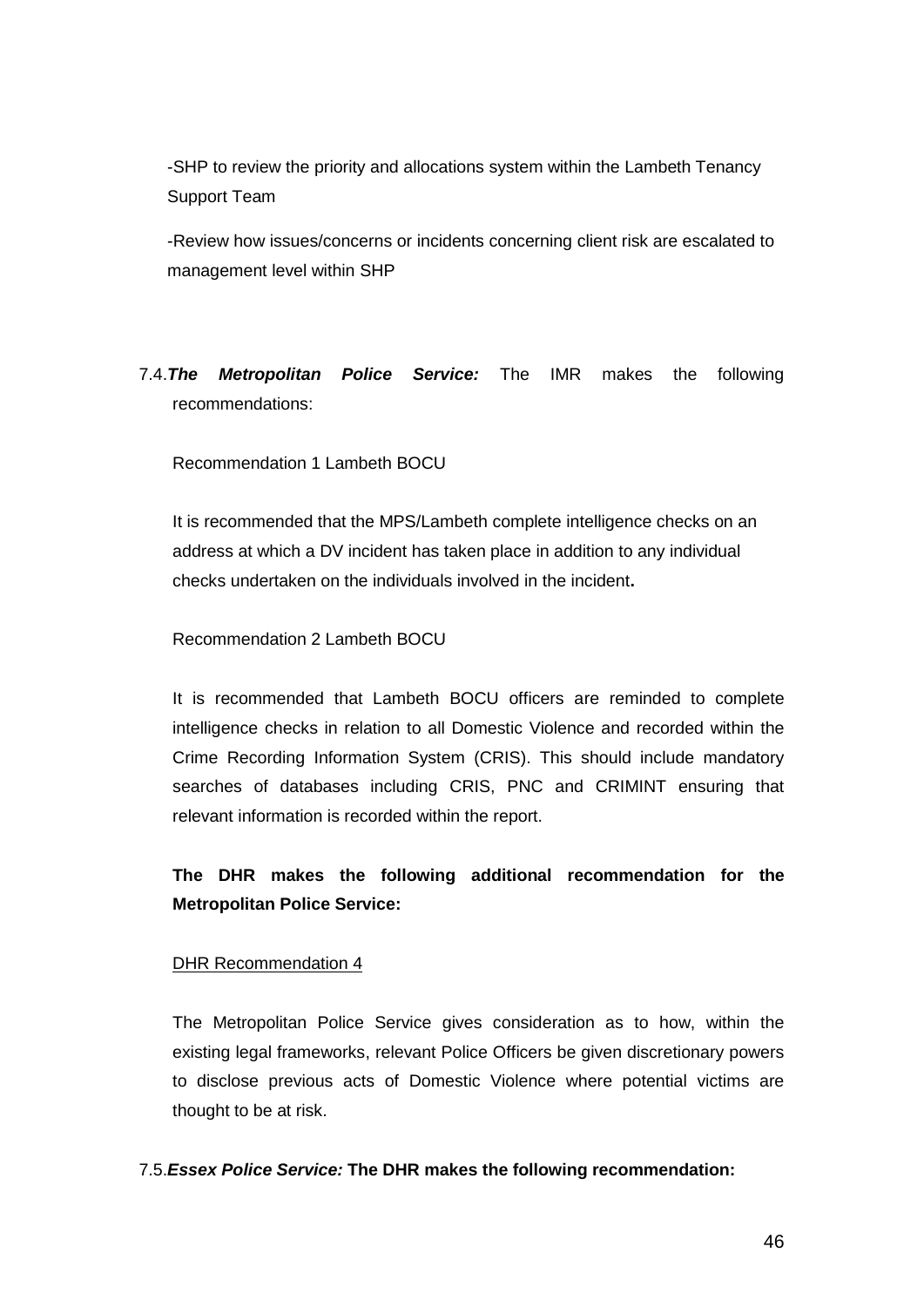-SHP to review the priority and allocations system within the Lambeth Tenancy Support Team

-Review how issues/concerns or incidents concerning client risk are escalated to management level within SHP

7.4.***The Metropolitan Police Service:*** The IMR makes the following recommendations:

Recommendation 1 Lambeth BOCU

It is recommended that the MPS/Lambeth complete intelligence checks on an address at which a DV incident has taken place in addition to any individual checks undertaken on the individuals involved in the incident**.**

Recommendation 2 Lambeth BOCU

It is recommended that Lambeth BOCU officers are reminded to complete intelligence checks in relation to all Domestic Violence and recorded within the Crime Recording Information System (CRIS). This should include mandatory searches of databases including CRIS, PNC and CRIMINT ensuring that relevant information is recorded within the report.

**The DHR makes the following additional recommendation for the Metropolitan Police Service:**

DHR Recommendation 4

The Metropolitan Police Service gives consideration as to how, within the existing legal frameworks, relevant Police Officers be given discretionary powers to disclose previous acts of Domestic Violence where potential victims are thought to be at risk.

7.5.***Essex Police Service:*** **The DHR makes the following recommendation:**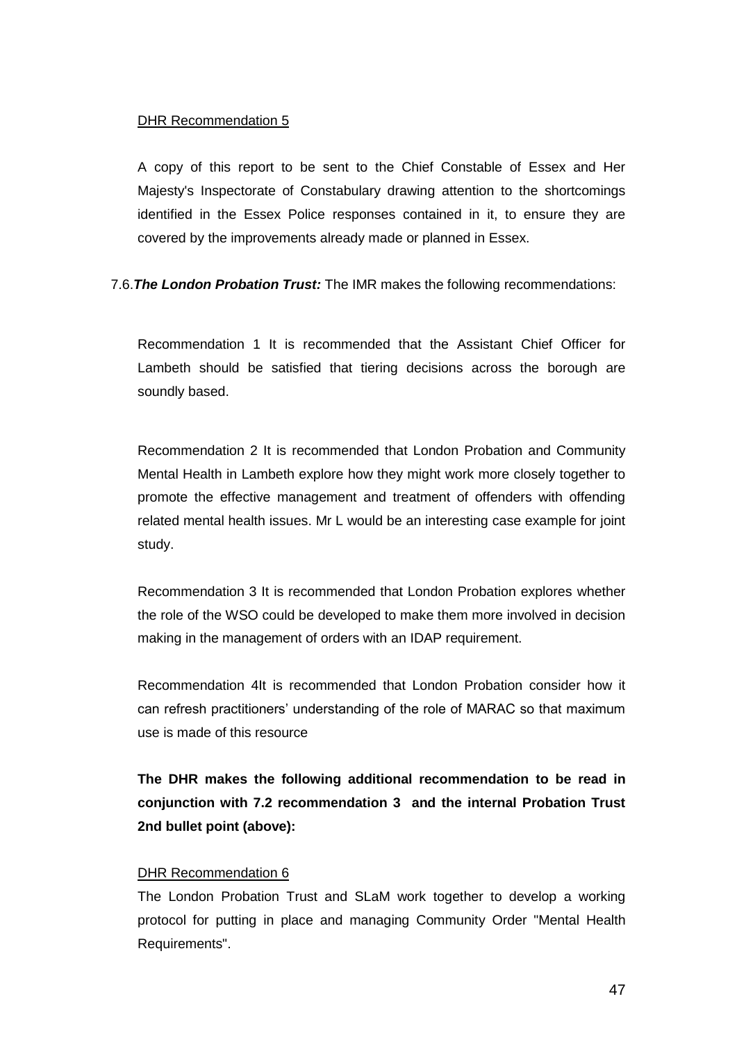<u>DHR Recommendation 5</u>

A copy of this report to be sent to the Chief Constable of Essex and Her Majesty's Inspectorate of Constabulary drawing attention to the shortcomings identified in the Essex Police responses contained in it, to ensure they are covered by the improvements already made or planned in Essex.

7.6.***The London Probation Trust:*** The IMR makes the following recommendations:

Recommendation 1 It is recommended that the Assistant Chief Officer for Lambeth should be satisfied that tiering decisions across the borough are soundly based.

Recommendation 2 It is recommended that London Probation and Community Mental Health in Lambeth explore how they might work more closely together to promote the effective management and treatment of offenders with offending related mental health issues. Mr L would be an interesting case example for joint study.

Recommendation 3 It is recommended that London Probation explores whether the role of the WSO could be developed to make them more involved in decision making in the management of orders with an IDAP requirement.

Recommendation 4It is recommended that London Probation consider how it can refresh practitioners' understanding of the role of MARAC so that maximum use is made of this resource

**The DHR makes the following additional recommendation to be read in conjunction with 7.2 recommendation 3 and the internal Probation Trust 2nd bullet point (above):**

<u>DHR Recommendation 6</u>

The London Probation Trust and SLaM work together to develop a working protocol for putting in place and managing Community Order "Mental Health Requirements".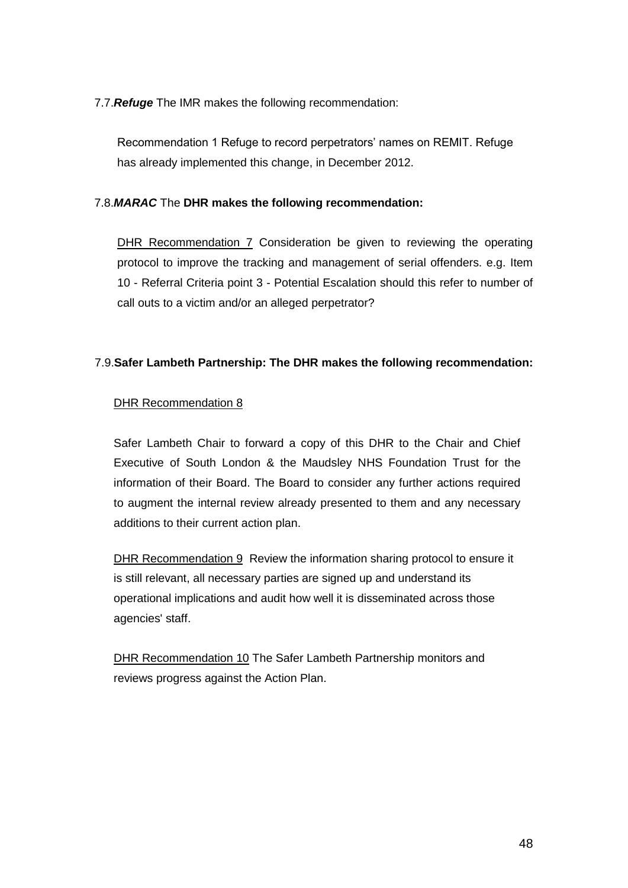7.7.***Refuge*** The IMR makes the following recommendation:

Recommendation 1 Refuge to record perpetrators' names on REMIT. Refuge has already implemented this change, in December 2012.

7.8.***MARAC*** The **DHR makes the following recommendation:**

DHR Recommendation 7 Consideration be given to reviewing the operating protocol to improve the tracking and management of serial offenders. e.g. Item 10 - Referral Criteria point 3 - Potential Escalation should this refer to number of call outs to a victim and/or an alleged perpetrator?

7.9.**Safer Lambeth Partnership: The DHR makes the following recommendation:**

DHR Recommendation 8

Safer Lambeth Chair to forward a copy of this DHR to the Chair and Chief Executive of South London & the Maudsley NHS Foundation Trust for the information of their Board. The Board to consider any further actions required to augment the internal review already presented to them and any necessary additions to their current action plan.

DHR Recommendation 9 Review the information sharing protocol to ensure it is still relevant, all necessary parties are signed up and understand its operational implications and audit how well it is disseminated across those agencies' staff.

DHR Recommendation 10 The Safer Lambeth Partnership monitors and reviews progress against the Action Plan.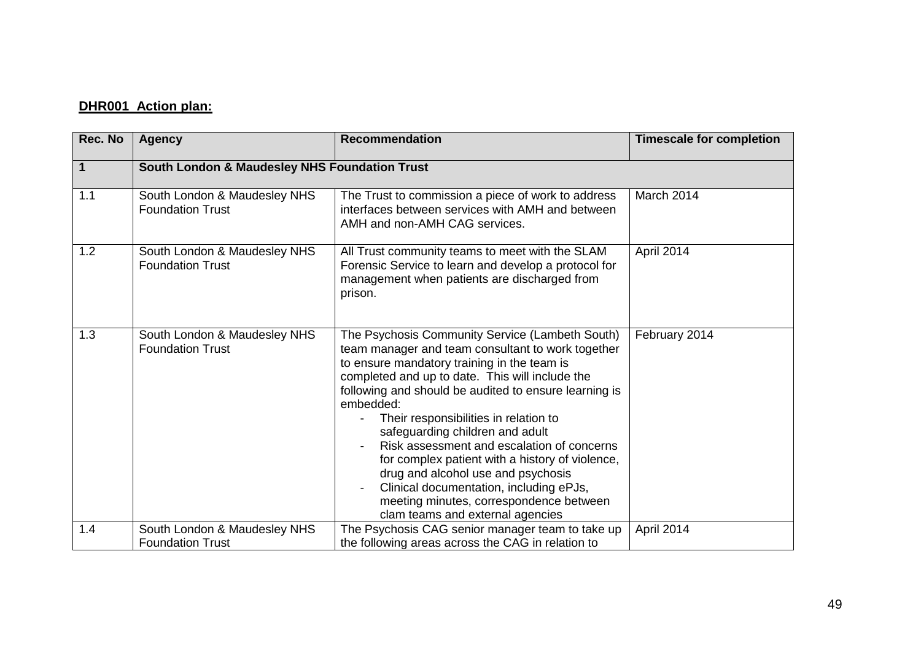**DHR001 Action plan:**

| Rec. No | Agency | Recommendation | Timescale for completion |
|---|---|---|---|
| **1** | **South London & Maudesley NHS Foundation Trust** | | |
| 1.1 | South London & Maudesley NHS Foundation Trust | The Trust to commission a piece of work to address interfaces between services with AMH and between AMH and non-AMH CAG services. | March 2014 |
| 1.2 | South London & Maudesley NHS Foundation Trust | All Trust community teams to meet with the SLAM Forensic Service to learn and develop a protocol for management when patients are discharged from prison. | April 2014 |
| 1.3 | South London & Maudesley NHS Foundation Trust | The Psychosis Community Service (Lambeth South) team manager and team consultant to work together to ensure mandatory training in the team is completed and up to date. This will include the following and should be audited to ensure learning is embedded:<br>- Their responsibilities in relation to safeguarding children and adult<br>- Risk assessment and escalation of concerns for complex patient with a history of violence, drug and alcohol use and psychosis<br>- Clinical documentation, including ePJs, meeting minutes, correspondence between clam teams and external agencies | February 2014 |
| 1.4 | South London & Maudesley NHS Foundation Trust | The Psychosis CAG senior manager team to take up the following areas across the CAG in relation to | April 2014 |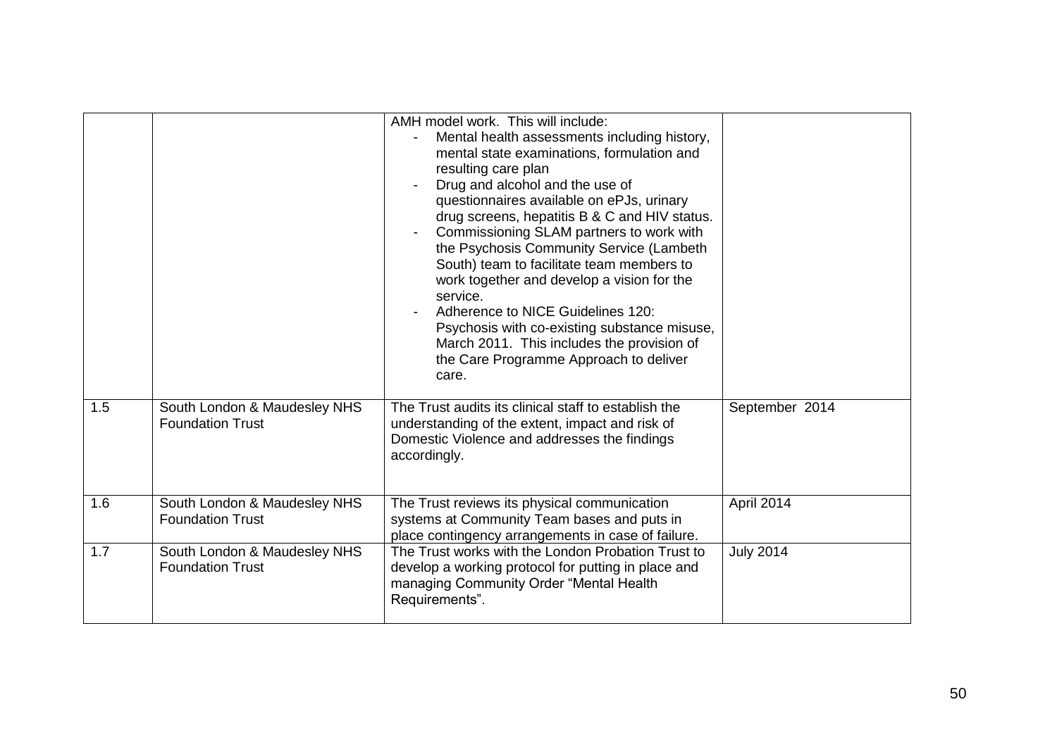| | | | |
|---|---|---|---|
| | | AMH model work. This will include:<br>- Mental health assessments including history, mental state examinations, formulation and resulting care plan<br>- Drug and alcohol and the use of questionnaires available on ePJs, urinary drug screens, hepatitis B & C and HIV status.<br>- Commissioning SLAM partners to work with the Psychosis Community Service (Lambeth South) team to facilitate team members to work together and develop a vision for the service.<br>- Adherence to NICE Guidelines 120: Psychosis with co-existing substance misuse, March 2011. This includes the provision of the Care Programme Approach to deliver care. | |
| 1.5 | South London & Maudesley NHS Foundation Trust | The Trust audits its clinical staff to establish the understanding of the extent, impact and risk of Domestic Violence and addresses the findings accordingly. | September 2014 |
| 1.6 | South London & Maudesley NHS Foundation Trust | The Trust reviews its physical communication systems at Community Team bases and puts in place contingency arrangements in case of failure. | April 2014 |
| 1.7 | South London & Maudesley NHS Foundation Trust | The Trust works with the London Probation Trust to develop a working protocol for putting in place and managing Community Order "Mental Health Requirements". | July 2014 |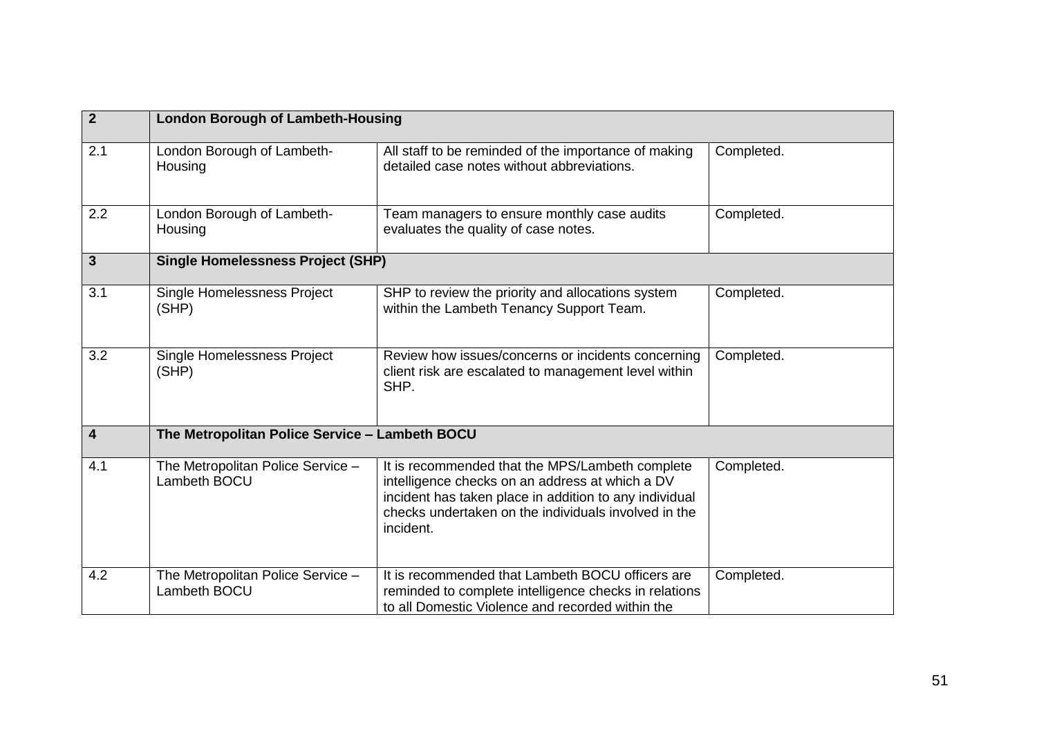| 2 | **London Borough of Lambeth-Housing** | | |
|---|---|---|---|
| 2.1 | London Borough of Lambeth-Housing | All staff to be reminded of the importance of making detailed case notes without abbreviations. | Completed. |
| 2.2 | London Borough of Lambeth-Housing | Team managers to ensure monthly case audits evaluates the quality of case notes. | Completed. |
| **3** | **Single Homelessness Project (SHP)** | | |
| 3.1 | Single Homelessness Project (SHP) | SHP to review the priority and allocations system within the Lambeth Tenancy Support Team. | Completed. |
| 3.2 | Single Homelessness Project (SHP) | Review how issues/concerns or incidents concerning client risk are escalated to management level within SHP. | Completed. |
| **4** | **The Metropolitan Police Service – Lambeth BOCU** | | |
| 4.1 | The Metropolitan Police Service – Lambeth BOCU | It is recommended that the MPS/Lambeth complete intelligence checks on an address at which a DV incident has taken place in addition to any individual checks undertaken on the individuals involved in the incident. | Completed. |
| 4.2 | The Metropolitan Police Service – Lambeth BOCU | It is recommended that Lambeth BOCU officers are reminded to complete intelligence checks in relations to all Domestic Violence and recorded within the | Completed. |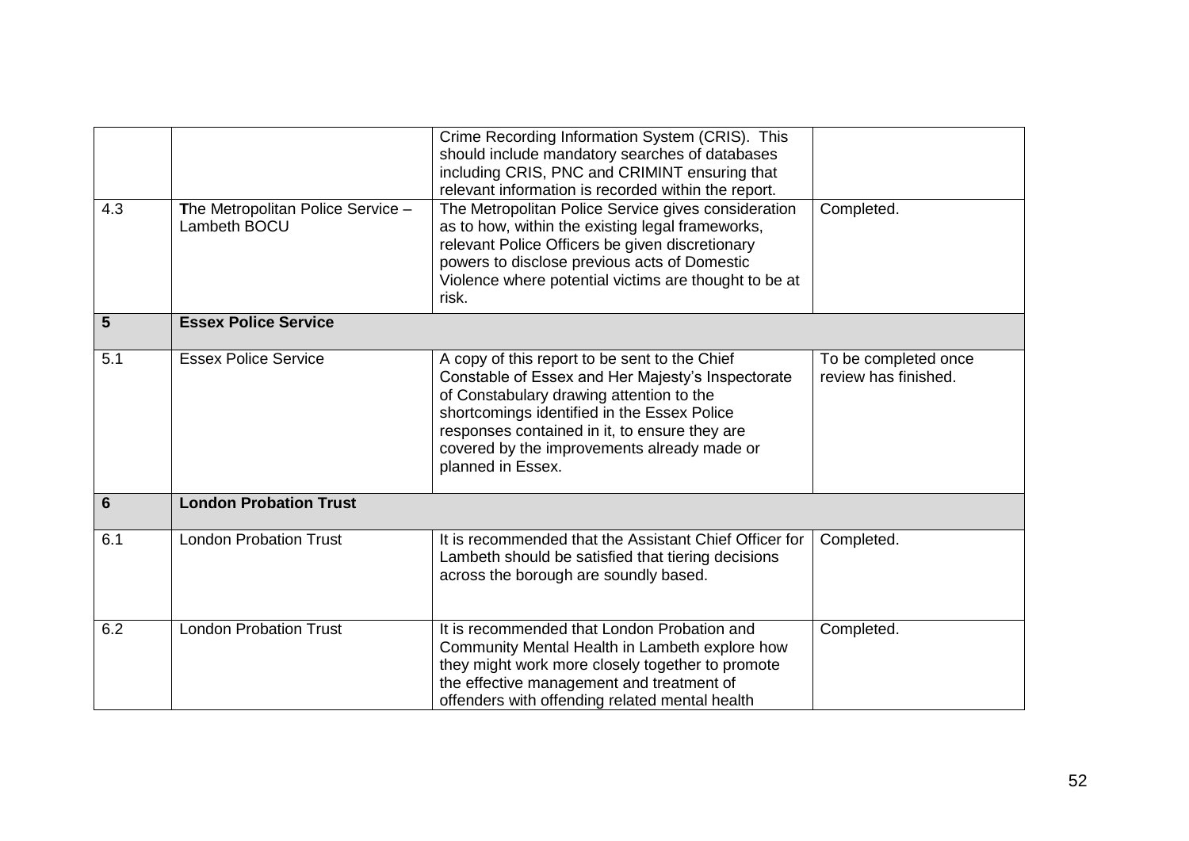|  |  |  |  |
|---|---|---|---|
|  |  | Crime Recording Information System (CRIS). This should include mandatory searches of databases including CRIS, PNC and CRIMINT ensuring that relevant information is recorded within the report. |  |
| 4.3 | **T**he Metropolitan Police Service – Lambeth BOCU | The Metropolitan Police Service gives consideration as to how, within the existing legal frameworks, relevant Police Officers be given discretionary powers to disclose previous acts of Domestic Violence where potential victims are thought to be at risk. | Completed. |
| **5** | **Essex Police Service** |  |  |
| 5.1 | Essex Police Service | A copy of this report to be sent to the Chief Constable of Essex and Her Majesty's Inspectorate of Constabulary drawing attention to the shortcomings identified in the Essex Police responses contained in it, to ensure they are covered by the improvements already made or planned in Essex. | To be completed once review has finished. |
| **6** | **London Probation Trust** |  |  |
| 6.1 | London Probation Trust | It is recommended that the Assistant Chief Officer for Lambeth should be satisfied that tiering decisions across the borough are soundly based. | Completed. |
| 6.2 | London Probation Trust | It is recommended that London Probation and Community Mental Health in Lambeth explore how they might work more closely together to promote the effective management and treatment of offenders with offending related mental health | Completed. |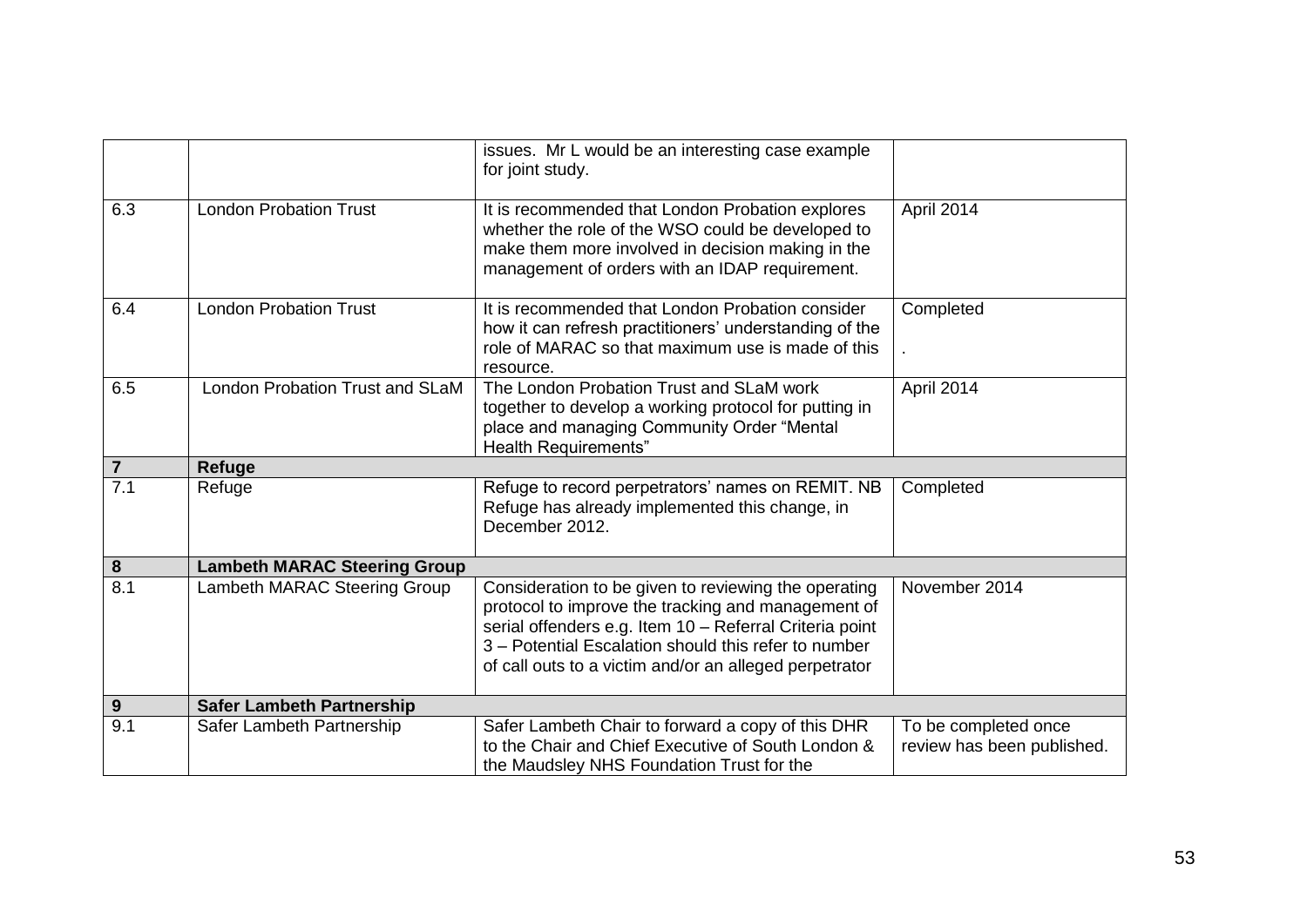| | | | |
|---|---|---|---|
| | | issues. Mr L would be an interesting case example for joint study. | |
| 6.3 | London Probation Trust | It is recommended that London Probation explores whether the role of the WSO could be developed to make them more involved in decision making in the management of orders with an IDAP requirement. | April 2014 |
| 6.4 | London Probation Trust | It is recommended that London Probation consider how it can refresh practitioners' understanding of the role of MARAC so that maximum use is made of this resource. | Completed<br><br>. |
| 6.5 | London Probation Trust and SLaM | The London Probation Trust and SLaM work together to develop a working protocol for putting in place and managing Community Order "Mental Health Requirements" | April 2014 |
| **7** | **Refuge** | | |
| 7.1 | Refuge | Refuge to record perpetrators' names on REMIT. NB Refuge has already implemented this change, in December 2012. | Completed |
| **8** | **Lambeth MARAC Steering Group** | | |
| 8.1 | Lambeth MARAC Steering Group | Consideration to be given to reviewing the operating protocol to improve the tracking and management of serial offenders e.g. Item 10 – Referral Criteria point 3 – Potential Escalation should this refer to number of call outs to a victim and/or an alleged perpetrator | November 2014 |
| **9** | **Safer Lambeth Partnership** | | |
| 9.1 | Safer Lambeth Partnership | Safer Lambeth Chair to forward a copy of this DHR to the Chair and Chief Executive of South London & the Maudsley NHS Foundation Trust for the | To be completed once review has been published. |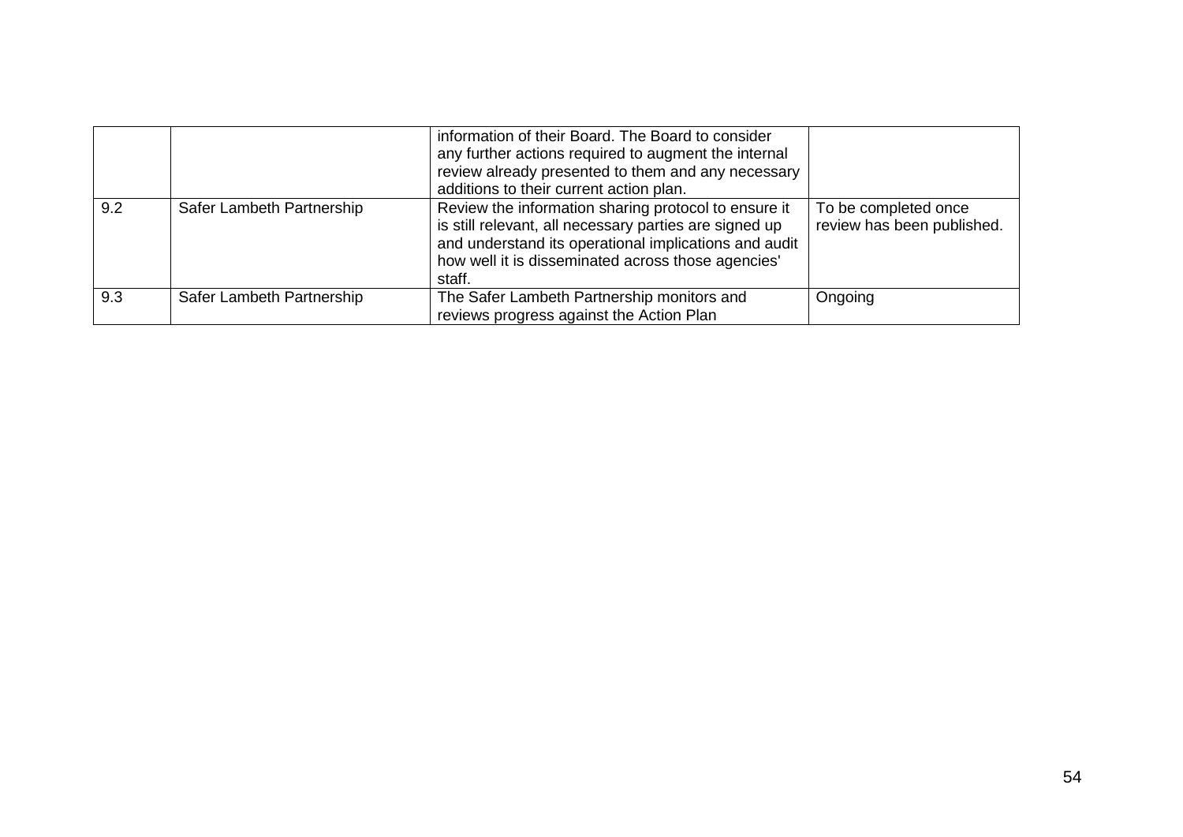| | | | |
|---|---|---|---|
| | | information of their Board. The Board to consider any further actions required to augment the internal review already presented to them and any necessary additions to their current action plan. | |
| 9.2 | Safer Lambeth Partnership | Review the information sharing protocol to ensure it is still relevant, all necessary parties are signed up and understand its operational implications and audit how well it is disseminated across those agencies' staff. | To be completed once review has been published. |
| 9.3 | Safer Lambeth Partnership | The Safer Lambeth Partnership monitors and reviews progress against the Action Plan | Ongoing |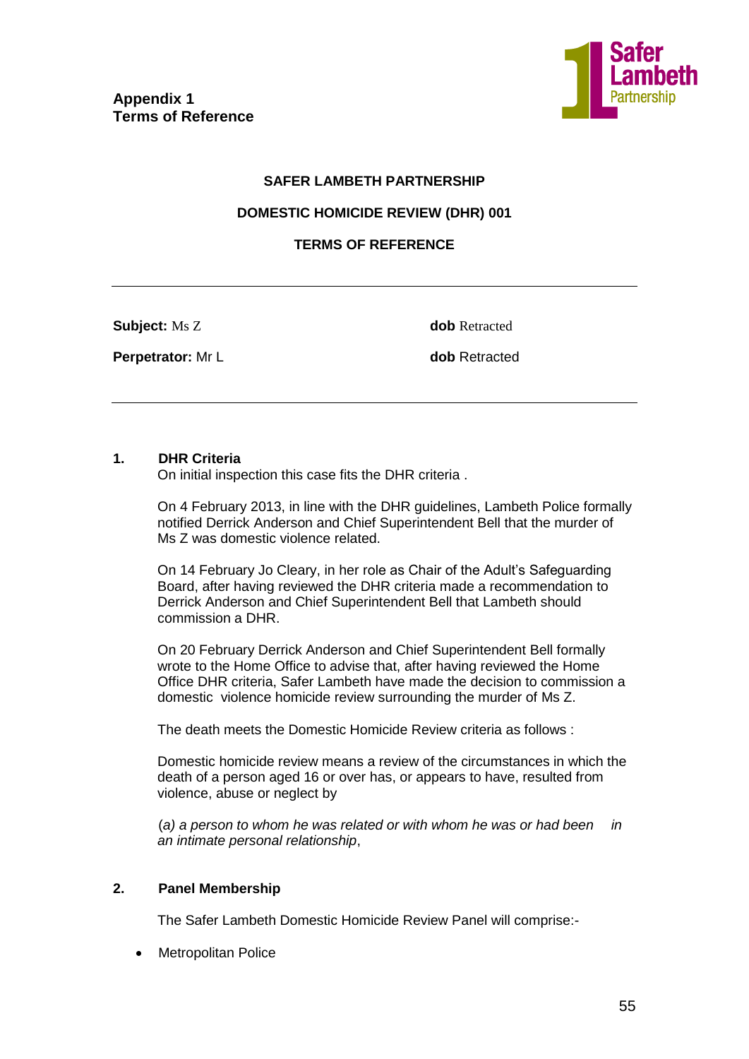**Appendix 1**
**Terms of Reference**

**SAFER LAMBETH PARTNERSHIP**

**DOMESTIC HOMICIDE REVIEW (DHR) 001**

**TERMS OF REFERENCE**

---

**Subject:** Ms Z &nbsp;&nbsp;&nbsp;&nbsp;&nbsp;&nbsp;&nbsp;&nbsp;&nbsp;&nbsp;&nbsp;&nbsp;&nbsp;&nbsp;&nbsp;&nbsp;&nbsp;&nbsp;&nbsp;&nbsp; **dob** Retracted

**Perpetrator:** Mr L &nbsp;&nbsp;&nbsp;&nbsp;&nbsp;&nbsp;&nbsp;&nbsp;&nbsp;&nbsp;&nbsp;&nbsp;&nbsp;&nbsp; **dob** Retracted

---

## 1. DHR Criteria

On initial inspection this case fits the DHR criteria .

On 4 February 2013, in line with the DHR guidelines, Lambeth Police formally notified Derrick Anderson and Chief Superintendent Bell that the murder of Ms Z was domestic violence related.

On 14 February Jo Cleary, in her role as Chair of the Adult's Safeguarding Board, after having reviewed the DHR criteria made a recommendation to Derrick Anderson and Chief Superintendent Bell that Lambeth should commission a DHR.

On 20 February Derrick Anderson and Chief Superintendent Bell formally wrote to the Home Office to advise that, after having reviewed the Home Office DHR criteria, Safer Lambeth have made the decision to commission a domestic violence homicide review surrounding the murder of Ms Z.

The death meets the Domestic Homicide Review criteria as follows :

Domestic homicide review means a review of the circumstances in which the death of a person aged 16 or over has, or appears to have, resulted from violence, abuse or neglect by

*(a) a person to whom he was related or with whom he was or had been in an intimate personal relationship*,

## 2. Panel Membership

The Safer Lambeth Domestic Homicide Review Panel will comprise:-

- Metropolitan Police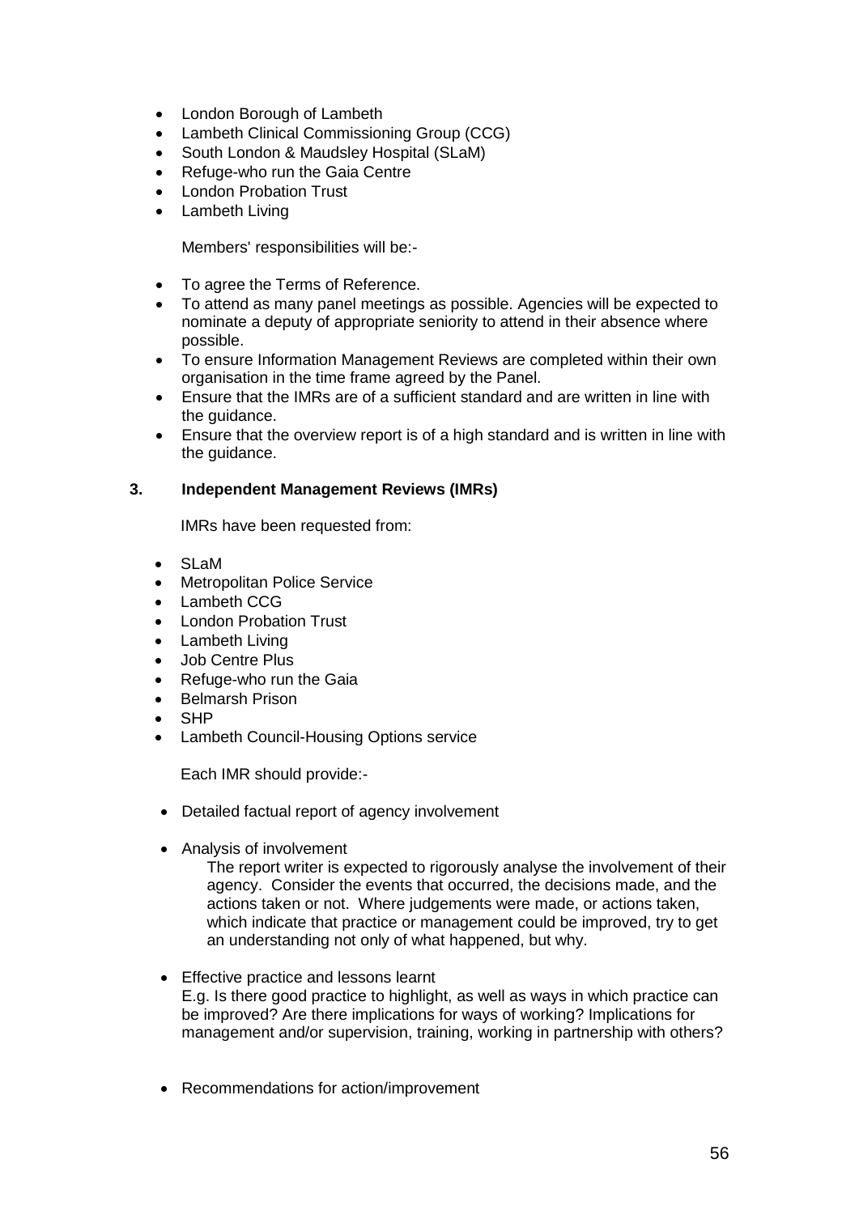- London Borough of Lambeth
- Lambeth Clinical Commissioning Group (CCG)
- South London & Maudsley Hospital (SLaM)
- Refuge-who run the Gaia Centre
- London Probation Trust
- Lambeth Living

Members' responsibilities will be:-

- To agree the Terms of Reference.
- To attend as many panel meetings as possible. Agencies will be expected to nominate a deputy of appropriate seniority to attend in their absence where possible.
- To ensure Information Management Reviews are completed within their own organisation in the time frame agreed by the Panel.
- Ensure that the IMRs are of a sufficient standard and are written in line with the guidance.
- Ensure that the overview report is of a high standard and is written in line with the guidance.

## 3. Independent Management Reviews (IMRs)

IMRs have been requested from:

- SLaM
- Metropolitan Police Service
- Lambeth CCG
- London Probation Trust
- Lambeth Living
- Job Centre Plus
- Refuge-who run the Gaia
- Belmarsh Prison
- SHP
- Lambeth Council-Housing Options service

Each IMR should provide:-

- Detailed factual report of agency involvement
- Analysis of involvement
  The report writer is expected to rigorously analyse the involvement of their agency. Consider the events that occurred, the decisions made, and the actions taken or not. Where judgements were made, or actions taken, which indicate that practice or management could be improved, try to get an understanding not only of what happened, but why.
- Effective practice and lessons learnt
  E.g. Is there good practice to highlight, as well as ways in which practice can be improved? Are there implications for ways of working? Implications for management and/or supervision, training, working in partnership with others?
- Recommendations for action/improvement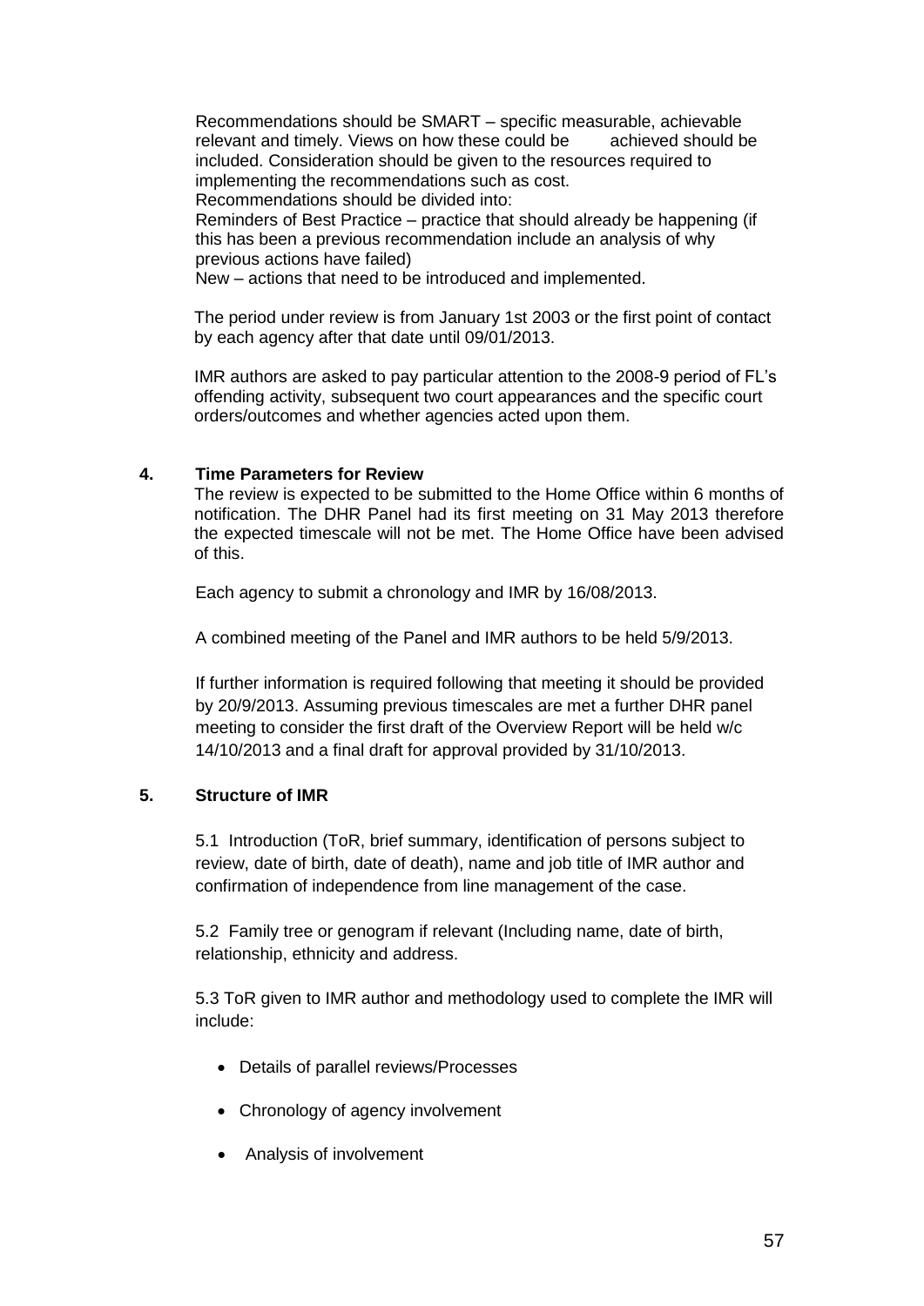Recommendations should be SMART – specific measurable, achievable relevant and timely. Views on how these could be achieved should be included. Consideration should be given to the resources required to implementing the recommendations such as cost.
Recommendations should be divided into:
Reminders of Best Practice – practice that should already be happening (if this has been a previous recommendation include an analysis of why previous actions have failed)
New – actions that need to be introduced and implemented.

The period under review is from January 1st 2003 or the first point of contact by each agency after that date until 09/01/2013.

IMR authors are asked to pay particular attention to the 2008-9 period of FL's offending activity, subsequent two court appearances and the specific court orders/outcomes and whether agencies acted upon them.

## 4. Time Parameters for Review

The review is expected to be submitted to the Home Office within 6 months of notification. The DHR Panel had its first meeting on 31 May 2013 therefore the expected timescale will not be met. The Home Office have been advised of this.

Each agency to submit a chronology and IMR by 16/08/2013.

A combined meeting of the Panel and IMR authors to be held 5/9/2013.

If further information is required following that meeting it should be provided by 20/9/2013. Assuming previous timescales are met a further DHR panel meeting to consider the first draft of the Overview Report will be held w/c 14/10/2013 and a final draft for approval provided by 31/10/2013.

## 5. Structure of IMR

5.1 Introduction (ToR, brief summary, identification of persons subject to review, date of birth, date of death), name and job title of IMR author and confirmation of independence from line management of the case.

5.2 Family tree or genogram if relevant (Including name, date of birth, relationship, ethnicity and address.

5.3 ToR given to IMR author and methodology used to complete the IMR will include:

- Details of parallel reviews/Processes
- Chronology of agency involvement
- Analysis of involvement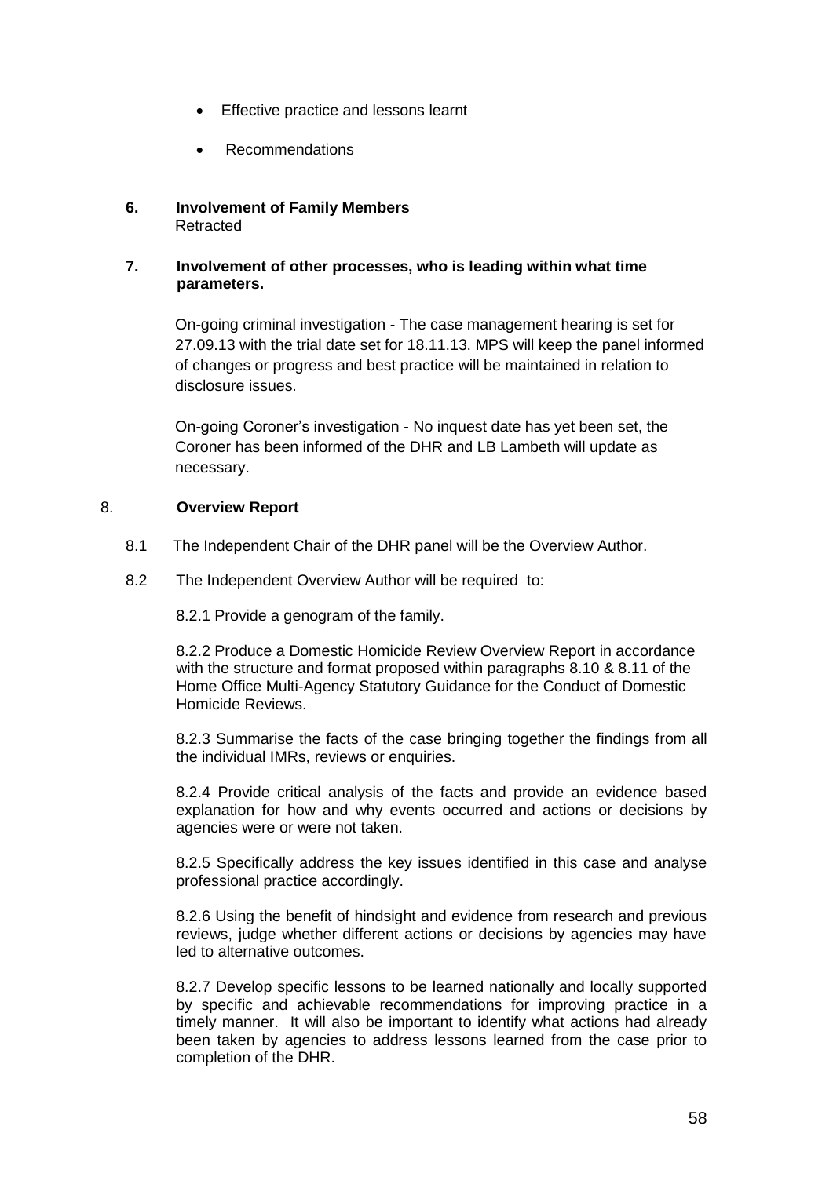- Effective practice and lessons learnt
- Recommendations

**6. Involvement of Family Members**
Retracted

**7. Involvement of other processes, who is leading within what time parameters.**

On-going criminal investigation - The case management hearing is set for 27.09.13 with the trial date set for 18.11.13. MPS will keep the panel informed of changes or progress and best practice will be maintained in relation to disclosure issues.

On-going Coroner's investigation - No inquest date has yet been set, the Coroner has been informed of the DHR and LB Lambeth will update as necessary.

**8. Overview Report**

8.1 The Independent Chair of the DHR panel will be the Overview Author.

8.2 The Independent Overview Author will be required to:

8.2.1 Provide a genogram of the family.

8.2.2 Produce a Domestic Homicide Review Overview Report in accordance with the structure and format proposed within paragraphs 8.10 & 8.11 of the Home Office Multi-Agency Statutory Guidance for the Conduct of Domestic Homicide Reviews.

8.2.3 Summarise the facts of the case bringing together the findings from all the individual IMRs, reviews or enquiries.

8.2.4 Provide critical analysis of the facts and provide an evidence based explanation for how and why events occurred and actions or decisions by agencies were or were not taken.

8.2.5 Specifically address the key issues identified in this case and analyse professional practice accordingly.

8.2.6 Using the benefit of hindsight and evidence from research and previous reviews, judge whether different actions or decisions by agencies may have led to alternative outcomes.

8.2.7 Develop specific lessons to be learned nationally and locally supported by specific and achievable recommendations for improving practice in a timely manner. It will also be important to identify what actions had already been taken by agencies to address lessons learned from the case prior to completion of the DHR.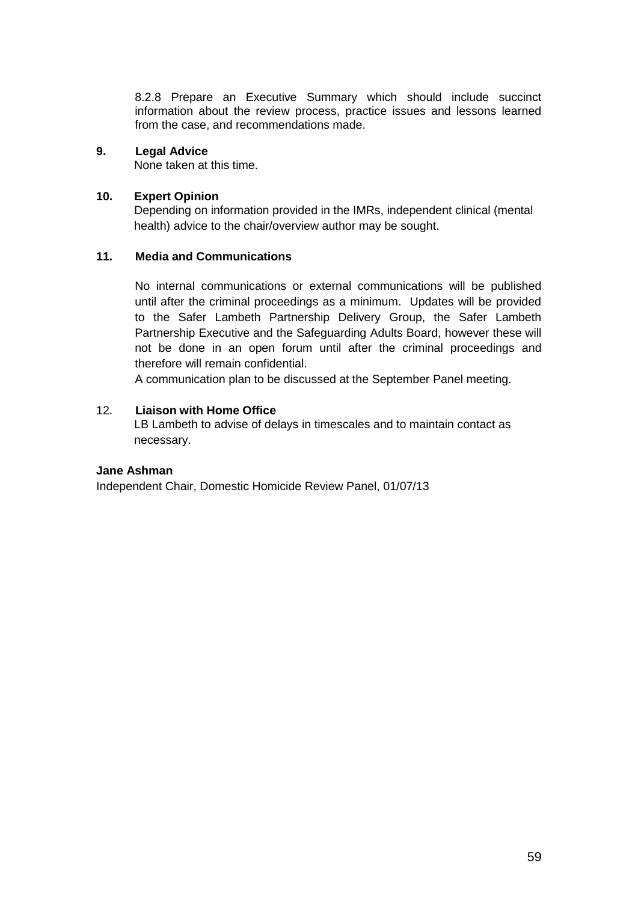8.2.8 Prepare an Executive Summary which should include succinct information about the review process, practice issues and lessons learned from the case, and recommendations made.

**9. Legal Advice**

None taken at this time.

**10. Expert Opinion**

Depending on information provided in the IMRs, independent clinical (mental health) advice to the chair/overview author may be sought.

**11. Media and Communications**

No internal communications or external communications will be published until after the criminal proceedings as a minimum. Updates will be provided to the Safer Lambeth Partnership Delivery Group, the Safer Lambeth Partnership Executive and the Safeguarding Adults Board, however these will not be done in an open forum until after the criminal proceedings and therefore will remain confidential.

A communication plan to be discussed at the September Panel meeting.

12. **Liaison with Home Office**

LB Lambeth to advise of delays in timescales and to maintain contact as necessary.

**Jane Ashman**
Independent Chair, Domestic Homicide Review Panel, 01/07/13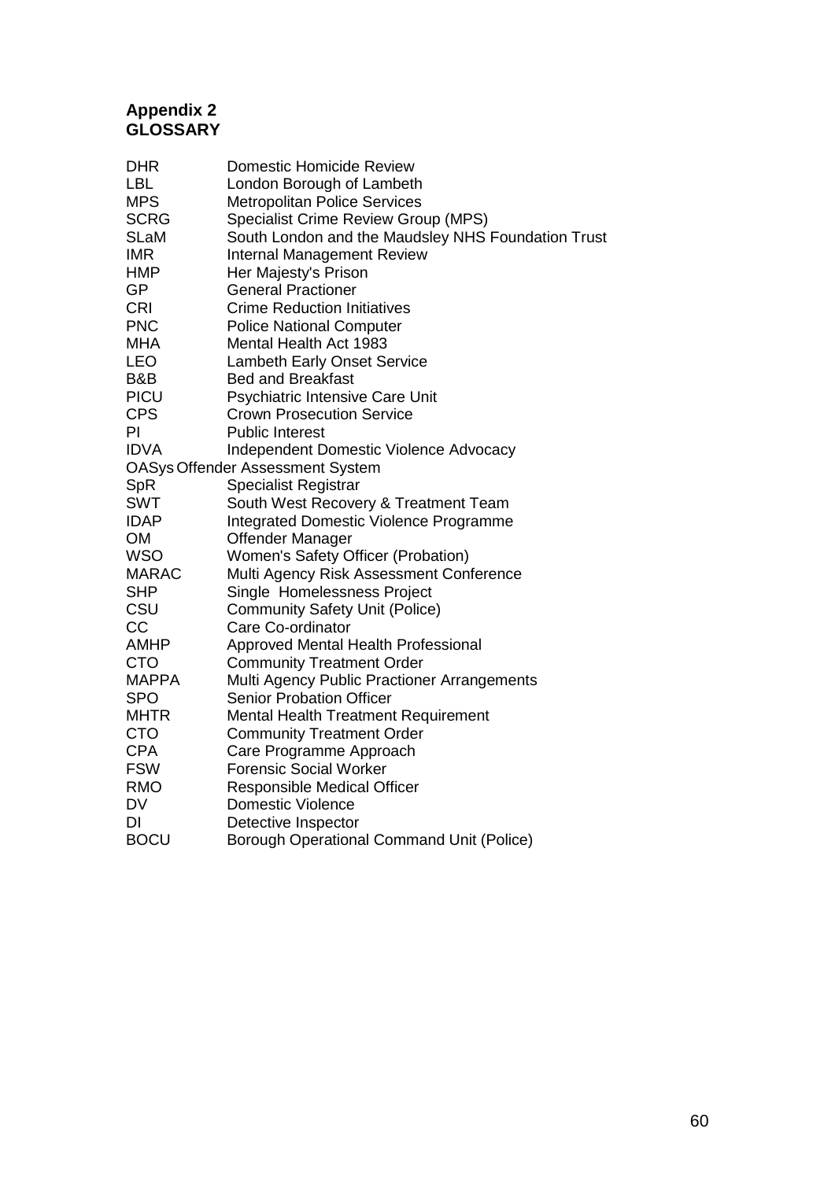## Appendix 2
## GLOSSARY

| | |
|---|---|
| DHR | Domestic Homicide Review |
| LBL | London Borough of Lambeth |
| MPS | Metropolitan Police Services |
| SCRG | Specialist Crime Review Group (MPS) |
| SLaM | South London and the Maudsley NHS Foundation Trust |
| IMR | Internal Management Review |
| HMP | Her Majesty's Prison |
| GP | General Practioner |
| CRI | Crime Reduction Initiatives |
| PNC | Police National Computer |
| MHA | Mental Health Act 1983 |
| LEO | Lambeth Early Onset Service |
| B&B | Bed and Breakfast |
| PICU | Psychiatric Intensive Care Unit |
| CPS | Crown Prosecution Service |
| PI | Public Interest |
| IDVA | Independent Domestic Violence Advocacy |
| OASys | Offender Assessment System |
| SpR | Specialist Registrar |
| SWT | South West Recovery & Treatment Team |
| IDAP | Integrated Domestic Violence Programme |
| OM | Offender Manager |
| WSO | Women's Safety Officer (Probation) |
| MARAC | Multi Agency Risk Assessment Conference |
| SHP | Single Homelessness Project |
| CSU | Community Safety Unit (Police) |
| CC | Care Co-ordinator |
| AMHP | Approved Mental Health Professional |
| CTO | Community Treatment Order |
| MAPPA | Multi Agency Public Practioner Arrangements |
| SPO | Senior Probation Officer |
| MHTR | Mental Health Treatment Requirement |
| CTO | Community Treatment Order |
| CPA | Care Programme Approach |
| FSW | Forensic Social Worker |
| RMO | Responsible Medical Officer |
| DV | Domestic Violence |
| DI | Detective Inspector |
| BOCU | Borough Operational Command Unit (Police) |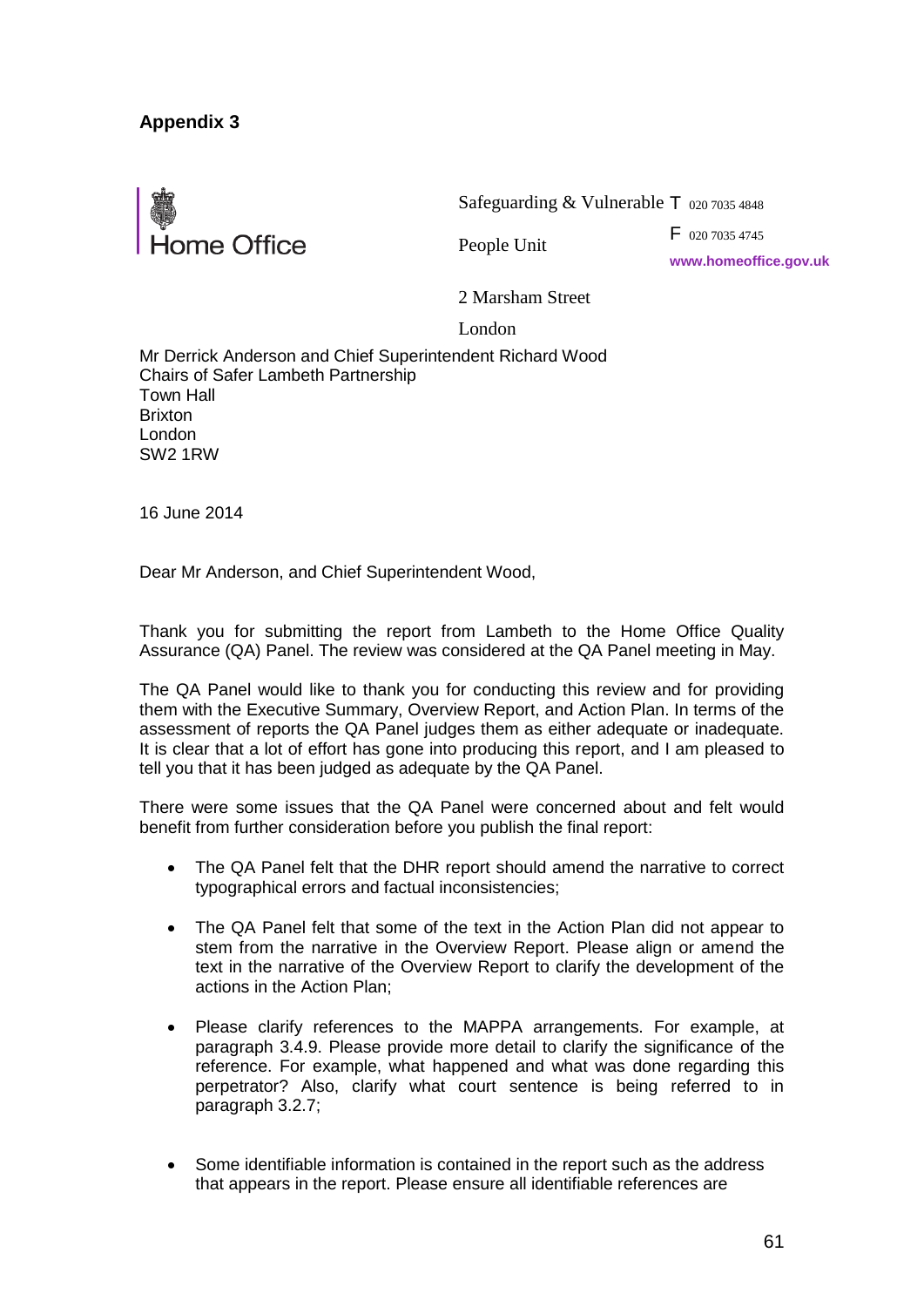**Appendix 3**

Home Office

Safeguarding & Vulnerable People Unit

2 Marsham Street

London

T 020 7035 4848

F 020 7035 4745

www.homeoffice.gov.uk

Mr Derrick Anderson and Chief Superintendent Richard Wood
Chairs of Safer Lambeth Partnership
Town Hall
Brixton
London
SW2 1RW

16 June 2014

Dear Mr Anderson, and Chief Superintendent Wood,

Thank you for submitting the report from Lambeth to the Home Office Quality Assurance (QA) Panel. The review was considered at the QA Panel meeting in May.

The QA Panel would like to thank you for conducting this review and for providing them with the Executive Summary, Overview Report, and Action Plan. In terms of the assessment of reports the QA Panel judges them as either adequate or inadequate. It is clear that a lot of effort has gone into producing this report, and I am pleased to tell you that it has been judged as adequate by the QA Panel.

There were some issues that the QA Panel were concerned about and felt would benefit from further consideration before you publish the final report:

- The QA Panel felt that the DHR report should amend the narrative to correct typographical errors and factual inconsistencies;

- The QA Panel felt that some of the text in the Action Plan did not appear to stem from the narrative in the Overview Report. Please align or amend the text in the narrative of the Overview Report to clarify the development of the actions in the Action Plan;

- Please clarify references to the MAPPA arrangements. For example, at paragraph 3.4.9. Please provide more detail to clarify the significance of the reference. For example, what happened and what was done regarding this perpetrator? Also, clarify what court sentence is being referred to in paragraph 3.2.7;

- Some identifiable information is contained in the report such as the address that appears in the report. Please ensure all identifiable references are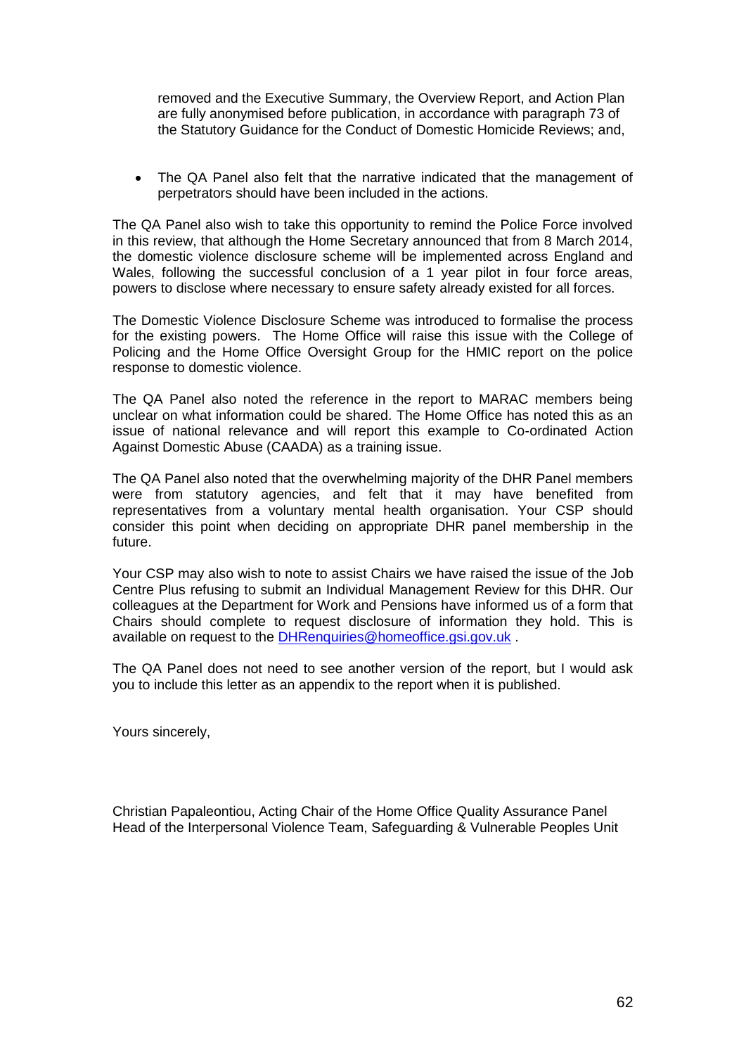removed and the Executive Summary, the Overview Report, and Action Plan are fully anonymised before publication, in accordance with paragraph 73 of the Statutory Guidance for the Conduct of Domestic Homicide Reviews; and,

- The QA Panel also felt that the narrative indicated that the management of perpetrators should have been included in the actions.

The QA Panel also wish to take this opportunity to remind the Police Force involved in this review, that although the Home Secretary announced that from 8 March 2014, the domestic violence disclosure scheme will be implemented across England and Wales, following the successful conclusion of a 1 year pilot in four force areas, powers to disclose where necessary to ensure safety already existed for all forces.

The Domestic Violence Disclosure Scheme was introduced to formalise the process for the existing powers. The Home Office will raise this issue with the College of Policing and the Home Office Oversight Group for the HMIC report on the police response to domestic violence.

The QA Panel also noted the reference in the report to MARAC members being unclear on what information could be shared. The Home Office has noted this as an issue of national relevance and will report this example to Co-ordinated Action Against Domestic Abuse (CAADA) as a training issue.

The QA Panel also noted that the overwhelming majority of the DHR Panel members were from statutory agencies, and felt that it may have benefited from representatives from a voluntary mental health organisation. Your CSP should consider this point when deciding on appropriate DHR panel membership in the future.

Your CSP may also wish to note to assist Chairs we have raised the issue of the Job Centre Plus refusing to submit an Individual Management Review for this DHR. Our colleagues at the Department for Work and Pensions have informed us of a form that Chairs should complete to request disclosure of information they hold. This is available on request to the DHRenquiries@homeoffice.gsi.gov.uk .

The QA Panel does not need to see another version of the report, but I would ask you to include this letter as an appendix to the report when it is published.

Yours sincerely,

Christian Papaleontiou, Acting Chair of the Home Office Quality Assurance Panel
Head of the Interpersonal Violence Team, Safeguarding & Vulnerable Peoples Unit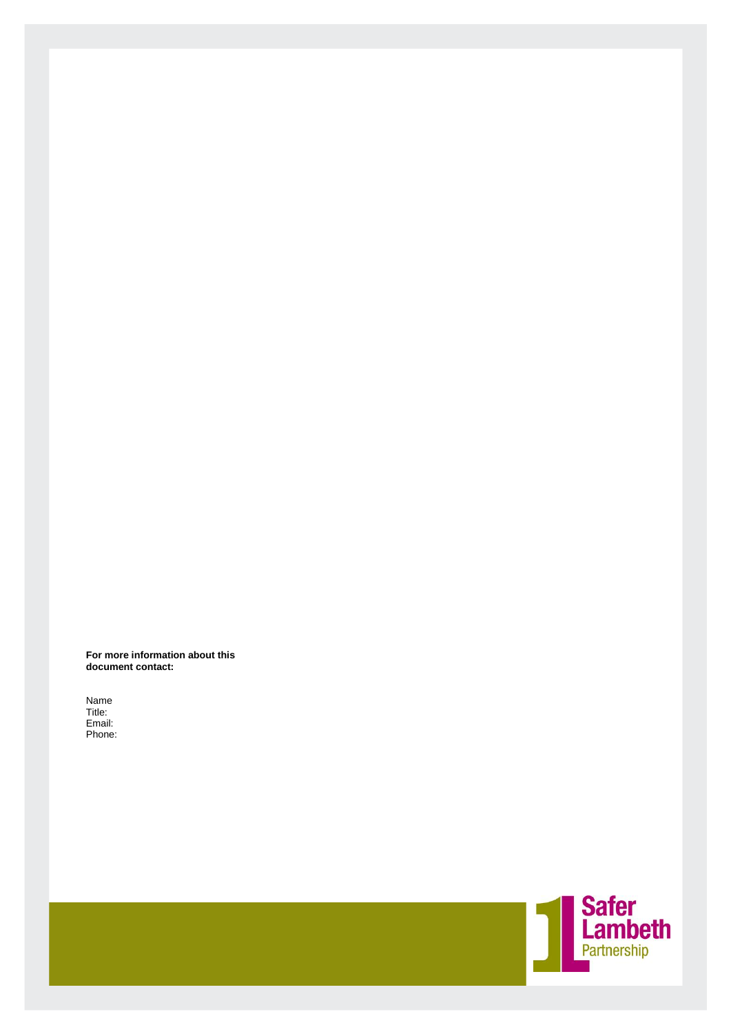**For more information about this document contact:**

Name
Title:
Email:
Phone:

Safer Lambeth Partnership